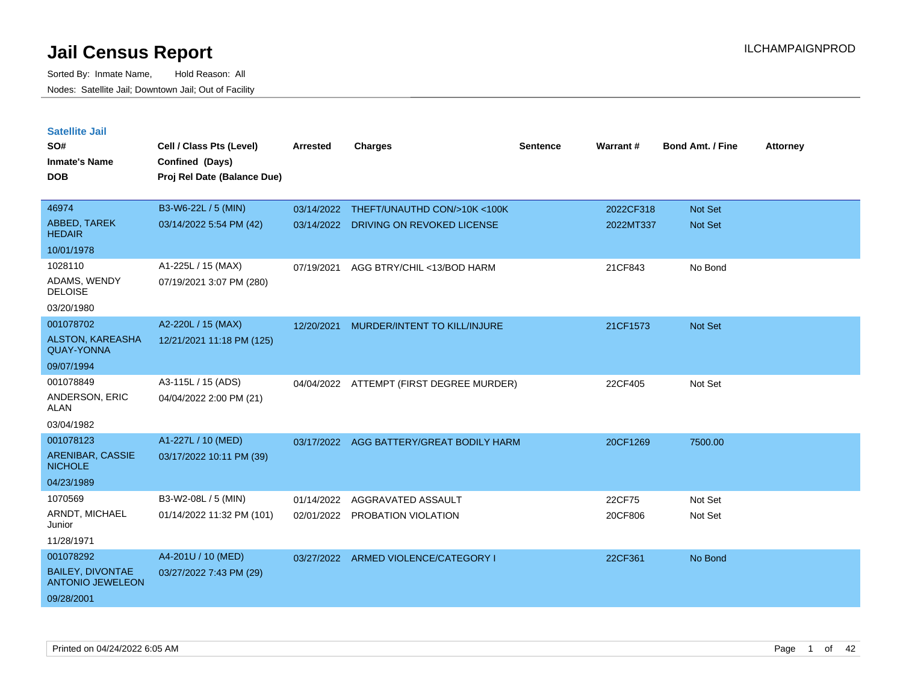# Jail Census Report

ILCHAMPAIGNPROD

Sorted By: Inmate Name, Hold Reason: All

Nodes: Satellite Jail; Downtown Jail; Out of Facility

## Satellite Jail

| SO# / Inmate's Name / DOB | Cell / Class Pts (Level) / Confined (Days) / Proj Rel Date (Balance Due) | Arrested | Charges | Sentence | Warrant # | Bond Amt. / Fine | Attorney |
|---|---|---|---|---|---|---|---|
| 46974<br>ABBED, TAREK HEDAIR<br>10/01/1978 | B3-W6-22L / 5 (MIN)<br>03/14/2022 5:54 PM (42) | 03/14/2022<br>03/14/2022 | THEFT/UNAUTHD CON/>10K <100K<br>DRIVING ON REVOKED LICENSE | | 2022CF318<br>2022MT337 | Not Set<br>Not Set | |
| 1028110<br>ADAMS, WENDY DELOISE<br>03/20/1980 | A1-225L / 15 (MAX)<br>07/19/2021 3:07 PM (280) | 07/19/2021 | AGG BTRY/CHIL <13/BOD HARM | | 21CF843 | No Bond | |
| 001078702<br>ALSTON, KAREASHA QUAY-YONNA<br>09/07/1994 | A2-220L / 15 (MAX)<br>12/21/2021 11:18 PM (125) | 12/20/2021 | MURDER/INTENT TO KILL/INJURE | | 21CF1573 | Not Set | |
| 001078849<br>ANDERSON, ERIC ALAN<br>03/04/1982 | A3-115L / 15 (ADS)<br>04/04/2022 2:00 PM (21) | 04/04/2022 | ATTEMPT (FIRST DEGREE MURDER) | | 22CF405 | Not Set | |
| 001078123<br>ARENIBAR, CASSIE NICHOLE<br>04/23/1989 | A1-227L / 10 (MED)<br>03/17/2022 10:11 PM (39) | 03/17/2022 | AGG BATTERY/GREAT BODILY HARM | | 20CF1269 | 7500.00 | |
| 1070569<br>ARNDT, MICHAEL Junior<br>11/28/1971 | B3-W2-08L / 5 (MIN)<br>01/14/2022 11:32 PM (101) | 01/14/2022<br>02/01/2022 | AGGRAVATED ASSAULT<br>PROBATION VIOLATION | | 22CF75<br>20CF806 | Not Set<br>Not Set | |
| 001078292<br>BAILEY, DIVONTAE ANTONIO JEWELEON<br>09/28/2001 | A4-201U / 10 (MED)<br>03/27/2022 7:43 PM (29) | 03/27/2022 | ARMED VIOLENCE/CATEGORY I | | 22CF361 | No Bond | |

Printed on 04/24/2022 6:05 AM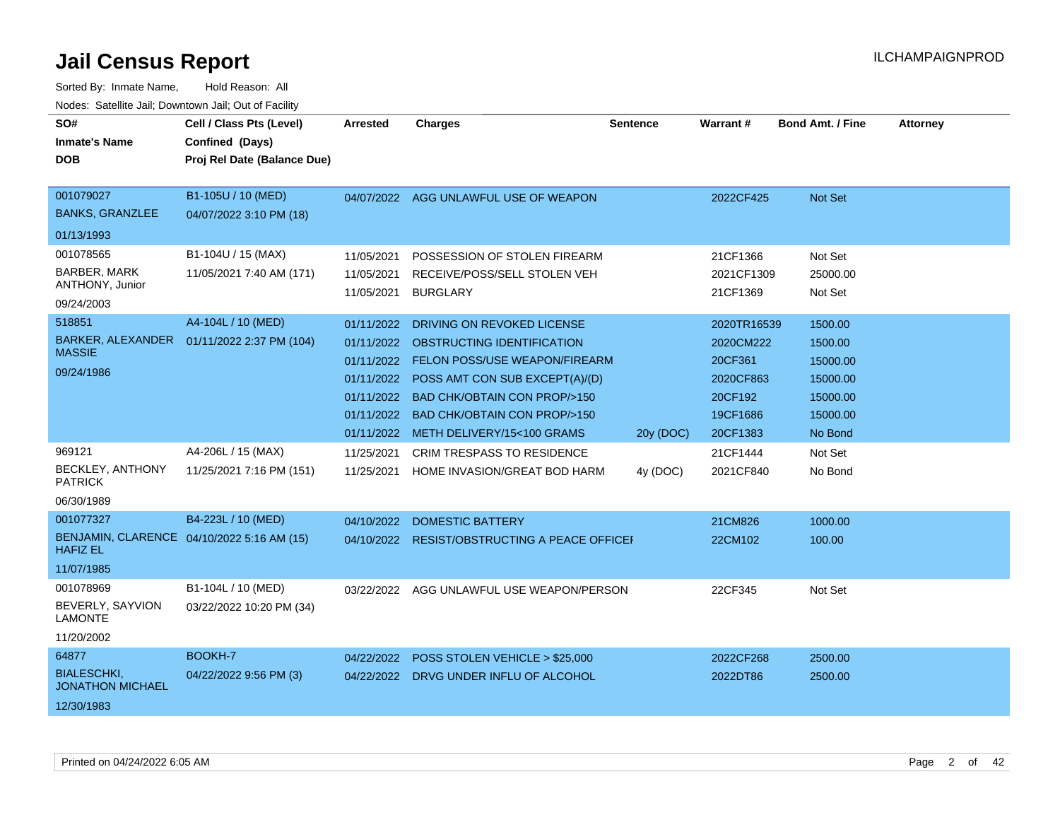# Jail Census Report

ILCHAMPAIGNPROD

Sorted By: Inmate Name, Hold Reason: All

Nodes: Satellite Jail; Downtown Jail; Out of Facility

| SO# / Inmate's Name / DOB | Cell / Class Pts (Level) / Confined (Days) / Proj Rel Date (Balance Due) | Arrested | Charges | Sentence | Warrant # | Bond Amt. / Fine | Attorney |
|---|---|---|---|---|---|---|---|
| 001079027<br>BANKS, GRANZLEE<br>01/13/1993 | B1-105U / 10 (MED)<br>04/07/2022 3:10 PM (18) | 04/07/2022 | AGG UNLAWFUL USE OF WEAPON | | 2022CF425 | Not Set | |
| 001078565<br>BARBER, MARK ANTHONY, Junior<br>09/24/2003 | B1-104U / 15 (MAX)<br>11/05/2021 7:40 AM (171) | 11/05/2021 | POSSESSION OF STOLEN FIREARM | | 21CF1366 | Not Set | |
| | | 11/05/2021 | RECEIVE/POSS/SELL STOLEN VEH | | 2021CF1309 | 25000.00 | |
| | | 11/05/2021 | BURGLARY | | 21CF1369 | Not Set | |
| 518851<br>BARKER, ALEXANDER MASSIE<br>09/24/1986 | A4-104L / 10 (MED)<br>01/11/2022 2:37 PM (104) | 01/11/2022 | DRIVING ON REVOKED LICENSE | | 2020TR16539 | 1500.00 | |
| | | 01/11/2022 | OBSTRUCTING IDENTIFICATION | | 2020CM222 | 1500.00 | |
| | | 01/11/2022 | FELON POSS/USE WEAPON/FIREARM | | 20CF361 | 15000.00 | |
| | | 01/11/2022 | POSS AMT CON SUB EXCEPT(A)/(D) | | 2020CF863 | 15000.00 | |
| | | 01/11/2022 | BAD CHK/OBTAIN CON PROP/>150 | | 20CF192 | 15000.00 | |
| | | 01/11/2022 | BAD CHK/OBTAIN CON PROP/>150 | | 19CF1686 | 15000.00 | |
| | | 01/11/2022 | METH DELIVERY/15<100 GRAMS | 20y (DOC) | 20CF1383 | No Bond | |
| 969121<br>BECKLEY, ANTHONY PATRICK<br>06/30/1989 | A4-206L / 15 (MAX)<br>11/25/2021 7:16 PM (151) | 11/25/2021 | CRIM TRESPASS TO RESIDENCE | | 21CF1444 | Not Set | |
| | | 11/25/2021 | HOME INVASION/GREAT BOD HARM | 4y (DOC) | 2021CF840 | No Bond | |
| 001077327<br>BENJAMIN, CLARENCE HAFIZ EL<br>11/07/1985 | B4-223L / 10 (MED)<br>04/10/2022 5:16 AM (15) | 04/10/2022 | DOMESTIC BATTERY | | 21CM826 | 1000.00 | |
| | | 04/10/2022 | RESIST/OBSTRUCTING A PEACE OFFICEI | | 22CM102 | 100.00 | |
| 001078969<br>BEVERLY, SAYVION LAMONTE<br>11/20/2002 | B1-104L / 10 (MED)<br>03/22/2022 10:20 PM (34) | 03/22/2022 | AGG UNLAWFUL USE WEAPON/PERSON | | 22CF345 | Not Set | |
| 64877<br>BIALESCHKI, JONATHON MICHAEL<br>12/30/1983 | BOOKH-7<br>04/22/2022 9:56 PM (3) | 04/22/2022 | POSS STOLEN VEHICLE > $25,000 | | 2022CF268 | 2500.00 | |
| | | 04/22/2022 | DRVG UNDER INFLU OF ALCOHOL | | 2022DT86 | 2500.00 | |

Printed on 04/24/2022 6:05 AM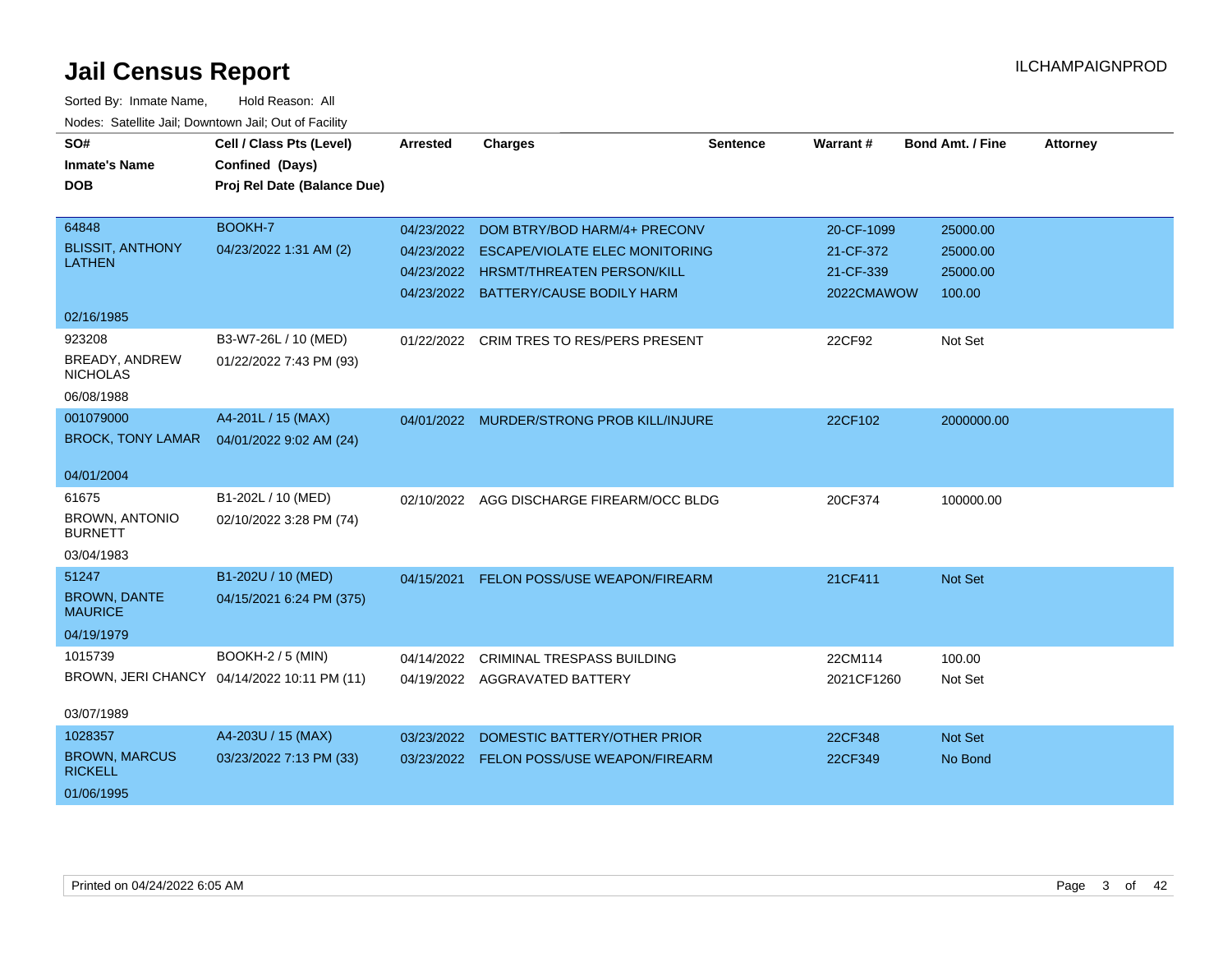# Jail Census Report

ILCHAMPAIGNPROD

Sorted By: Inmate Name, Hold Reason: All

Nodes: Satellite Jail; Downtown Jail; Out of Facility

| SO# / Inmate's Name / DOB | Cell / Class Pts (Level) / Confined (Days) / Proj Rel Date (Balance Due) | Arrested | Charges | Sentence | Warrant # | Bond Amt. / Fine | Attorney |
|---|---|---|---|---|---|---|---|
| 64848 BLISSIT, ANTHONY LATHEN 02/16/1985 | BOOKH-7 04/23/2022 1:31 AM (2) | 04/23/2022 | DOM BTRY/BOD HARM/4+ PRECONV | | 20-CF-1099 | 25000.00 | |
| | | 04/23/2022 | ESCAPE/VIOLATE ELEC MONITORING | | 21-CF-372 | 25000.00 | |
| | | 04/23/2022 | HRSMT/THREATEN PERSON/KILL | | 21-CF-339 | 25000.00 | |
| | | 04/23/2022 | BATTERY/CAUSE BODILY HARM | | 2022CMAWOW | 100.00 | |
| 923208 BREADY, ANDREW NICHOLAS 06/08/1988 | B3-W7-26L / 10 (MED) 01/22/2022 7:43 PM (93) | 01/22/2022 | CRIM TRES TO RES/PERS PRESENT | | 22CF92 | Not Set | |
| 001079000 BROCK, TONY LAMAR 04/01/2004 | A4-201L / 15 (MAX) 04/01/2022 9:02 AM (24) | 04/01/2022 | MURDER/STRONG PROB KILL/INJURE | | 22CF102 | 2000000.00 | |
| 61675 BROWN, ANTONIO BURNETT 03/04/1983 | B1-202L / 10 (MED) 02/10/2022 3:28 PM (74) | 02/10/2022 | AGG DISCHARGE FIREARM/OCC BLDG | | 20CF374 | 100000.00 | |
| 51247 BROWN, DANTE MAURICE 04/19/1979 | B1-202U / 10 (MED) 04/15/2021 6:24 PM (375) | 04/15/2021 | FELON POSS/USE WEAPON/FIREARM | | 21CF411 | Not Set | |
| 1015739 BROWN, JERI CHANCY 03/07/1989 | BOOKH-2 / 5 (MIN) 04/14/2022 10:11 PM (11) | 04/14/2022 | CRIMINAL TRESPASS BUILDING | | 22CM114 | 100.00 | |
| | | 04/19/2022 | AGGRAVATED BATTERY | | 2021CF1260 | Not Set | |
| 1028357 BROWN, MARCUS RICKELL 01/06/1995 | A4-203U / 15 (MAX) 03/23/2022 7:13 PM (33) | 03/23/2022 | DOMESTIC BATTERY/OTHER PRIOR | | 22CF348 | Not Set | |
| | | 03/23/2022 | FELON POSS/USE WEAPON/FIREARM | | 22CF349 | No Bond | |

Printed on 04/24/2022 6:05 AM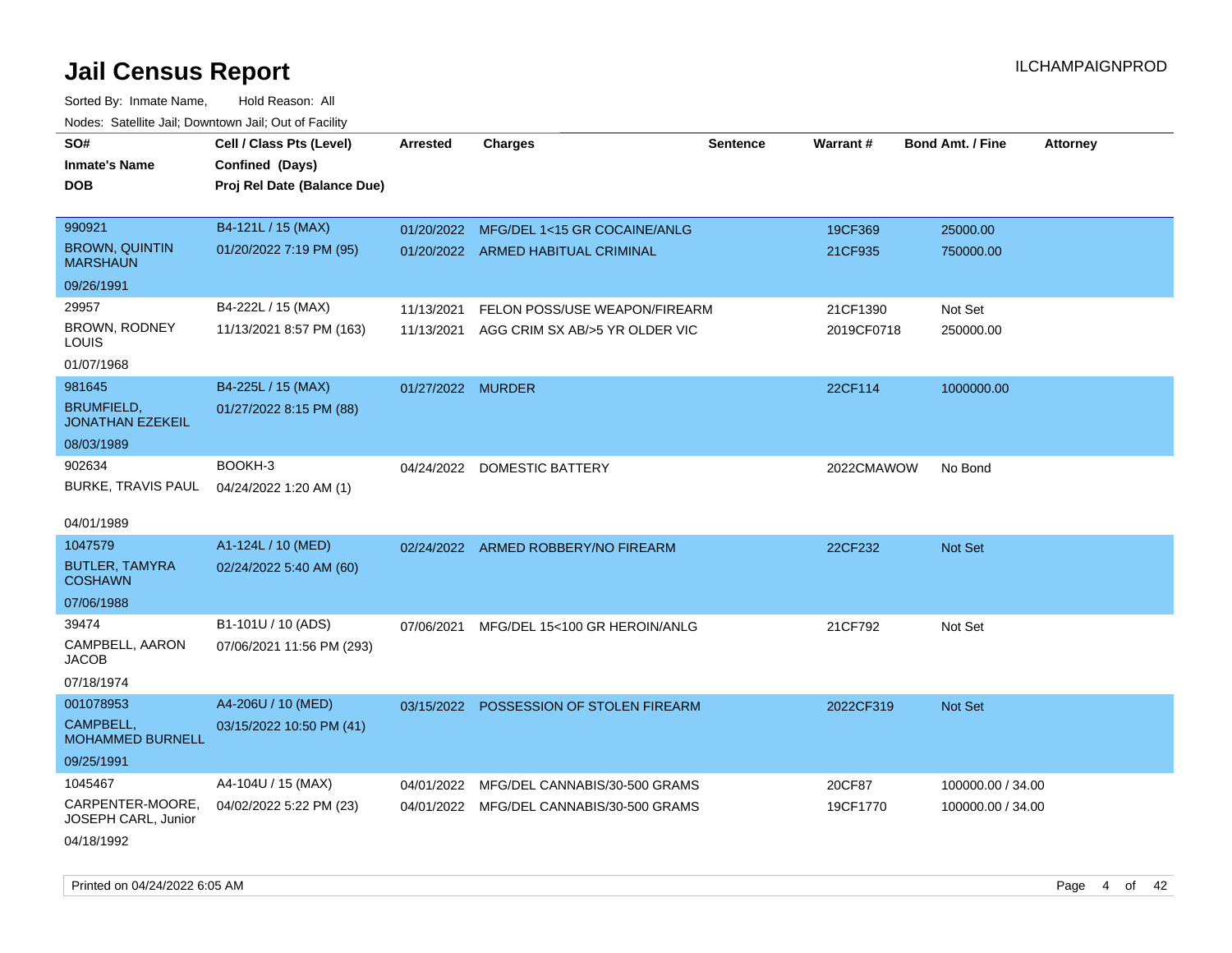# Jail Census Report

ILCHAMPAIGNPROD

Sorted By: Inmate Name, Hold Reason: All

Nodes: Satellite Jail; Downtown Jail; Out of Facility

| SO# / Inmate's Name / DOB | Cell / Class Pts (Level) / Confined (Days) / Proj Rel Date (Balance Due) | Arrested | Charges | Sentence | Warrant # | Bond Amt. / Fine | Attorney |
|---|---|---|---|---|---|---|---|
| 990921 BROWN, QUINTIN MARSHAUN 09/26/1991 | B4-121L / 15 (MAX) 01/20/2022 7:19 PM (95) | 01/20/2022 | MFG/DEL 1<15 GR COCAINE/ANLG | | 19CF369 | 25000.00 | |
| | | 01/20/2022 | ARMED HABITUAL CRIMINAL | | 21CF935 | 750000.00 | |
| 29957 BROWN, RODNEY LOUIS 01/07/1968 | B4-222L / 15 (MAX) 11/13/2021 8:57 PM (163) | 11/13/2021 | FELON POSS/USE WEAPON/FIREARM | | 21CF1390 | Not Set | |
| | | 11/13/2021 | AGG CRIM SX AB/>5 YR OLDER VIC | | 2019CF0718 | 250000.00 | |
| 981645 BRUMFIELD, JONATHAN EZEKEIL 08/03/1989 | B4-225L / 15 (MAX) 01/27/2022 8:15 PM (88) | 01/27/2022 | MURDER | | 22CF114 | 1000000.00 | |
| 902634 BURKE, TRAVIS PAUL 04/01/1989 | BOOKH-3 04/24/2022 1:20 AM (1) | 04/24/2022 | DOMESTIC BATTERY | | 2022CMAWOW | No Bond | |
| 1047579 BUTLER, TAMYRA COSHAWN 07/06/1988 | A1-124L / 10 (MED) 02/24/2022 5:40 AM (60) | 02/24/2022 | ARMED ROBBERY/NO FIREARM | | 22CF232 | Not Set | |
| 39474 CAMPBELL, AARON JACOB 07/18/1974 | B1-101U / 10 (ADS) 07/06/2021 11:56 PM (293) | 07/06/2021 | MFG/DEL 15<100 GR HEROIN/ANLG | | 21CF792 | Not Set | |
| 001078953 CAMPBELL, MOHAMMED BURNELL 09/25/1991 | A4-206U / 10 (MED) 03/15/2022 10:50 PM (41) | 03/15/2022 | POSSESSION OF STOLEN FIREARM | | 2022CF319 | Not Set | |
| 1045467 CARPENTER-MOORE, JOSEPH CARL, Junior 04/18/1992 | A4-104U / 15 (MAX) 04/02/2022 5:22 PM (23) | 04/01/2022 | MFG/DEL CANNABIS/30-500 GRAMS | | 20CF87 | 100000.00 / 34.00 | |
| | | 04/01/2022 | MFG/DEL CANNABIS/30-500 GRAMS | | 19CF1770 | 100000.00 / 34.00 | |

Printed on 04/24/2022 6:05 AM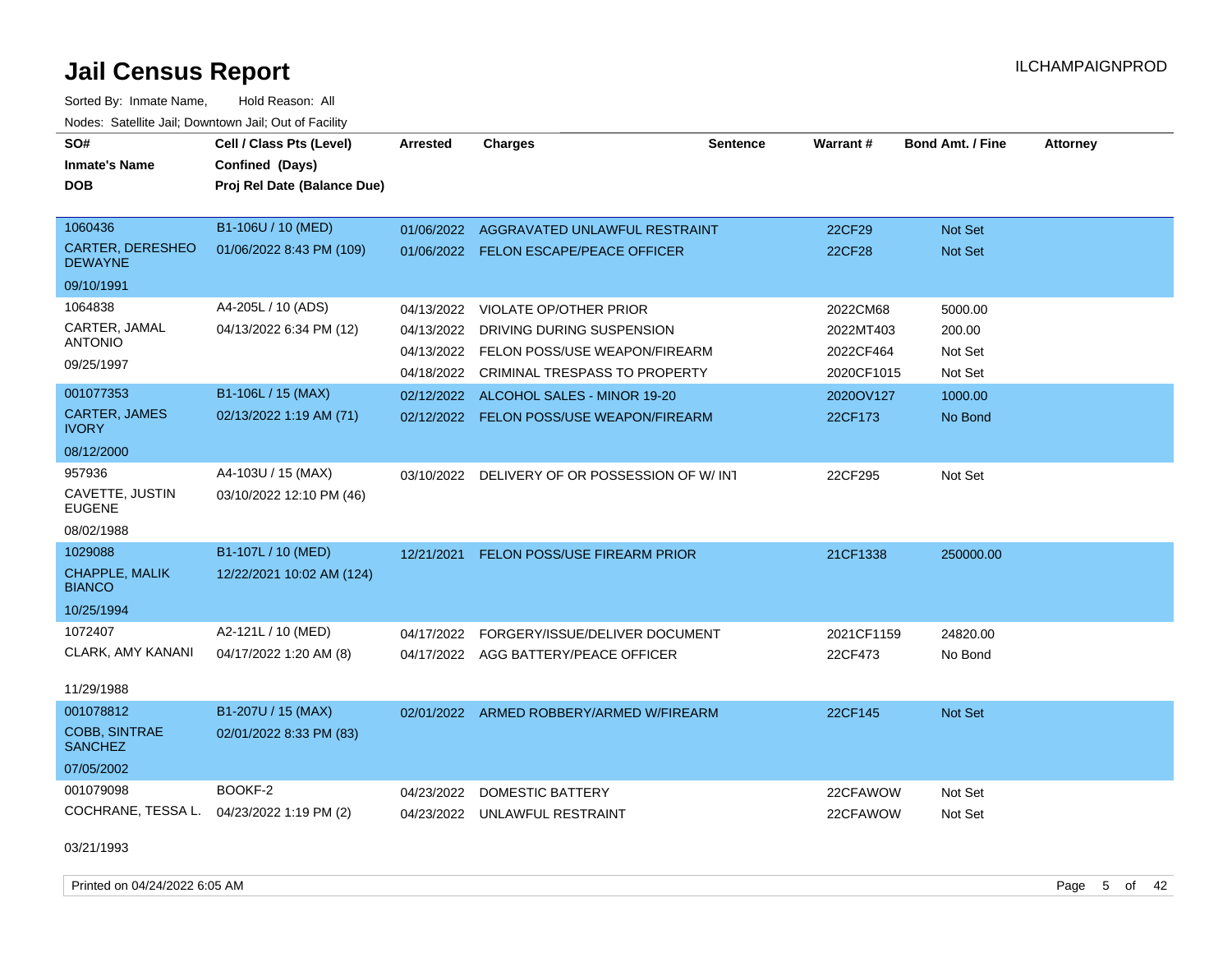# Jail Census Report

ILCHAMPAIGNPROD

Sorted By: Inmate Name, Hold Reason: All

Nodes: Satellite Jail; Downtown Jail; Out of Facility

| SO# / Inmate's Name / DOB | Cell / Class Pts (Level) / Confined (Days) / Proj Rel Date (Balance Due) | Arrested | Charges | Sentence | Warrant # | Bond Amt. / Fine | Attorney |
|---|---|---|---|---|---|---|---|
| 1060436 CARTER, DERESHEO DEWAYNE 09/10/1991 | B1-106U / 10 (MED) 01/06/2022 8:43 PM (109) | 01/06/2022 | AGGRAVATED UNLAWFUL RESTRAINT | | 22CF29 | Not Set | |
| | | 01/06/2022 | FELON ESCAPE/PEACE OFFICER | | 22CF28 | Not Set | |
| 1064838 CARTER, JAMAL ANTONIO 09/25/1997 | A4-205L / 10 (ADS) 04/13/2022 6:34 PM (12) | 04/13/2022 | VIOLATE OP/OTHER PRIOR | | 2022CM68 | 5000.00 | |
| | | 04/13/2022 | DRIVING DURING SUSPENSION | | 2022MT403 | 200.00 | |
| | | 04/13/2022 | FELON POSS/USE WEAPON/FIREARM | | 2022CF464 | Not Set | |
| | | 04/18/2022 | CRIMINAL TRESPASS TO PROPERTY | | 2020CF1015 | Not Set | |
| 001077353 CARTER, JAMES IVORY 08/12/2000 | B1-106L / 15 (MAX) 02/13/2022 1:19 AM (71) | 02/12/2022 | ALCOHOL SALES - MINOR 19-20 | | 2020OV127 | 1000.00 | |
| | | 02/12/2022 | FELON POSS/USE WEAPON/FIREARM | | 22CF173 | No Bond | |
| 957936 CAVETTE, JUSTIN EUGENE 08/02/1988 | A4-103U / 15 (MAX) 03/10/2022 12:10 PM (46) | 03/10/2022 | DELIVERY OF OR POSSESSION OF W/ INT | | 22CF295 | Not Set | |
| 1029088 CHAPPLE, MALIK BIANCO 10/25/1994 | B1-107L / 10 (MED) 12/22/2021 10:02 AM (124) | 12/21/2021 | FELON POSS/USE FIREARM PRIOR | | 21CF1338 | 250000.00 | |
| 1072407 CLARK, AMY KANANI 11/29/1988 | A2-121L / 10 (MED) 04/17/2022 1:20 AM (8) | 04/17/2022 | FORGERY/ISSUE/DELIVER DOCUMENT | | 2021CF1159 | 24820.00 | |
| | | 04/17/2022 | AGG BATTERY/PEACE OFFICER | | 22CF473 | No Bond | |
| 001078812 COBB, SINTRAE SANCHEZ 07/05/2002 | B1-207U / 15 (MAX) 02/01/2022 8:33 PM (83) | 02/01/2022 | ARMED ROBBERY/ARMED W/FIREARM | | 22CF145 | Not Set | |
| 001079098 COCHRANE, TESSA L. 03/21/1993 | BOOKF-2 04/23/2022 1:19 PM (2) | 04/23/2022 | DOMESTIC BATTERY | | 22CFAWOW | Not Set | |
| | | 04/23/2022 | UNLAWFUL RESTRAINT | | 22CFAWOW | Not Set | |

Printed on 04/24/2022 6:05 AM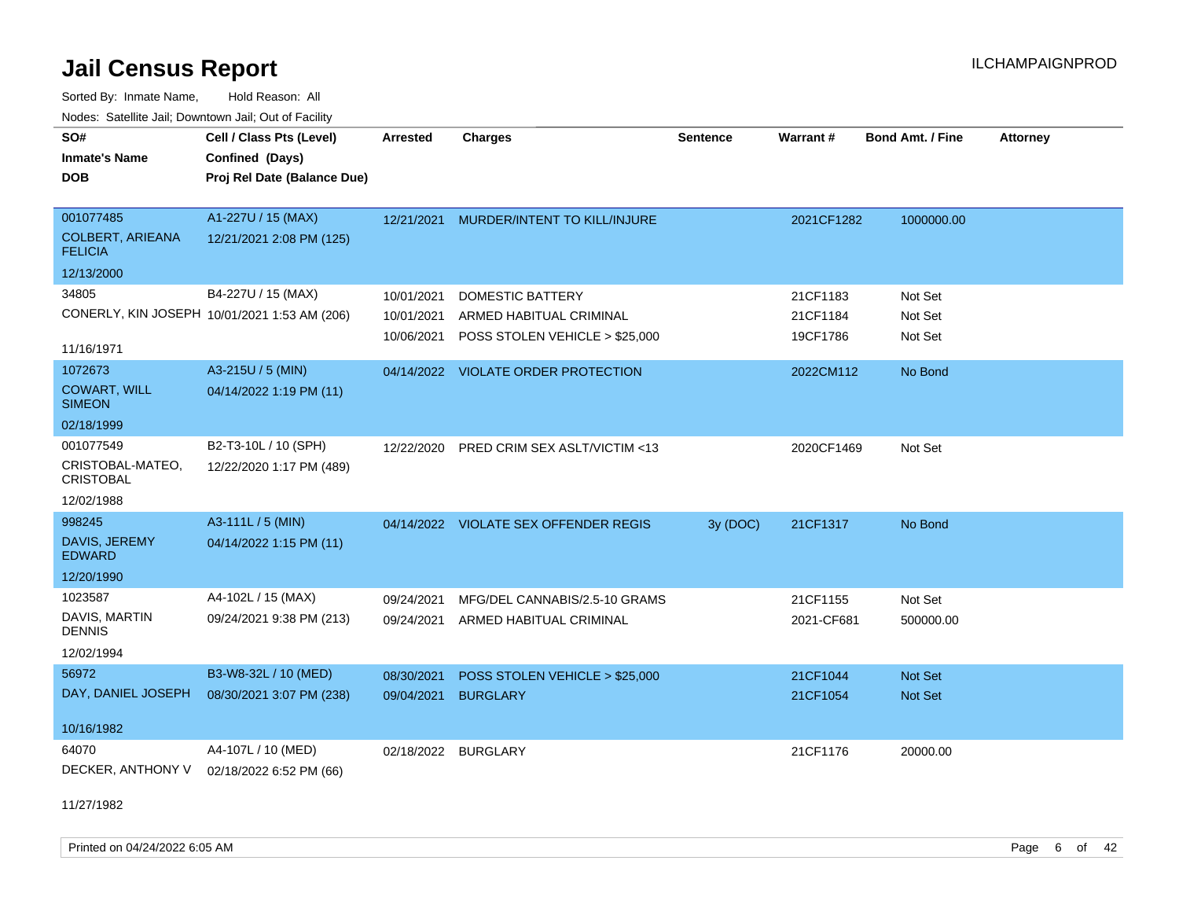# Jail Census Report

Sorted By: Inmate Name, Hold Reason: All

Nodes: Satellite Jail; Downtown Jail; Out of Facility

| SO# / Inmate's Name / DOB | Cell / Class Pts (Level) / Confined (Days) / Proj Rel Date (Balance Due) | Arrested | Charges | Sentence | Warrant # | Bond Amt. / Fine | Attorney |
|---|---|---|---|---|---|---|---|
| 001077485<br>COLBERT, ARIEANA FELICIA<br>12/13/2000 | A1-227U / 15 (MAX)<br>12/21/2021 2:08 PM (125) | 12/21/2021 | MURDER/INTENT TO KILL/INJURE | | 2021CF1282 | 1000000.00 | |
| 34805<br>CONERLY, KIN JOSEPH<br>11/16/1971 | B4-227U / 15 (MAX)<br>10/01/2021 1:53 AM (206) | 10/01/2021 | DOMESTIC BATTERY | | 21CF1183 | Not Set | |
| | | 10/01/2021 | ARMED HABITUAL CRIMINAL | | 21CF1184 | Not Set | |
| | | 10/06/2021 | POSS STOLEN VEHICLE > $25,000 | | 19CF1786 | Not Set | |
| 1072673<br>COWART, WILL SIMEON<br>02/18/1999 | A3-215U / 5 (MIN)<br>04/14/2022 1:19 PM (11) | 04/14/2022 | VIOLATE ORDER PROTECTION | | 2022CM112 | No Bond | |
| 001077549<br>CRISTOBAL-MATEO, CRISTOBAL<br>12/02/1988 | B2-T3-10L / 10 (SPH)<br>12/22/2020 1:17 PM (489) | 12/22/2020 | PRED CRIM SEX ASLT/VICTIM <13 | | 2020CF1469 | Not Set | |
| 998245<br>DAVIS, JEREMY EDWARD<br>12/20/1990 | A3-111L / 5 (MIN)<br>04/14/2022 1:15 PM (11) | 04/14/2022 | VIOLATE SEX OFFENDER REGIS | 3y (DOC) | 21CF1317 | No Bond | |
| 1023587<br>DAVIS, MARTIN DENNIS<br>12/02/1994 | A4-102L / 15 (MAX)<br>09/24/2021 9:38 PM (213) | 09/24/2021 | MFG/DEL CANNABIS/2.5-10 GRAMS | | 21CF1155 | Not Set | |
| | | 09/24/2021 | ARMED HABITUAL CRIMINAL | | 2021-CF681 | 500000.00 | |
| 56972<br>DAY, DANIEL JOSEPH<br>10/16/1982 | B3-W8-32L / 10 (MED)<br>08/30/2021 3:07 PM (238) | 08/30/2021 | POSS STOLEN VEHICLE > $25,000 | | 21CF1044 | Not Set | |
| | | 09/04/2021 | BURGLARY | | 21CF1054 | Not Set | |
| 64070<br>DECKER, ANTHONY V<br>11/27/1982 | A4-107L / 10 (MED)<br>02/18/2022 6:52 PM (66) | 02/18/2022 | BURGLARY | | 21CF1176 | 20000.00 | |

Printed on 04/24/2022 6:05 AM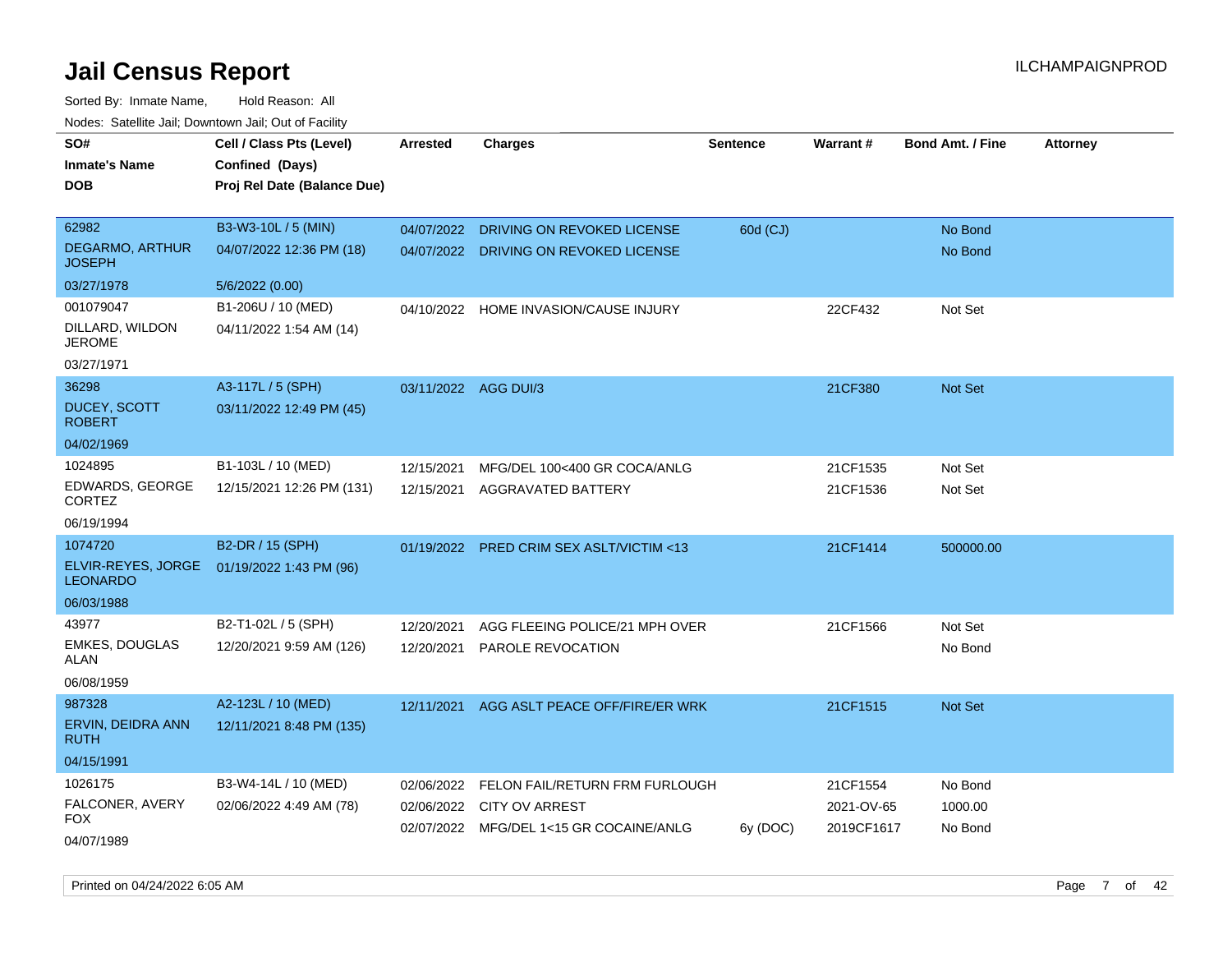# Jail Census Report

ILCHAMPAIGNPROD

Sorted By: Inmate Name, Hold Reason: All

Nodes: Satellite Jail; Downtown Jail; Out of Facility

| SO# / Inmate's Name / DOB | Cell / Class Pts (Level) / Confined (Days) / Proj Rel Date (Balance Due) | Arrested | Charges | Sentence | Warrant # | Bond Amt. / Fine | Attorney |
|---|---|---|---|---|---|---|---|
| 62982<br>DEGARMO, ARTHUR JOSEPH<br>03/27/1978 | B3-W3-10L / 5 (MIN)<br>04/07/2022 12:36 PM (18)<br>5/6/2022 (0.00) | 04/07/2022<br>04/07/2022 | DRIVING ON REVOKED LICENSE<br>DRIVING ON REVOKED LICENSE | 60d (CJ) | | No Bond<br>No Bond | |
| 001079047<br>DILLARD, WILDON JEROME<br>03/27/1971 | B1-206U / 10 (MED)<br>04/11/2022 1:54 AM (14) | 04/10/2022 | HOME INVASION/CAUSE INJURY | | 22CF432 | Not Set | |
| 36298<br>DUCEY, SCOTT ROBERT<br>04/02/1969 | A3-117L / 5 (SPH)<br>03/11/2022 12:49 PM (45) | 03/11/2022 | AGG DUI/3 | | 21CF380 | Not Set | |
| 1024895<br>EDWARDS, GEORGE CORTEZ<br>06/19/1994 | B1-103L / 10 (MED)<br>12/15/2021 12:26 PM (131) | 12/15/2021<br>12/15/2021 | MFG/DEL 100<400 GR COCA/ANLG<br>AGGRAVATED BATTERY | | 21CF1535<br>21CF1536 | Not Set<br>Not Set | |
| 1074720<br>ELVIR-REYES, JORGE LEONARDO<br>06/03/1988 | B2-DR / 15 (SPH)<br>01/19/2022 1:43 PM (96) | 01/19/2022 | PRED CRIM SEX ASLT/VICTIM <13 | | 21CF1414 | 500000.00 | |
| 43977<br>EMKES, DOUGLAS ALAN<br>06/08/1959 | B2-T1-02L / 5 (SPH)<br>12/20/2021 9:59 AM (126) | 12/20/2021<br>12/20/2021 | AGG FLEEING POLICE/21 MPH OVER<br>PAROLE REVOCATION | | 21CF1566 | Not Set<br>No Bond | |
| 987328<br>ERVIN, DEIDRA ANN RUTH<br>04/15/1991 | A2-123L / 10 (MED)<br>12/11/2021 8:48 PM (135) | 12/11/2021 | AGG ASLT PEACE OFF/FIRE/ER WRK | | 21CF1515 | Not Set | |
| 1026175<br>FALCONER, AVERY FOX<br>04/07/1989 | B3-W4-14L / 10 (MED)<br>02/06/2022 4:49 AM (78) | 02/06/2022<br>02/06/2022<br>02/07/2022 | FELON FAIL/RETURN FRM FURLOUGH<br>CITY OV ARREST<br>MFG/DEL 1<15 GR COCAINE/ANLG | <br><br>6y (DOC) | 21CF1554<br>2021-OV-65<br>2019CF1617 | No Bond<br>1000.00<br>No Bond | |

Printed on 04/24/2022 6:05 AM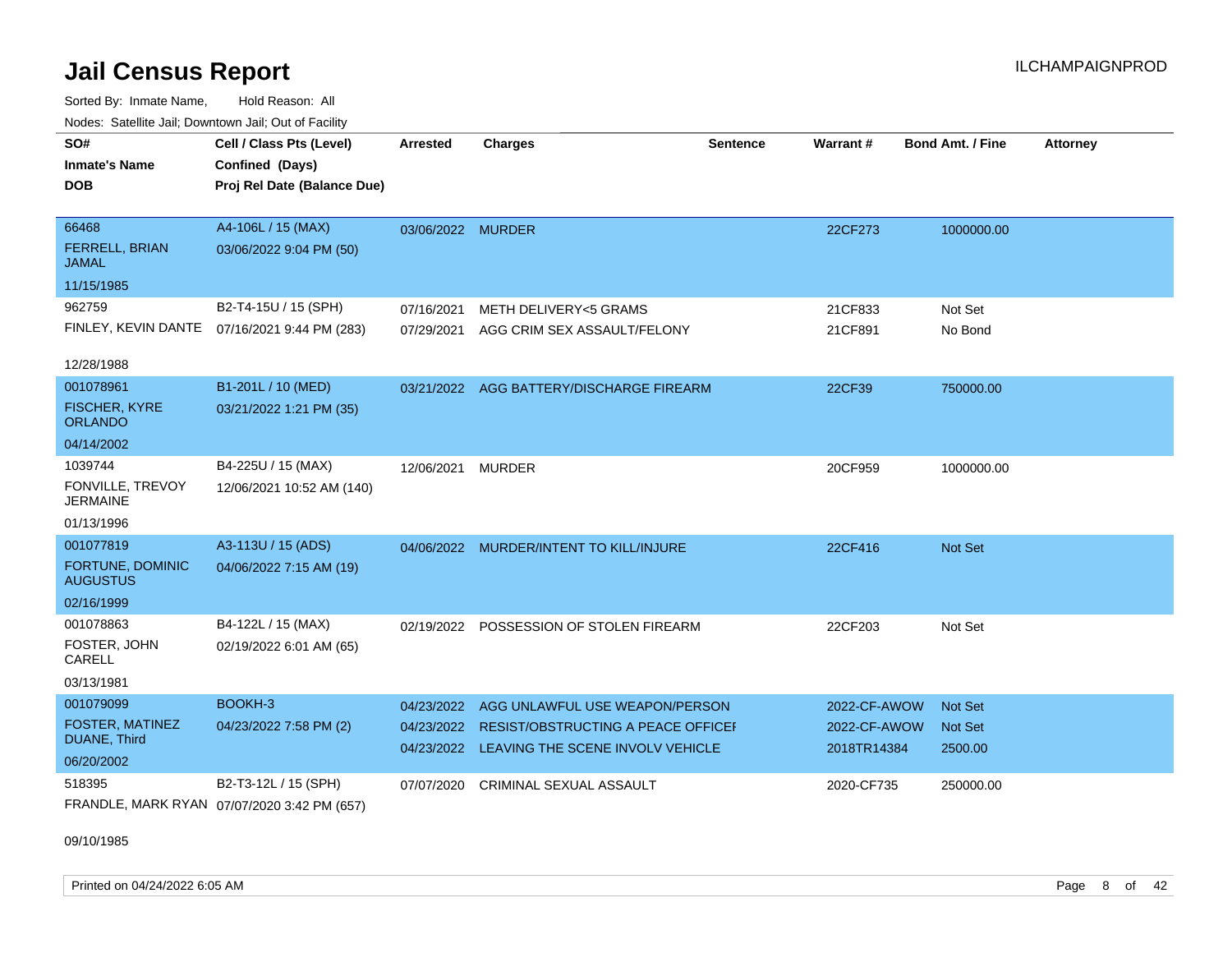# Jail Census Report

ILCHAMPAIGNPROD

Sorted By: Inmate Name, Hold Reason: All

Nodes: Satellite Jail; Downtown Jail; Out of Facility

| SO#<br>Inmate's Name<br>DOB | Cell / Class Pts (Level)<br>Confined (Days)<br>Proj Rel Date (Balance Due) | Arrested | Charges | Sentence | Warrant # | Bond Amt. / Fine | Attorney |
|---|---|---|---|---|---|---|---|
| 66468<br>FERRELL, BRIAN JAMAL<br>11/15/1985 | A4-106L / 15 (MAX)<br>03/06/2022 9:04 PM (50) | 03/06/2022 | MURDER | | 22CF273 | 1000000.00 | |
| 962759<br>FINLEY, KEVIN DANTE<br>12/28/1988 | B2-T4-15U / 15 (SPH)<br>07/16/2021 9:44 PM (283) | 07/16/2021<br>07/29/2021 | METH DELIVERY<5 GRAMS<br>AGG CRIM SEX ASSAULT/FELONY | | 21CF833<br>21CF891 | Not Set<br>No Bond | |
| 001078961<br>FISCHER, KYRE ORLANDO<br>04/14/2002 | B1-201L / 10 (MED)<br>03/21/2022 1:21 PM (35) | 03/21/2022 | AGG BATTERY/DISCHARGE FIREARM | | 22CF39 | 750000.00 | |
| 1039744<br>FONVILLE, TREVOY JERMAINE<br>01/13/1996 | B4-225U / 15 (MAX)<br>12/06/2021 10:52 AM (140) | 12/06/2021 | MURDER | | 20CF959 | 1000000.00 | |
| 001077819<br>FORTUNE, DOMINIC AUGUSTUS<br>02/16/1999 | A3-113U / 15 (ADS)<br>04/06/2022 7:15 AM (19) | 04/06/2022 | MURDER/INTENT TO KILL/INJURE | | 22CF416 | Not Set | |
| 001078863<br>FOSTER, JOHN CARELL<br>03/13/1981 | B4-122L / 15 (MAX)<br>02/19/2022 6:01 AM (65) | 02/19/2022 | POSSESSION OF STOLEN FIREARM | | 22CF203 | Not Set | |
| 001079099<br>FOSTER, MATINEZ DUANE, Third<br>06/20/2002 | BOOKH-3<br>04/23/2022 7:58 PM (2) | 04/23/2022<br>04/23/2022<br>04/23/2022 | AGG UNLAWFUL USE WEAPON/PERSON<br>RESIST/OBSTRUCTING A PEACE OFFICEI<br>LEAVING THE SCENE INVOLV VEHICLE | | 2022-CF-AWOW<br>2022-CF-AWOW<br>2018TR14384 | Not Set<br>Not Set<br>2500.00 | |
| 518395<br>FRANDLE, MARK RYAN<br>09/10/1985 | B2-T3-12L / 15 (SPH)<br>07/07/2020 3:42 PM (657) | 07/07/2020 | CRIMINAL SEXUAL ASSAULT | | 2020-CF735 | 250000.00 | |

Printed on 04/24/2022 6:05 AM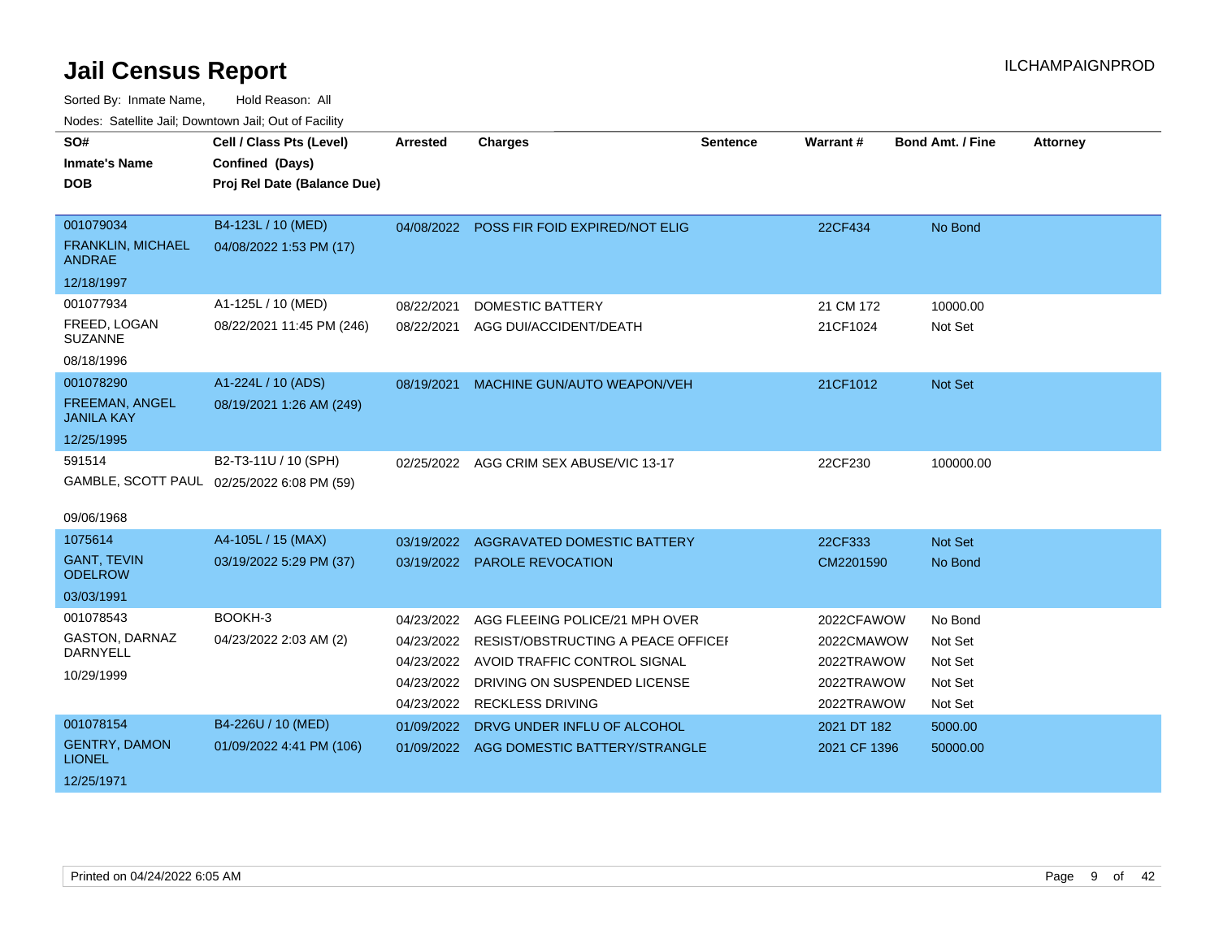# Jail Census Report

ILCHAMPAIGNPROD

Sorted By: Inmate Name, Hold Reason: All

Nodes: Satellite Jail; Downtown Jail; Out of Facility

| SO# / Inmate's Name / DOB | Cell / Class Pts (Level) / Confined (Days) / Proj Rel Date (Balance Due) | Arrested | Charges | Sentence | Warrant # | Bond Amt. / Fine | Attorney |
|---|---|---|---|---|---|---|---|
| 001079034<br>FRANKLIN, MICHAEL ANDRAE<br>12/18/1997 | B4-123L / 10 (MED)<br>04/08/2022 1:53 PM (17) | 04/08/2022 | POSS FIR FOID EXPIRED/NOT ELIG | | 22CF434 | No Bond | |
| 001077934<br>FREED, LOGAN SUZANNE<br>08/18/1996 | A1-125L / 10 (MED)<br>08/22/2021 11:45 PM (246) | 08/22/2021 | DOMESTIC BATTERY | | 21 CM 172 | 10000.00 | |
| | | 08/22/2021 | AGG DUI/ACCIDENT/DEATH | | 21CF1024 | Not Set | |
| 001078290<br>FREEMAN, ANGEL JANILA KAY<br>12/25/1995 | A1-224L / 10 (ADS)<br>08/19/2021 1:26 AM (249) | 08/19/2021 | MACHINE GUN/AUTO WEAPON/VEH | | 21CF1012 | Not Set | |
| 591514<br>GAMBLE, SCOTT PAUL<br>09/06/1968 | B2-T3-11U / 10 (SPH)<br>02/25/2022 6:08 PM (59) | 02/25/2022 | AGG CRIM SEX ABUSE/VIC 13-17 | | 22CF230 | 100000.00 | |
| 1075614<br>GANT, TEVIN ODELROW<br>03/03/1991 | A4-105L / 15 (MAX)<br>03/19/2022 5:29 PM (37) | 03/19/2022 | AGGRAVATED DOMESTIC BATTERY | | 22CF333 | Not Set | |
| | | 03/19/2022 | PAROLE REVOCATION | | CM2201590 | No Bond | |
| 001078543<br>GASTON, DARNAZ DARNYELL<br>10/29/1999 | BOOKH-3<br>04/23/2022 2:03 AM (2) | 04/23/2022 | AGG FLEEING POLICE/21 MPH OVER | | 2022CFAWOW | No Bond | |
| | | 04/23/2022 | RESIST/OBSTRUCTING A PEACE OFFICER | | 2022CMAWOW | Not Set | |
| | | 04/23/2022 | AVOID TRAFFIC CONTROL SIGNAL | | 2022TRAWOW | Not Set | |
| | | 04/23/2022 | DRIVING ON SUSPENDED LICENSE | | 2022TRAWOW | Not Set | |
| | | 04/23/2022 | RECKLESS DRIVING | | 2022TRAWOW | Not Set | |
| 001078154<br>GENTRY, DAMON LIONEL<br>12/25/1971 | B4-226U / 10 (MED)<br>01/09/2022 4:41 PM (106) | 01/09/2022 | DRVG UNDER INFLU OF ALCOHOL | | 2021 DT 182 | 5000.00 | |
| | | 01/09/2022 | AGG DOMESTIC BATTERY/STRANGLE | | 2021 CF 1396 | 50000.00 | |

Printed on 04/24/2022 6:05 AM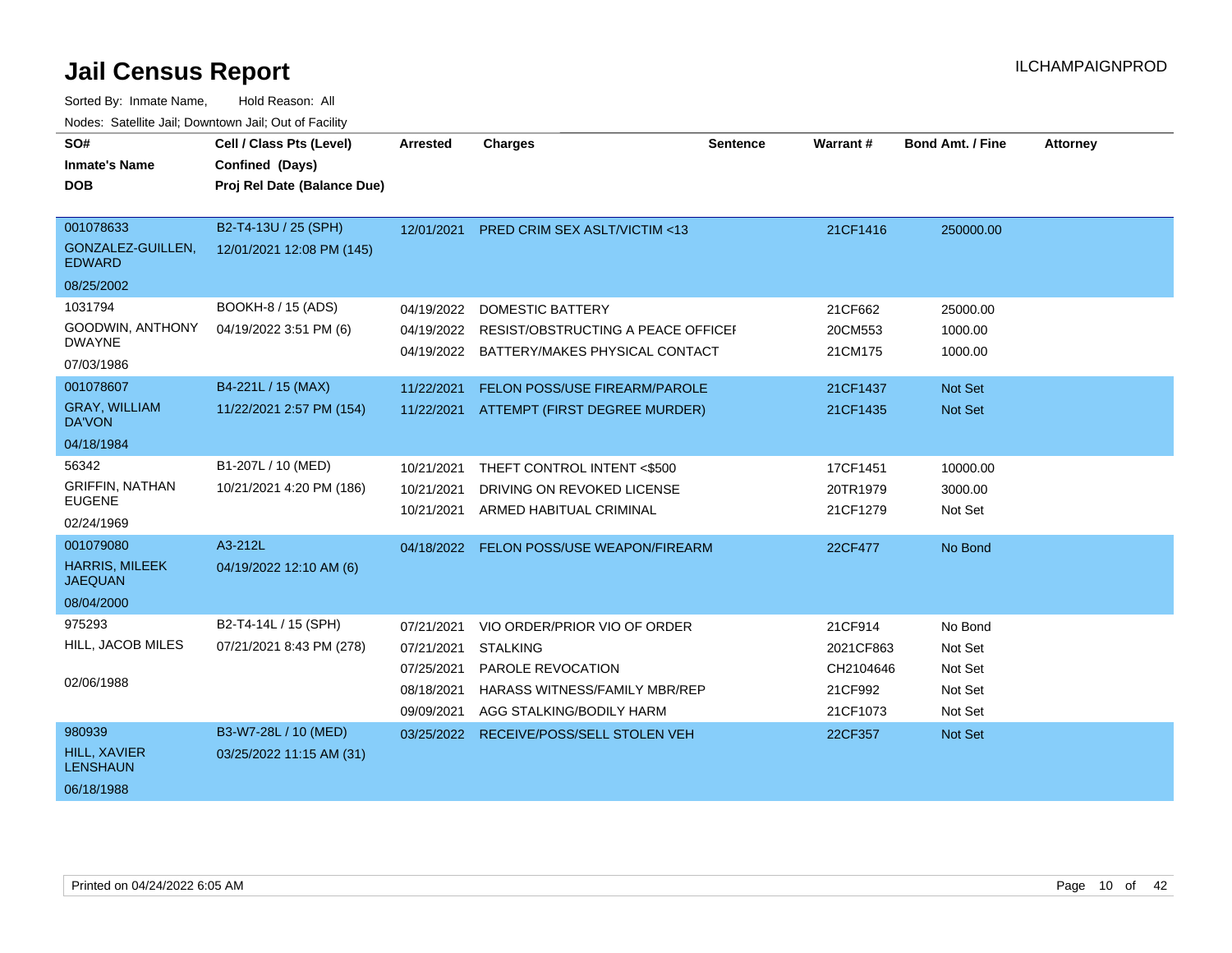# Jail Census Report

ILCHAMPAIGNPROD

Sorted By: Inmate Name, Hold Reason: All

Nodes: Satellite Jail; Downtown Jail; Out of Facility

| SO# / Inmate's Name / DOB | Cell / Class Pts (Level) / Confined (Days) / Proj Rel Date (Balance Due) | Arrested | Charges | Sentence | Warrant # | Bond Amt. / Fine | Attorney |
|---|---|---|---|---|---|---|---|
| 001078633<br>GONZALEZ-GUILLEN, EDWARD<br>08/25/2002 | B2-T4-13U / 25 (SPH)<br>12/01/2021 12:08 PM (145) | 12/01/2021 | PRED CRIM SEX ASLT/VICTIM <13 | | 21CF1416 | 250000.00 | |
| 1031794<br>GOODWIN, ANTHONY DWAYNE<br>07/03/1986 | BOOKH-8 / 15 (ADS)<br>04/19/2022 3:51 PM (6) | 04/19/2022 | DOMESTIC BATTERY | | 21CF662 | 25000.00 | |
| | | 04/19/2022 | RESIST/OBSTRUCTING A PEACE OFFICEI | | 20CM553 | 1000.00 | |
| | | 04/19/2022 | BATTERY/MAKES PHYSICAL CONTACT | | 21CM175 | 1000.00 | |
| 001078607<br>GRAY, WILLIAM DA'VON<br>04/18/1984 | B4-221L / 15 (MAX)<br>11/22/2021 2:57 PM (154) | 11/22/2021 | FELON POSS/USE FIREARM/PAROLE | | 21CF1437 | Not Set | |
| | | 11/22/2021 | ATTEMPT (FIRST DEGREE MURDER) | | 21CF1435 | Not Set | |
| 56342<br>GRIFFIN, NATHAN EUGENE<br>02/24/1969 | B1-207L / 10 (MED)<br>10/21/2021 4:20 PM (186) | 10/21/2021 | THEFT CONTROL INTENT <$500 | | 17CF1451 | 10000.00 | |
| | | 10/21/2021 | DRIVING ON REVOKED LICENSE | | 20TR1979 | 3000.00 | |
| | | 10/21/2021 | ARMED HABITUAL CRIMINAL | | 21CF1279 | Not Set | |
| 001079080<br>HARRIS, MILEEK JAEQUAN<br>08/04/2000 | A3-212L<br>04/19/2022 12:10 AM (6) | 04/18/2022 | FELON POSS/USE WEAPON/FIREARM | | 22CF477 | No Bond | |
| 975293<br>HILL, JACOB MILES<br>02/06/1988 | B2-T4-14L / 15 (SPH)<br>07/21/2021 8:43 PM (278) | 07/21/2021 | VIO ORDER/PRIOR VIO OF ORDER | | 21CF914 | No Bond | |
| | | 07/21/2021 | STALKING | | 2021CF863 | Not Set | |
| | | 07/25/2021 | PAROLE REVOCATION | | CH2104646 | Not Set | |
| | | 08/18/2021 | HARASS WITNESS/FAMILY MBR/REP | | 21CF992 | Not Set | |
| | | 09/09/2021 | AGG STALKING/BODILY HARM | | 21CF1073 | Not Set | |
| 980939<br>HILL, XAVIER LENSHAUN<br>06/18/1988 | B3-W7-28L / 10 (MED)<br>03/25/2022 11:15 AM (31) | 03/25/2022 | RECEIVE/POSS/SELL STOLEN VEH | | 22CF357 | Not Set | |

Printed on 04/24/2022 6:05 AM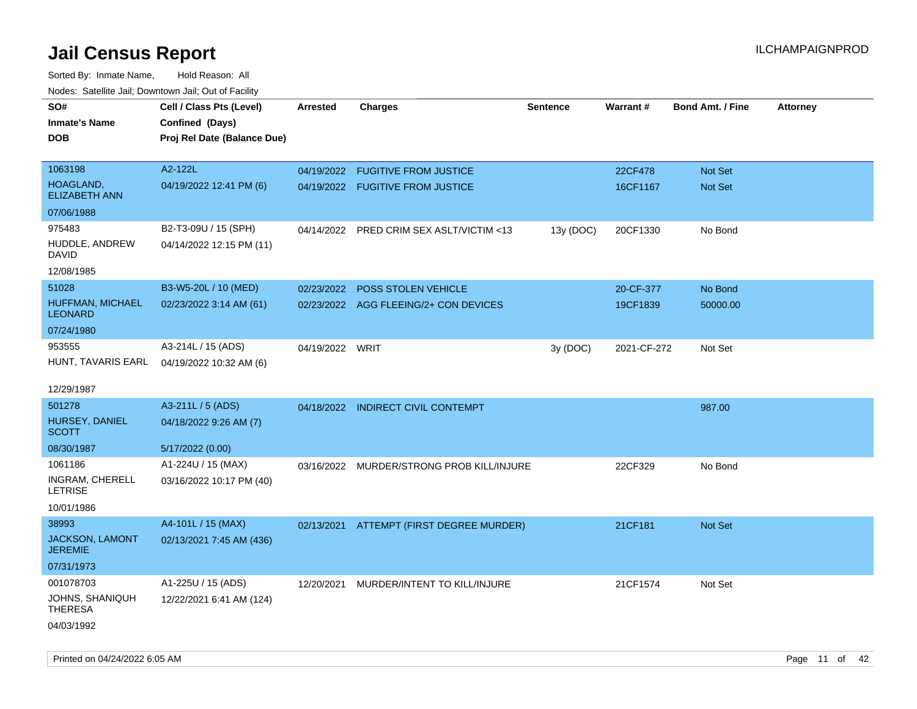# Jail Census Report

ILCHAMPAIGNPROD

Sorted By: Inmate Name, Hold Reason: All

Nodes: Satellite Jail; Downtown Jail; Out of Facility

| SO# / Inmate's Name / DOB | Cell / Class Pts (Level) / Confined (Days) / Proj Rel Date (Balance Due) | Arrested | Charges | Sentence | Warrant # | Bond Amt. / Fine | Attorney |
|---|---|---|---|---|---|---|---|
| 1063198 HOAGLAND, ELIZABETH ANN 07/06/1988 | A2-122L 04/19/2022 12:41 PM (6) | 04/19/2022 | FUGITIVE FROM JUSTICE | | 22CF478 | Not Set | |
| | | 04/19/2022 | FUGITIVE FROM JUSTICE | | 16CF1167 | Not Set | |
| 975483 HUDDLE, ANDREW DAVID 12/08/1985 | B2-T3-09U / 15 (SPH) 04/14/2022 12:15 PM (11) | 04/14/2022 | PRED CRIM SEX ASLT/VICTIM <13 | 13y (DOC) | 20CF1330 | No Bond | |
| 51028 HUFFMAN, MICHAEL LEONARD 07/24/1980 | B3-W5-20L / 10 (MED) 02/23/2022 3:14 AM (61) | 02/23/2022 | POSS STOLEN VEHICLE | | 20-CF-377 | No Bond | |
| | | 02/23/2022 | AGG FLEEING/2+ CON DEVICES | | 19CF1839 | 50000.00 | |
| 953555 HUNT, TAVARIS EARL 12/29/1987 | A3-214L / 15 (ADS) 04/19/2022 10:32 AM (6) | 04/19/2022 | WRIT | 3y (DOC) | 2021-CF-272 | Not Set | |
| 501278 HURSEY, DANIEL SCOTT 08/30/1987 | A3-211L / 5 (ADS) 04/18/2022 9:26 AM (7) 5/17/2022 (0.00) | 04/18/2022 | INDIRECT CIVIL CONTEMPT | | | 987.00 | |
| 1061186 INGRAM, CHERELL LETRISE 10/01/1986 | A1-224U / 15 (MAX) 03/16/2022 10:17 PM (40) | 03/16/2022 | MURDER/STRONG PROB KILL/INJURE | | 22CF329 | No Bond | |
| 38993 JACKSON, LAMONT JEREMIE 07/31/1973 | A4-101L / 15 (MAX) 02/13/2021 7:45 AM (436) | 02/13/2021 | ATTEMPT (FIRST DEGREE MURDER) | | 21CF181 | Not Set | |
| 001078703 JOHNS, SHANIQUH THERESA 04/03/1992 | A1-225U / 15 (ADS) 12/22/2021 6:41 AM (124) | 12/20/2021 | MURDER/INTENT TO KILL/INJURE | | 21CF1574 | Not Set | |

Printed on 04/24/2022 6:05 AM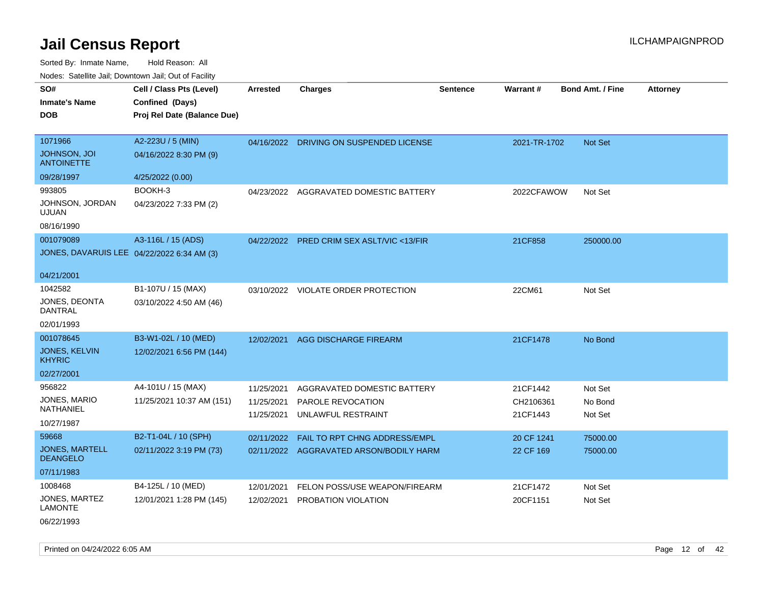# Jail Census Report

ILCHAMPAIGNPROD

Sorted By: Inmate Name, Hold Reason: All

Nodes: Satellite Jail; Downtown Jail; Out of Facility

| SO# / Inmate's Name / DOB | Cell / Class Pts (Level) / Confined (Days) / Proj Rel Date (Balance Due) | Arrested | Charges | Sentence | Warrant # | Bond Amt. / Fine | Attorney |
|---|---|---|---|---|---|---|---|
| 1071966<br>JOHNSON, JOI ANTOINETTE<br>09/28/1997 | A2-223U / 5 (MIN)<br>04/16/2022 8:30 PM (9)<br>4/25/2022 (0.00) | 04/16/2022 | DRIVING ON SUSPENDED LICENSE | | 2021-TR-1702 | Not Set | |
| 993805<br>JOHNSON, JORDAN UJUAN<br>08/16/1990 | BOOKH-3<br>04/23/2022 7:33 PM (2) | 04/23/2022 | AGGRAVATED DOMESTIC BATTERY | | 2022CFAWOW | Not Set | |
| 001079089<br>JONES, DAVARUIS LEE<br>04/21/2001 | A3-116L / 15 (ADS)<br>04/22/2022 6:34 AM (3) | 04/22/2022 | PRED CRIM SEX ASLT/VIC <13/FIR | | 21CF858 | 250000.00 | |
| 1042582<br>JONES, DEONTA DANTRAL<br>02/01/1993 | B1-107U / 15 (MAX)<br>03/10/2022 4:50 AM (46) | 03/10/2022 | VIOLATE ORDER PROTECTION | | 22CM61 | Not Set | |
| 001078645<br>JONES, KELVIN KHYRIC<br>02/27/2001 | B3-W1-02L / 10 (MED)<br>12/02/2021 6:56 PM (144) | 12/02/2021 | AGG DISCHARGE FIREARM | | 21CF1478 | No Bond | |
| 956822<br>JONES, MARIO NATHANIEL<br>10/27/1987 | A4-101U / 15 (MAX)<br>11/25/2021 10:37 AM (151) | 11/25/2021<br>11/25/2021<br>11/25/2021 | AGGRAVATED DOMESTIC BATTERY<br>PAROLE REVOCATION<br>UNLAWFUL RESTRAINT | | 21CF1442<br>CH2106361<br>21CF1443 | Not Set<br>No Bond<br>Not Set | |
| 59668<br>JONES, MARTELL DEANGELO<br>07/11/1983 | B2-T1-04L / 10 (SPH)<br>02/11/2022 3:19 PM (73) | 02/11/2022<br>02/11/2022 | FAIL TO RPT CHNG ADDRESS/EMPL<br>AGGRAVATED ARSON/BODILY HARM | | 20 CF 1241<br>22 CF 169 | 75000.00<br>75000.00 | |
| 1008468<br>JONES, MARTEZ LAMONTE<br>06/22/1993 | B4-125L / 10 (MED)<br>12/01/2021 1:28 PM (145) | 12/01/2021<br>12/02/2021 | FELON POSS/USE WEAPON/FIREARM<br>PROBATION VIOLATION | | 21CF1472<br>20CF1151 | Not Set<br>Not Set | |

Printed on 04/24/2022 6:05 AM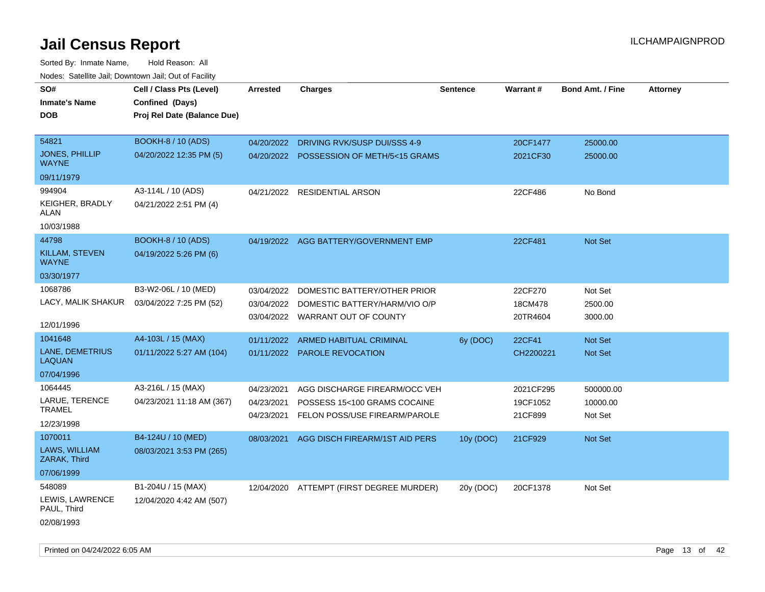# Jail Census Report

ILCHAMPAIGNPROD

Sorted By: Inmate Name, Hold Reason: All

Nodes: Satellite Jail; Downtown Jail; Out of Facility

| SO# / Inmate's Name / DOB | Cell / Class Pts (Level) / Confined (Days) / Proj Rel Date (Balance Due) | Arrested | Charges | Sentence | Warrant # | Bond Amt. / Fine | Attorney |
|---|---|---|---|---|---|---|---|
| 54821<br>JONES, PHILLIP WAYNE<br>09/11/1979 | BOOKH-8 / 10 (ADS)<br>04/20/2022 12:35 PM (5) | 04/20/2022 | DRIVING RVK/SUSP DUI/SSS 4-9 | | 20CF1477 | 25000.00 | |
| | | 04/20/2022 | POSSESSION OF METH/5<15 GRAMS | | 2021CF30 | 25000.00 | |
| 994904<br>KEIGHER, BRADLY ALAN<br>10/03/1988 | A3-114L / 10 (ADS)<br>04/21/2022 2:51 PM (4) | 04/21/2022 | RESIDENTIAL ARSON | | 22CF486 | No Bond | |
| 44798<br>KILLAM, STEVEN WAYNE<br>03/30/1977 | BOOKH-8 / 10 (ADS)<br>04/19/2022 5:26 PM (6) | 04/19/2022 | AGG BATTERY/GOVERNMENT EMP | | 22CF481 | Not Set | |
| 1068786<br>LACY, MALIK SHAKUR<br>12/01/1996 | B3-W2-06L / 10 (MED)<br>03/04/2022 7:25 PM (52) | 03/04/2022 | DOMESTIC BATTERY/OTHER PRIOR | | 22CF270 | Not Set | |
| | | 03/04/2022 | DOMESTIC BATTERY/HARM/VIO O/P | | 18CM478 | 2500.00 | |
| | | 03/04/2022 | WARRANT OUT OF COUNTY | | 20TR4604 | 3000.00 | |
| 1041648<br>LANE, DEMETRIUS LAQUAN<br>07/04/1996 | A4-103L / 15 (MAX)<br>01/11/2022 5:27 AM (104) | 01/11/2022 | ARMED HABITUAL CRIMINAL | 6y (DOC) | 22CF41 | Not Set | |
| | | 01/11/2022 | PAROLE REVOCATION | | CH2200221 | Not Set | |
| 1064445<br>LARUE, TERENCE TRAMEL<br>12/23/1998 | A3-216L / 15 (MAX)<br>04/23/2021 11:18 AM (367) | 04/23/2021 | AGG DISCHARGE FIREARM/OCC VEH | | 2021CF295 | 500000.00 | |
| | | 04/23/2021 | POSSESS 15<100 GRAMS COCAINE | | 19CF1052 | 10000.00 | |
| | | 04/23/2021 | FELON POSS/USE FIREARM/PAROLE | | 21CF899 | Not Set | |
| 1070011<br>LAWS, WILLIAM ZARAK, Third<br>07/06/1999 | B4-124U / 10 (MED)<br>08/03/2021 3:53 PM (265) | 08/03/2021 | AGG DISCH FIREARM/1ST AID PERS | 10y (DOC) | 21CF929 | Not Set | |
| 548089<br>LEWIS, LAWRENCE PAUL, Third<br>02/08/1993 | B1-204U / 15 (MAX)<br>12/04/2020 4:42 AM (507) | 12/04/2020 | ATTEMPT (FIRST DEGREE MURDER) | 20y (DOC) | 20CF1378 | Not Set | |

Printed on 04/24/2022 6:05 AM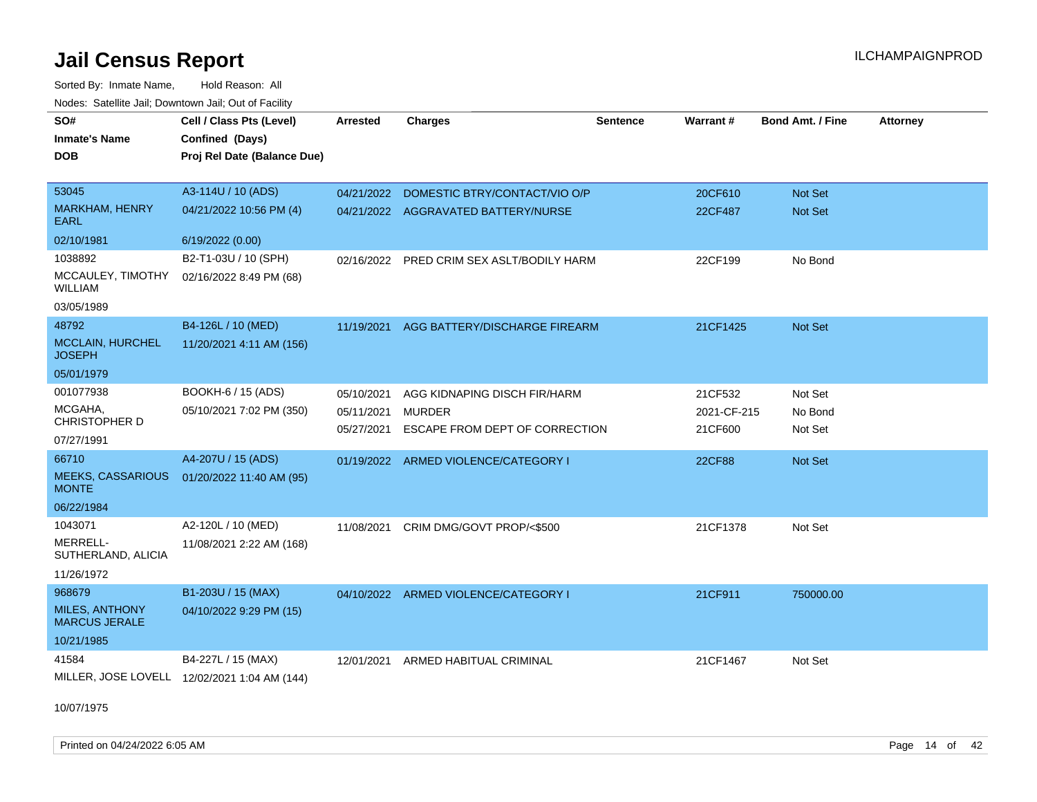# Jail Census Report

ILCHAMPAIGNPROD

Sorted By: Inmate Name, Hold Reason: All

Nodes: Satellite Jail; Downtown Jail; Out of Facility

| SO# / Inmate's Name / DOB | Cell / Class Pts (Level) / Confined (Days) / Proj Rel Date (Balance Due) | Arrested | Charges | Sentence | Warrant # | Bond Amt. / Fine | Attorney |
|---|---|---|---|---|---|---|---|
| 53045 | A3-114U / 10 (ADS) | 04/21/2022 | DOMESTIC BTRY/CONTACT/VIO O/P | | 20CF610 | Not Set | |
| MARKHAM, HENRY EARL | 04/21/2022 10:56 PM (4) | 04/21/2022 | AGGRAVATED BATTERY/NURSE | | 22CF487 | Not Set | |
| 02/10/1981 | 6/19/2022 (0.00) | | | | | | |
| 1038892 | B2-T1-03U / 10 (SPH) | 02/16/2022 | PRED CRIM SEX ASLT/BODILY HARM | | 22CF199 | No Bond | |
| MCCAULEY, TIMOTHY WILLIAM | 02/16/2022 8:49 PM (68) | | | | | | |
| 03/05/1989 | | | | | | | |
| 48792 | B4-126L / 10 (MED) | 11/19/2021 | AGG BATTERY/DISCHARGE FIREARM | | 21CF1425 | Not Set | |
| MCCLAIN, HURCHEL JOSEPH | 11/20/2021 4:11 AM (156) | | | | | | |
| 05/01/1979 | | | | | | | |
| 001077938 | BOOKH-6 / 15 (ADS) | 05/10/2021 | AGG KIDNAPING DISCH FIR/HARM | | 21CF532 | Not Set | |
| MCGAHA, CHRISTOPHER D | 05/10/2021 7:02 PM (350) | 05/11/2021 | MURDER | | 2021-CF-215 | No Bond | |
| 07/27/1991 | | 05/27/2021 | ESCAPE FROM DEPT OF CORRECTION | | 21CF600 | Not Set | |
| 66710 | A4-207U / 15 (ADS) | 01/19/2022 | ARMED VIOLENCE/CATEGORY I | | 22CF88 | Not Set | |
| MEEKS, CASSARIOUS MONTE | 01/20/2022 11:40 AM (95) | | | | | | |
| 06/22/1984 | | | | | | | |
| 1043071 | A2-120L / 10 (MED) | 11/08/2021 | CRIM DMG/GOVT PROP/<$500 | | 21CF1378 | Not Set | |
| MERRELL-SUTHERLAND, ALICIA | 11/08/2021 2:22 AM (168) | | | | | | |
| 11/26/1972 | | | | | | | |
| 968679 | B1-203U / 15 (MAX) | 04/10/2022 | ARMED VIOLENCE/CATEGORY I | | 21CF911 | 750000.00 | |
| MILES, ANTHONY MARCUS JERALE | 04/10/2022 9:29 PM (15) | | | | | | |
| 10/21/1985 | | | | | | | |
| 41584 | B4-227L / 15 (MAX) | 12/01/2021 | ARMED HABITUAL CRIMINAL | | 21CF1467 | Not Set | |
| MILLER, JOSE LOVELL | 12/02/2021 1:04 AM (144) | | | | | | |
| 10/07/1975 | | | | | | | |

Printed on 04/24/2022 6:05 AM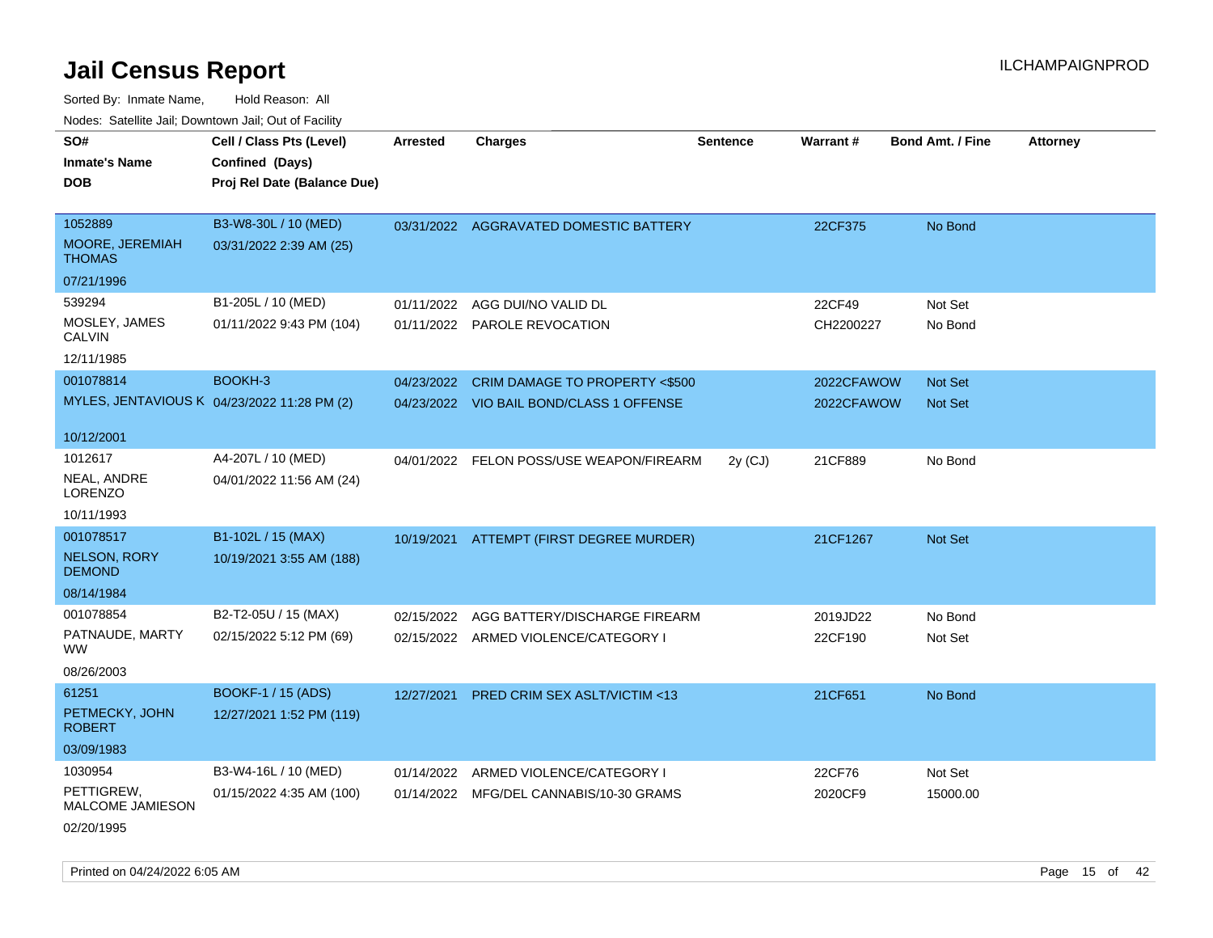# Jail Census Report

Sorted By: Inmate Name, Hold Reason: All

Nodes: Satellite Jail; Downtown Jail; Out of Facility

| SO# / Inmate's Name / DOB | Cell / Class Pts (Level) / Confined (Days) / Proj Rel Date (Balance Due) | Arrested | Charges | Sentence | Warrant # | Bond Amt. / Fine | Attorney |
|---|---|---|---|---|---|---|---|
| 1052889<br>MOORE, JEREMIAH THOMAS<br>07/21/1996 | B3-W8-30L / 10 (MED)<br>03/31/2022 2:39 AM (25) | 03/31/2022 | AGGRAVATED DOMESTIC BATTERY | | 22CF375 | No Bond | |
| 539294<br>MOSLEY, JAMES CALVIN<br>12/11/1985 | B1-205L / 10 (MED)<br>01/11/2022 9:43 PM (104) | 01/11/2022 | AGG DUI/NO VALID DL | | 22CF49 | Not Set | |
| | | 01/11/2022 | PAROLE REVOCATION | | CH2200227 | No Bond | |
| 001078814<br>MYLES, JENTAVIOUS K<br>10/12/2001 | BOOKH-3<br>04/23/2022 11:28 PM (2) | 04/23/2022 | CRIM DAMAGE TO PROPERTY <$500 | | 2022CFAWOW | Not Set | |
| | | 04/23/2022 | VIO BAIL BOND/CLASS 1 OFFENSE | | 2022CFAWOW | Not Set | |
| 1012617<br>NEAL, ANDRE LORENZO<br>10/11/1993 | A4-207L / 10 (MED)<br>04/01/2022 11:56 AM (24) | 04/01/2022 | FELON POSS/USE WEAPON/FIREARM | 2y (CJ) | 21CF889 | No Bond | |
| 001078517<br>NELSON, RORY DEMOND<br>08/14/1984 | B1-102L / 15 (MAX)<br>10/19/2021 3:55 AM (188) | 10/19/2021 | ATTEMPT (FIRST DEGREE MURDER) | | 21CF1267 | Not Set | |
| 001078854<br>PATNAUDE, MARTY WW<br>08/26/2003 | B2-T2-05U / 15 (MAX)<br>02/15/2022 5:12 PM (69) | 02/15/2022 | AGG BATTERY/DISCHARGE FIREARM | | 2019JD22 | No Bond | |
| | | 02/15/2022 | ARMED VIOLENCE/CATEGORY I | | 22CF190 | Not Set | |
| 61251<br>PETMECKY, JOHN ROBERT<br>03/09/1983 | BOOKF-1 / 15 (ADS)<br>12/27/2021 1:52 PM (119) | 12/27/2021 | PRED CRIM SEX ASLT/VICTIM <13 | | 21CF651 | No Bond | |
| 1030954<br>PETTIGREW, MALCOME JAMIESON<br>02/20/1995 | B3-W4-16L / 10 (MED)<br>01/15/2022 4:35 AM (100) | 01/14/2022 | ARMED VIOLENCE/CATEGORY I | | 22CF76 | Not Set | |
| | | 01/14/2022 | MFG/DEL CANNABIS/10-30 GRAMS | | 2020CF9 | 15000.00 | |

Printed on 04/24/2022 6:05 AM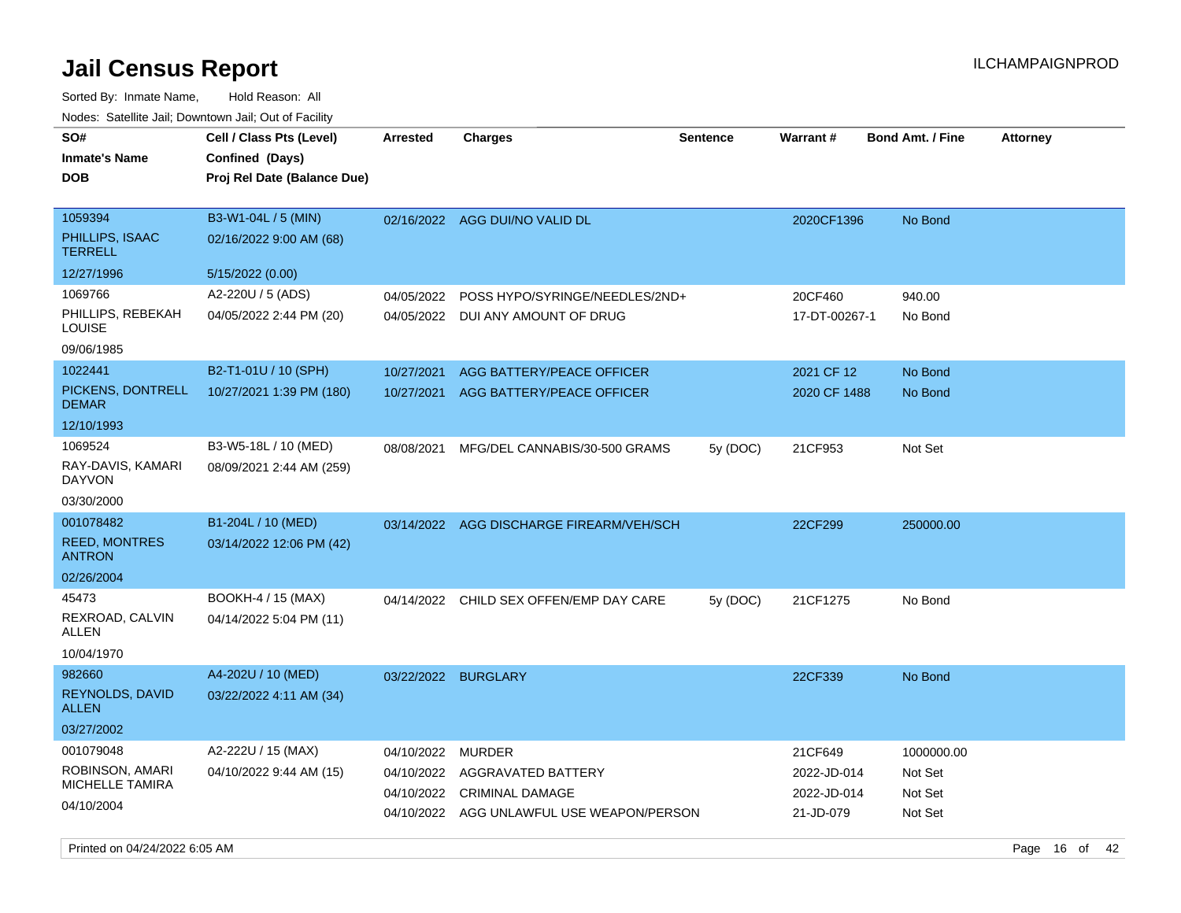# Jail Census Report

ILCHAMPAIGNPROD

Sorted By: Inmate Name, Hold Reason: All

Nodes: Satellite Jail; Downtown Jail; Out of Facility

| SO# / Inmate's Name / DOB | Cell / Class Pts (Level) / Confined (Days) / Proj Rel Date (Balance Due) | Arrested | Charges | Sentence | Warrant # | Bond Amt. / Fine | Attorney |
|---|---|---|---|---|---|---|---|
| 1059394 PHILLIPS, ISAAC TERRELL 12/27/1996 | B3-W1-04L / 5 (MIN) 02/16/2022 9:00 AM (68) 5/15/2022 (0.00) | 02/16/2022 | AGG DUI/NO VALID DL | | 2020CF1396 | No Bond | |
| 1069766 PHILLIPS, REBEKAH LOUISE 09/06/1985 | A2-220U / 5 (ADS) 04/05/2022 2:44 PM (20) | 04/05/2022 | POSS HYPO/SYRINGE/NEEDLES/2ND+ | | 20CF460 | 940.00 | |
| | | 04/05/2022 | DUI ANY AMOUNT OF DRUG | | 17-DT-00267-1 | No Bond | |
| 1022441 PICKENS, DONTRELL DEMAR 12/10/1993 | B2-T1-01U / 10 (SPH) 10/27/2021 1:39 PM (180) | 10/27/2021 | AGG BATTERY/PEACE OFFICER | | 2021 CF 12 | No Bond | |
| | | 10/27/2021 | AGG BATTERY/PEACE OFFICER | | 2020 CF 1488 | No Bond | |
| 1069524 RAY-DAVIS, KAMARI DAYVON 03/30/2000 | B3-W5-18L / 10 (MED) 08/09/2021 2:44 AM (259) | 08/08/2021 | MFG/DEL CANNABIS/30-500 GRAMS | 5y (DOC) | 21CF953 | Not Set | |
| 001078482 REED, MONTRES ANTRON 02/26/2004 | B1-204L / 10 (MED) 03/14/2022 12:06 PM (42) | 03/14/2022 | AGG DISCHARGE FIREARM/VEH/SCH | | 22CF299 | 250000.00 | |
| 45473 REXROAD, CALVIN ALLEN 10/04/1970 | BOOKH-4 / 15 (MAX) 04/14/2022 5:04 PM (11) | 04/14/2022 | CHILD SEX OFFEN/EMP DAY CARE | 5y (DOC) | 21CF1275 | No Bond | |
| 982660 REYNOLDS, DAVID ALLEN 03/27/2002 | A4-202U / 10 (MED) 03/22/2022 4:11 AM (34) | 03/22/2022 | BURGLARY | | 22CF339 | No Bond | |
| 001079048 ROBINSON, AMARI MICHELLE TAMIRA 04/10/2004 | A2-222U / 15 (MAX) 04/10/2022 9:44 AM (15) | 04/10/2022 | MURDER | | 21CF649 | 1000000.00 | |
| | | 04/10/2022 | AGGRAVATED BATTERY | | 2022-JD-014 | Not Set | |
| | | 04/10/2022 | CRIMINAL DAMAGE | | 2022-JD-014 | Not Set | |
| | | 04/10/2022 | AGG UNLAWFUL USE WEAPON/PERSON | | 21-JD-079 | Not Set | |

Printed on 04/24/2022 6:05 AM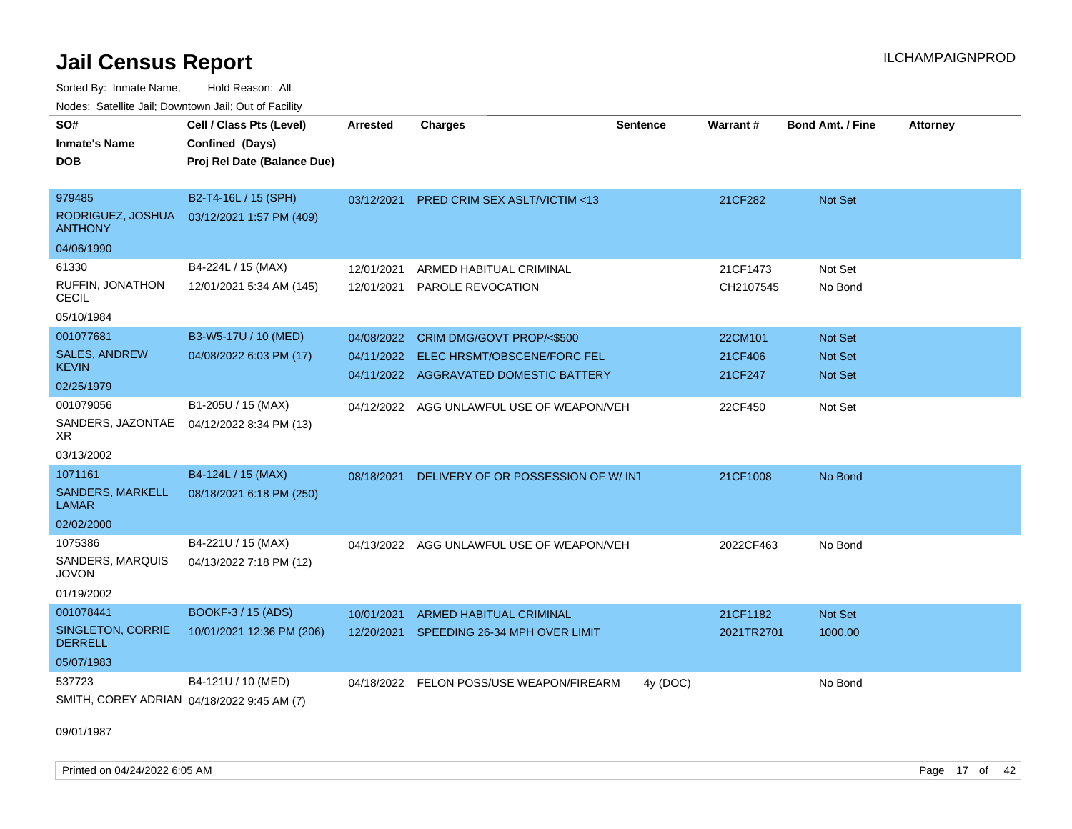# Jail Census Report

ILCHAMPAIGNPROD

Sorted By: Inmate Name, Hold Reason: All

Nodes: Satellite Jail; Downtown Jail; Out of Facility

| SO# / Inmate's Name / DOB | Cell / Class Pts (Level) / Confined (Days) / Proj Rel Date (Balance Due) | Arrested | Charges | Sentence | Warrant # | Bond Amt. / Fine | Attorney |
|---|---|---|---|---|---|---|---|
| 979485<br>RODRIGUEZ, JOSHUA ANTHONY<br>04/06/1990 | B2-T4-16L / 15 (SPH)<br>03/12/2021 1:57 PM (409) | 03/12/2021 | PRED CRIM SEX ASLT/VICTIM <13 | | 21CF282 | Not Set | |
| 61330<br>RUFFIN, JONATHON CECIL<br>05/10/1984 | B4-224L / 15 (MAX)<br>12/01/2021 5:34 AM (145) | 12/01/2021<br>12/01/2021 | ARMED HABITUAL CRIMINAL<br>PAROLE REVOCATION | | 21CF1473<br>CH2107545 | Not Set<br>No Bond | |
| 001077681<br>SALES, ANDREW KEVIN<br>02/25/1979 | B3-W5-17U / 10 (MED)<br>04/08/2022 6:03 PM (17) | 04/08/2022<br>04/11/2022<br>04/11/2022 | CRIM DMG/GOVT PROP/<$500<br>ELEC HRSMT/OBSCENE/FORC FEL<br>AGGRAVATED DOMESTIC BATTERY | | 22CM101<br>21CF406<br>21CF247 | Not Set<br>Not Set<br>Not Set | |
| 001079056<br>SANDERS, JAZONTAE XR<br>03/13/2002 | B1-205U / 15 (MAX)<br>04/12/2022 8:34 PM (13) | 04/12/2022 | AGG UNLAWFUL USE OF WEAPON/VEH | | 22CF450 | Not Set | |
| 1071161<br>SANDERS, MARKELL LAMAR<br>02/02/2000 | B4-124L / 15 (MAX)<br>08/18/2021 6:18 PM (250) | 08/18/2021 | DELIVERY OF OR POSSESSION OF W/ INT | | 21CF1008 | No Bond | |
| 1075386<br>SANDERS, MARQUIS JOVON<br>01/19/2002 | B4-221U / 15 (MAX)<br>04/13/2022 7:18 PM (12) | 04/13/2022 | AGG UNLAWFUL USE OF WEAPON/VEH | | 2022CF463 | No Bond | |
| 001078441<br>SINGLETON, CORRIE DERRELL<br>05/07/1983 | BOOKF-3 / 15 (ADS)<br>10/01/2021 12:36 PM (206) | 10/01/2021<br>12/20/2021 | ARMED HABITUAL CRIMINAL<br>SPEEDING 26-34 MPH OVER LIMIT | | 21CF1182<br>2021TR2701 | Not Set<br>1000.00 | |
| 537723<br>SMITH, COREY ADRIAN<br>09/01/1987 | B4-121U / 10 (MED)<br>04/18/2022 9:45 AM (7) | 04/18/2022 | FELON POSS/USE WEAPON/FIREARM | 4y (DOC) | | No Bond | |

Printed on 04/24/2022 6:05 AM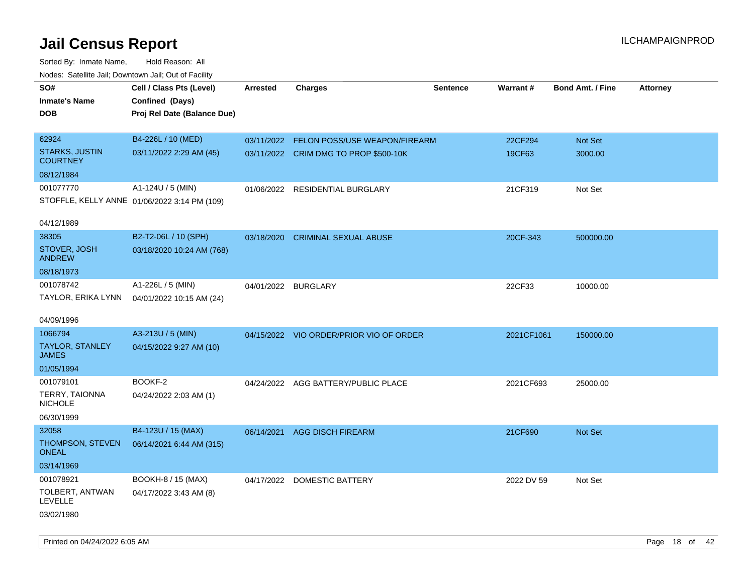# Jail Census Report

ILCHAMPAIGNPROD

Sorted By: Inmate Name, Hold Reason: All

Nodes: Satellite Jail; Downtown Jail; Out of Facility

| SO# / Inmate's Name / DOB | Cell / Class Pts (Level) / Confined (Days) / Proj Rel Date (Balance Due) | Arrested | Charges | Sentence | Warrant # | Bond Amt. / Fine | Attorney |
|---|---|---|---|---|---|---|---|
| 62924 STARKS, JUSTIN COURTNEY 08/12/1984 | B4-226L / 10 (MED) 03/11/2022 2:29 AM (45) | 03/11/2022 | FELON POSS/USE WEAPON/FIREARM | | 22CF294 | Not Set | |
| | | 03/11/2022 | CRIM DMG TO PROP $500-10K | | 19CF63 | 3000.00 | |
| 001077770 STOFFLE, KELLY ANNE 04/12/1989 | A1-124U / 5 (MIN) 01/06/2022 3:14 PM (109) | 01/06/2022 | RESIDENTIAL BURGLARY | | 21CF319 | Not Set | |
| 38305 STOVER, JOSH ANDREW 08/18/1973 | B2-T2-06L / 10 (SPH) 03/18/2020 10:24 AM (768) | 03/18/2020 | CRIMINAL SEXUAL ABUSE | | 20CF-343 | 500000.00 | |
| 001078742 TAYLOR, ERIKA LYNN 04/09/1996 | A1-226L / 5 (MIN) 04/01/2022 10:15 AM (24) | 04/01/2022 | BURGLARY | | 22CF33 | 10000.00 | |
| 1066794 TAYLOR, STANLEY JAMES 01/05/1994 | A3-213U / 5 (MIN) 04/15/2022 9:27 AM (10) | 04/15/2022 | VIO ORDER/PRIOR VIO OF ORDER | | 2021CF1061 | 150000.00 | |
| 001079101 TERRY, TAIONNA NICHOLE 06/30/1999 | BOOKF-2 04/24/2022 2:03 AM (1) | 04/24/2022 | AGG BATTERY/PUBLIC PLACE | | 2021CF693 | 25000.00 | |
| 32058 THOMPSON, STEVEN ONEAL 03/14/1969 | B4-123U / 15 (MAX) 06/14/2021 6:44 AM (315) | 06/14/2021 | AGG DISCH FIREARM | | 21CF690 | Not Set | |
| 001078921 TOLBERT, ANTWAN LEVELLE 03/02/1980 | BOOKH-8 / 15 (MAX) 04/17/2022 3:43 AM (8) | 04/17/2022 | DOMESTIC BATTERY | | 2022 DV 59 | Not Set | |

Printed on 04/24/2022 6:05 AM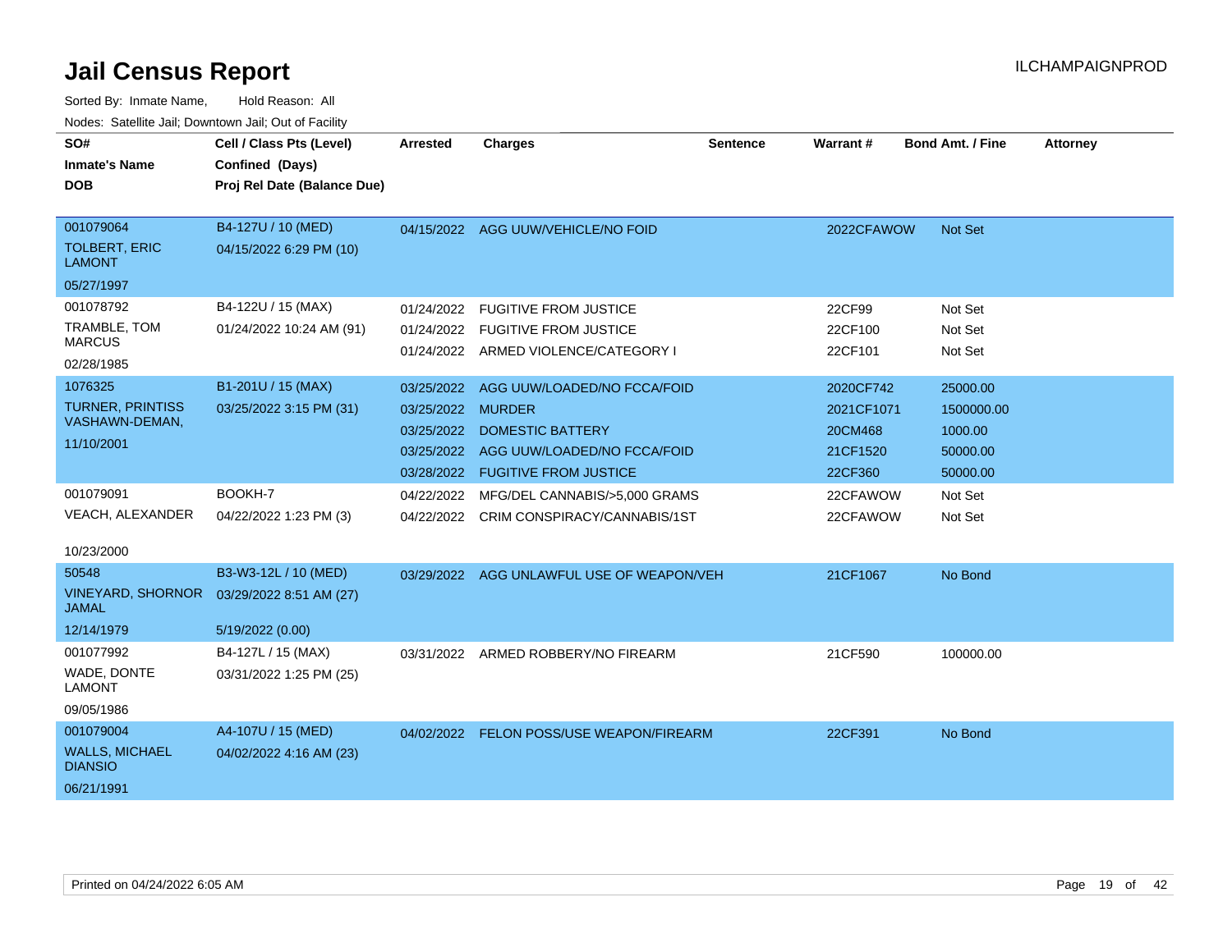# Jail Census Report

ILCHAMPAIGNPROD

Sorted By: Inmate Name, Hold Reason: All

Nodes: Satellite Jail; Downtown Jail; Out of Facility

| SO# / Inmate's Name / DOB | Cell / Class Pts (Level) / Confined (Days) / Proj Rel Date (Balance Due) | Arrested | Charges | Sentence | Warrant # | Bond Amt. / Fine | Attorney |
|---|---|---|---|---|---|---|---|
| 001079064 TOLBERT, ERIC LAMONT 05/27/1997 | B4-127U / 10 (MED) 04/15/2022 6:29 PM (10) | 04/15/2022 | AGG UUW/VEHICLE/NO FOID | | 2022CFAWOW | Not Set | |
| 001078792 TRAMBLE, TOM MARCUS 02/28/1985 | B4-122U / 15 (MAX) 01/24/2022 10:24 AM (91) | 01/24/2022 | FUGITIVE FROM JUSTICE | | 22CF99 | Not Set | |
| | | 01/24/2022 | FUGITIVE FROM JUSTICE | | 22CF100 | Not Set | |
| | | 01/24/2022 | ARMED VIOLENCE/CATEGORY I | | 22CF101 | Not Set | |
| 1076325 TURNER, PRINTISS VASHAWN-DEMAN, 11/10/2001 | B1-201U / 15 (MAX) 03/25/2022 3:15 PM (31) | 03/25/2022 | AGG UUW/LOADED/NO FCCA/FOID | | 2020CF742 | 25000.00 | |
| | | 03/25/2022 | MURDER | | 2021CF1071 | 1500000.00 | |
| | | 03/25/2022 | DOMESTIC BATTERY | | 20CM468 | 1000.00 | |
| | | 03/25/2022 | AGG UUW/LOADED/NO FCCA/FOID | | 21CF1520 | 50000.00 | |
| | | 03/28/2022 | FUGITIVE FROM JUSTICE | | 22CF360 | 50000.00 | |
| 001079091 VEACH, ALEXANDER 10/23/2000 | BOOKH-7 04/22/2022 1:23 PM (3) | 04/22/2022 | MFG/DEL CANNABIS/>5,000 GRAMS | | 22CFAWOW | Not Set | |
| | | 04/22/2022 | CRIM CONSPIRACY/CANNABIS/1ST | | 22CFAWOW | Not Set | |
| 50548 VINEYARD, SHORNOR JAMAL 12/14/1979 | B3-W3-12L / 10 (MED) 03/29/2022 8:51 AM (27) 5/19/2022 (0.00) | 03/29/2022 | AGG UNLAWFUL USE OF WEAPON/VEH | | 21CF1067 | No Bond | |
| 001077992 WADE, DONTE LAMONT 09/05/1986 | B4-127L / 15 (MAX) 03/31/2022 1:25 PM (25) | 03/31/2022 | ARMED ROBBERY/NO FIREARM | | 21CF590 | 100000.00 | |
| 001079004 WALLS, MICHAEL DIANSIO 06/21/1991 | A4-107U / 15 (MED) 04/02/2022 4:16 AM (23) | 04/02/2022 | FELON POSS/USE WEAPON/FIREARM | | 22CF391 | No Bond | |

Printed on 04/24/2022 6:05 AM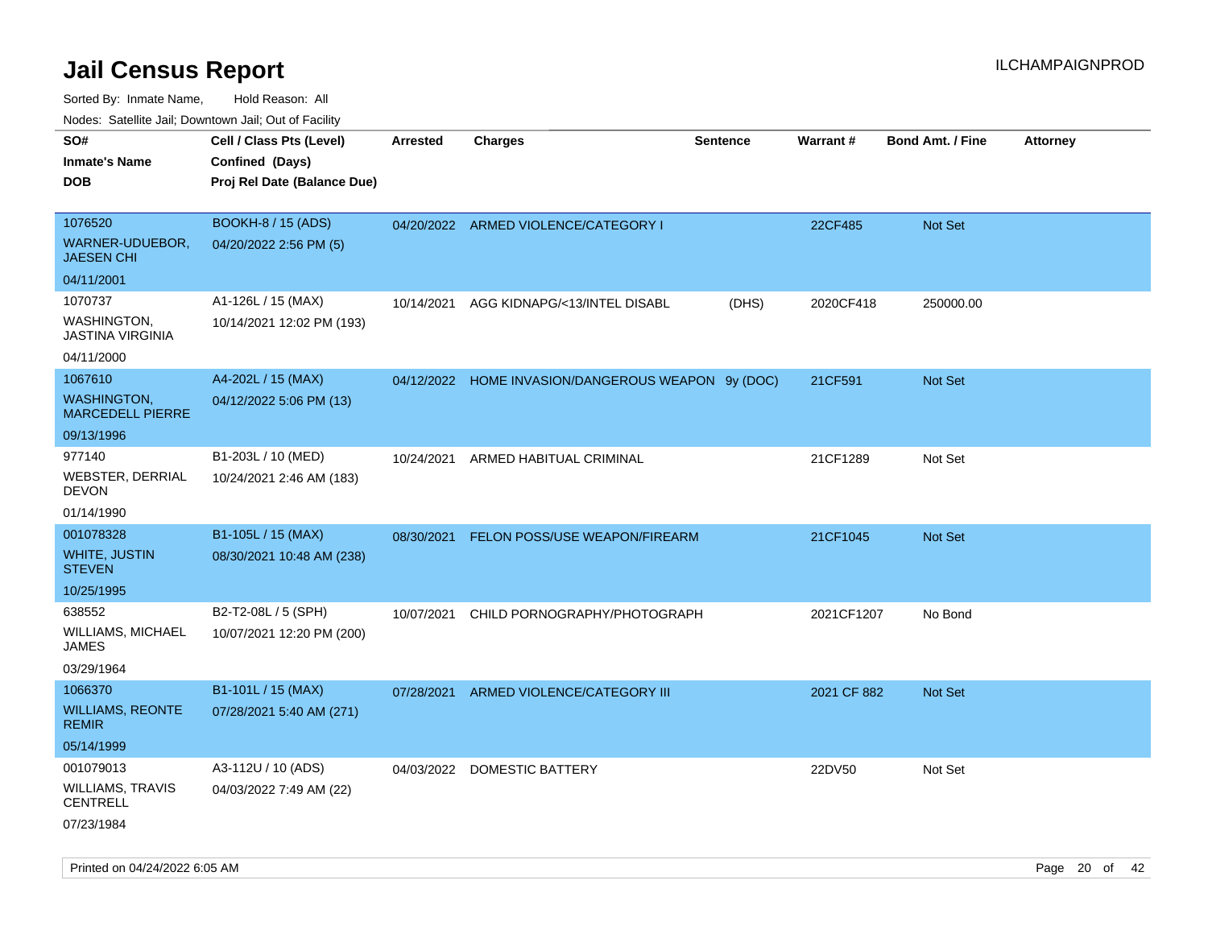# Jail Census Report

ILCHAMPAIGNPROD

Sorted By: Inmate Name, Hold Reason: All

Nodes: Satellite Jail; Downtown Jail; Out of Facility

| SO#<br>Inmate's Name<br>DOB | Cell / Class Pts (Level)<br>Confined (Days)<br>Proj Rel Date (Balance Due) | Arrested | Charges | Sentence | Warrant # | Bond Amt. / Fine | Attorney |
|---|---|---|---|---|---|---|---|
| 1076520<br>WARNER-UDUEBOR, JAESEN CHI<br>04/11/2001 | BOOKH-8 / 15 (ADS)<br>04/20/2022 2:56 PM (5) | 04/20/2022 | ARMED VIOLENCE/CATEGORY I | | 22CF485 | Not Set | |
| 1070737<br>WASHINGTON, JASTINA VIRGINIA<br>04/11/2000 | A1-126L / 15 (MAX)<br>10/14/2021 12:02 PM (193) | 10/14/2021 | AGG KIDNAPG/<13/INTEL DISABL | (DHS) | 2020CF418 | 250000.00 | |
| 1067610<br>WASHINGTON, MARCEDELL PIERRE<br>09/13/1996 | A4-202L / 15 (MAX)<br>04/12/2022 5:06 PM (13) | 04/12/2022 | HOME INVASION/DANGEROUS WEAPON | 9y (DOC) | 21CF591 | Not Set | |
| 977140<br>WEBSTER, DERRIAL DEVON<br>01/14/1990 | B1-203L / 10 (MED)<br>10/24/2021 2:46 AM (183) | 10/24/2021 | ARMED HABITUAL CRIMINAL | | 21CF1289 | Not Set | |
| 001078328<br>WHITE, JUSTIN STEVEN<br>10/25/1995 | B1-105L / 15 (MAX)<br>08/30/2021 10:48 AM (238) | 08/30/2021 | FELON POSS/USE WEAPON/FIREARM | | 21CF1045 | Not Set | |
| 638552<br>WILLIAMS, MICHAEL JAMES<br>03/29/1964 | B2-T2-08L / 5 (SPH)<br>10/07/2021 12:20 PM (200) | 10/07/2021 | CHILD PORNOGRAPHY/PHOTOGRAPH | | 2021CF1207 | No Bond | |
| 1066370<br>WILLIAMS, REONTE REMIR<br>05/14/1999 | B1-101L / 15 (MAX)<br>07/28/2021 5:40 AM (271) | 07/28/2021 | ARMED VIOLENCE/CATEGORY III | | 2021 CF 882 | Not Set | |
| 001079013<br>WILLIAMS, TRAVIS CENTRELL<br>07/23/1984 | A3-112U / 10 (ADS)<br>04/03/2022 7:49 AM (22) | 04/03/2022 | DOMESTIC BATTERY | | 22DV50 | Not Set | |

Printed on 04/24/2022 6:05 AM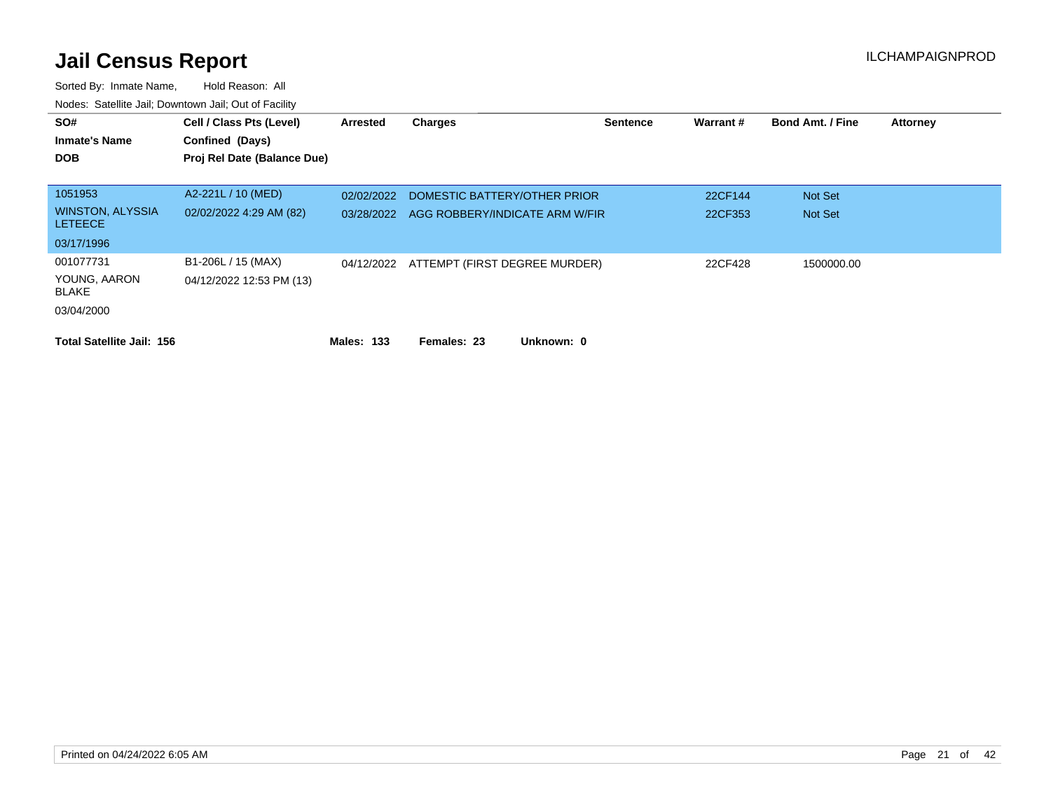# Jail Census Report

ILCHAMPAIGNPROD

Sorted By: Inmate Name, Hold Reason: All

Nodes: Satellite Jail; Downtown Jail; Out of Facility

| SO# / Inmate's Name / DOB | Cell / Class Pts (Level) / Confined (Days) / Proj Rel Date (Balance Due) | Arrested | Charges | Sentence | Warrant # | Bond Amt. / Fine | Attorney |
|---|---|---|---|---|---|---|---|
| 1051953<br>WINSTON, ALYSSIA LETEECE<br>03/17/1996 | A2-221L / 10 (MED)<br>02/02/2022 4:29 AM (82) | 02/02/2022 | DOMESTIC BATTERY/OTHER PRIOR | | 22CF144 | Not Set | |
| | | 03/28/2022 | AGG ROBBERY/INDICATE ARM W/FIR | | 22CF353 | Not Set | |
| 001077731<br>YOUNG, AARON BLAKE<br>03/04/2000 | B1-206L / 15 (MAX)<br>04/12/2022 12:53 PM (13) | 04/12/2022 | ATTEMPT (FIRST DEGREE MURDER) | | 22CF428 | 1500000.00 | |

**Total Satellite Jail: 156** **Males: 133** **Females: 23** **Unknown: 0**

Printed on 04/24/2022 6:05 AM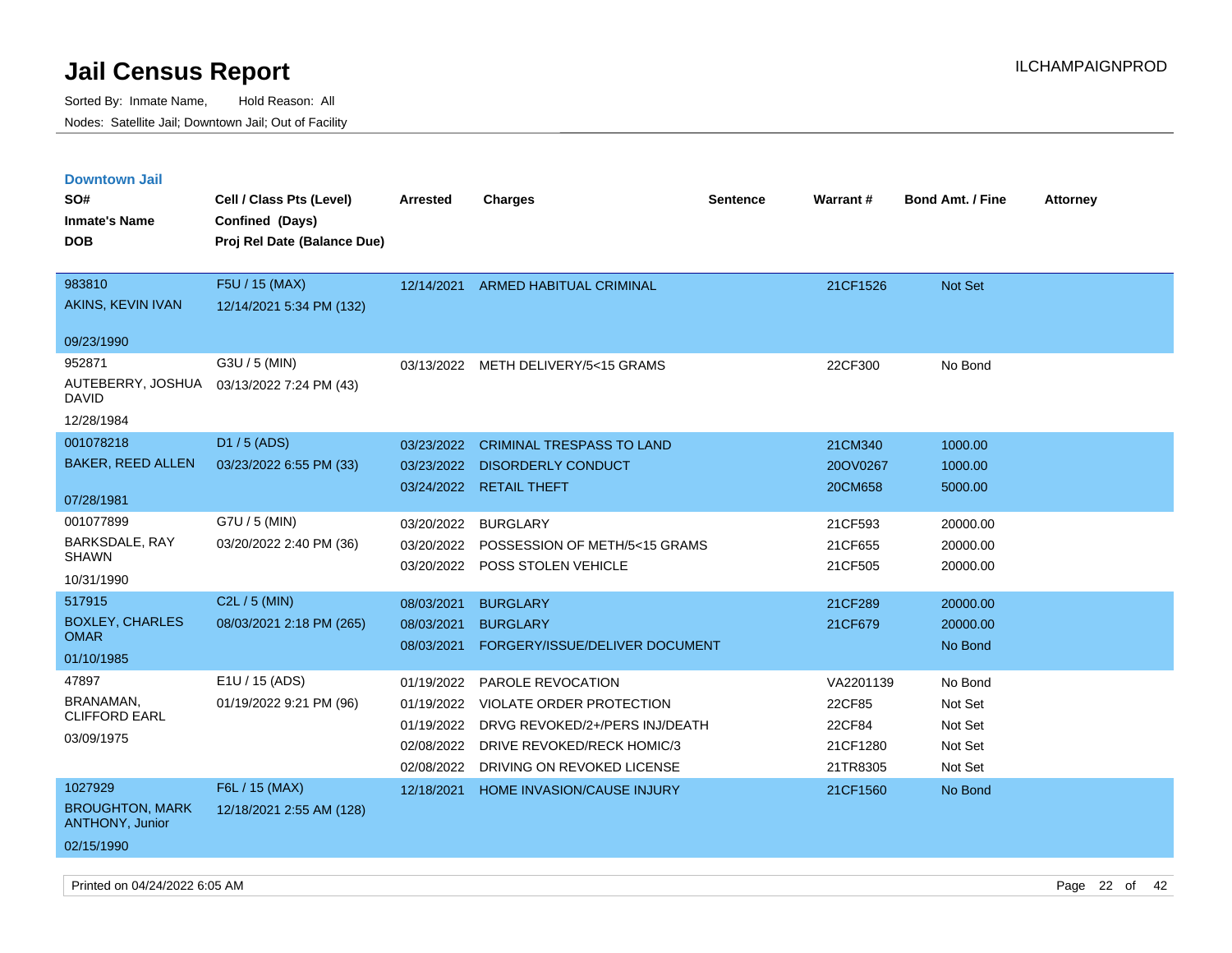# Jail Census Report

Sorted By: Inmate Name, Hold Reason: All

Nodes: Satellite Jail; Downtown Jail; Out of Facility

ILCHAMPAIGNPROD

## Downtown Jail

| SO# / Inmate's Name / DOB | Cell / Class Pts (Level) / Confined (Days) / Proj Rel Date (Balance Due) | Arrested | Charges | Sentence | Warrant # | Bond Amt. / Fine | Attorney |
|---|---|---|---|---|---|---|---|
| 983810<br>AKINS, KEVIN IVAN<br>09/23/1990 | F5U / 15 (MAX)<br>12/14/2021 5:34 PM (132) | 12/14/2021 | ARMED HABITUAL CRIMINAL | | 21CF1526 | Not Set | |
| 952871<br>AUTEBERRY, JOSHUA DAVID<br>12/28/1984 | G3U / 5 (MIN)<br>03/13/2022 7:24 PM (43) | 03/13/2022 | METH DELIVERY/5<15 GRAMS | | 22CF300 | No Bond | |
| 001078218<br>BAKER, REED ALLEN<br>07/28/1981 | D1 / 5 (ADS)<br>03/23/2022 6:55 PM (33) | 03/23/2022 | CRIMINAL TRESPASS TO LAND | | 21CM340 | 1000.00 | |
| | | 03/23/2022 | DISORDERLY CONDUCT | | 20OV0267 | 1000.00 | |
| | | 03/24/2022 | RETAIL THEFT | | 20CM658 | 5000.00 | |
| 001077899<br>BARKSDALE, RAY SHAWN<br>10/31/1990 | G7U / 5 (MIN)<br>03/20/2022 2:40 PM (36) | 03/20/2022 | BURGLARY | | 21CF593 | 20000.00 | |
| | | 03/20/2022 | POSSESSION OF METH/5<15 GRAMS | | 21CF655 | 20000.00 | |
| | | 03/20/2022 | POSS STOLEN VEHICLE | | 21CF505 | 20000.00 | |
| 517915<br>BOXLEY, CHARLES OMAR<br>01/10/1985 | C2L / 5 (MIN)<br>08/03/2021 2:18 PM (265) | 08/03/2021 | BURGLARY | | 21CF289 | 20000.00 | |
| | | 08/03/2021 | BURGLARY | | 21CF679 | 20000.00 | |
| | | 08/03/2021 | FORGERY/ISSUE/DELIVER DOCUMENT | | | No Bond | |
| 47897<br>BRANAMAN, CLIFFORD EARL<br>03/09/1975 | E1U / 15 (ADS)<br>01/19/2022 9:21 PM (96) | 01/19/2022 | PAROLE REVOCATION | | VA2201139 | No Bond | |
| | | 01/19/2022 | VIOLATE ORDER PROTECTION | | 22CF85 | Not Set | |
| | | 01/19/2022 | DRVG REVOKED/2+/PERS INJ/DEATH | | 22CF84 | Not Set | |
| | | 02/08/2022 | DRIVE REVOKED/RECK HOMIC/3 | | 21CF1280 | Not Set | |
| | | 02/08/2022 | DRIVING ON REVOKED LICENSE | | 21TR8305 | Not Set | |
| 1027929<br>BROUGHTON, MARK ANTHONY, Junior<br>02/15/1990 | F6L / 15 (MAX)<br>12/18/2021 2:55 AM (128) | 12/18/2021 | HOME INVASION/CAUSE INJURY | | 21CF1560 | No Bond | |

Printed on 04/24/2022 6:05 AM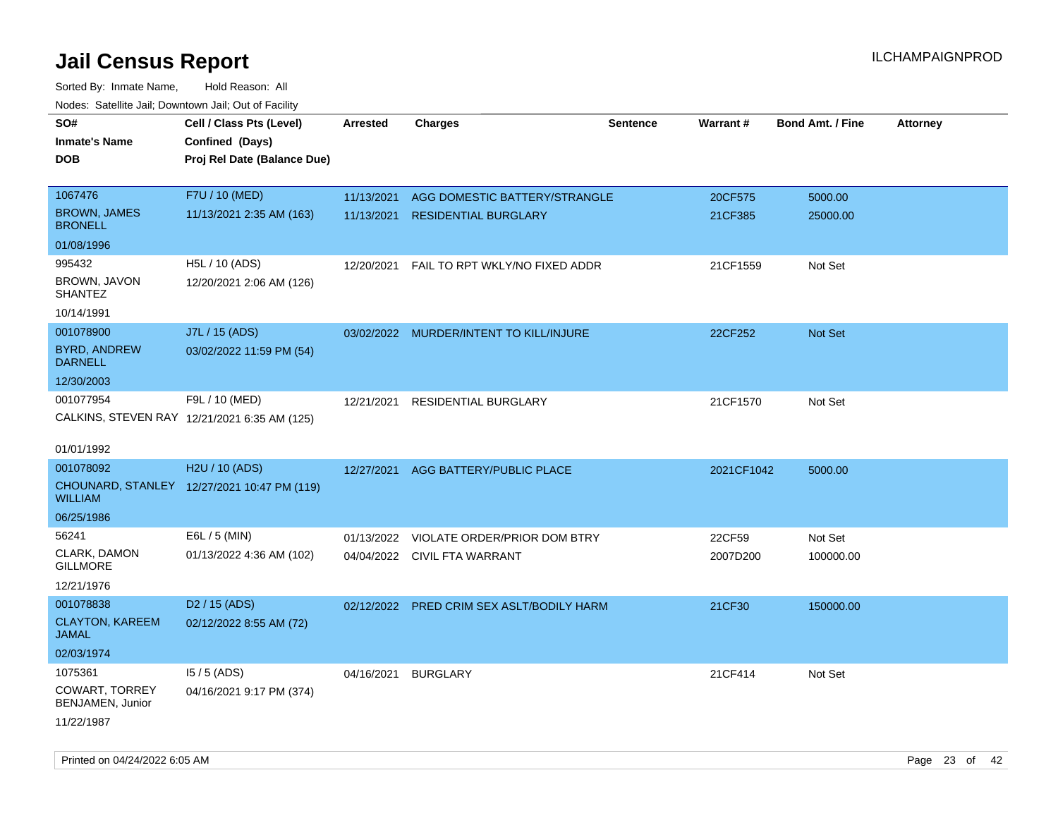# Jail Census Report

ILCHAMPAIGNPROD

Sorted By: Inmate Name, Hold Reason: All

Nodes: Satellite Jail; Downtown Jail; Out of Facility

| SO# / Inmate's Name / DOB | Cell / Class Pts (Level) / Confined (Days) / Proj Rel Date (Balance Due) | Arrested | Charges | Sentence | Warrant # | Bond Amt. / Fine | Attorney |
|---|---|---|---|---|---|---|---|
| 1067476<br>BROWN, JAMES BRONELL<br>01/08/1996 | F7U / 10 (MED)<br>11/13/2021 2:35 AM (163) | 11/13/2021<br>11/13/2021 | AGG DOMESTIC BATTERY/STRANGLE<br>RESIDENTIAL BURGLARY | | 20CF575<br>21CF385 | 5000.00<br>25000.00 | |
| 995432<br>BROWN, JAVON SHANTEZ<br>10/14/1991 | H5L / 10 (ADS)<br>12/20/2021 2:06 AM (126) | 12/20/2021 | FAIL TO RPT WKLY/NO FIXED ADDR | | 21CF1559 | Not Set | |
| 001078900<br>BYRD, ANDREW DARNELL<br>12/30/2003 | J7L / 15 (ADS)<br>03/02/2022 11:59 PM (54) | 03/02/2022 | MURDER/INTENT TO KILL/INJURE | | 22CF252 | Not Set | |
| 001077954<br>CALKINS, STEVEN RAY<br>01/01/1992 | F9L / 10 (MED)<br>12/21/2021 6:35 AM (125) | 12/21/2021 | RESIDENTIAL BURGLARY | | 21CF1570 | Not Set | |
| 001078092<br>CHOUNARD, STANLEY WILLIAM<br>06/25/1986 | H2U / 10 (ADS)<br>12/27/2021 10:47 PM (119) | 12/27/2021 | AGG BATTERY/PUBLIC PLACE | | 2021CF1042 | 5000.00 | |
| 56241<br>CLARK, DAMON GILLMORE<br>12/21/1976 | E6L / 5 (MIN)<br>01/13/2022 4:36 AM (102) | 01/13/2022<br>04/04/2022 | VIOLATE ORDER/PRIOR DOM BTRY<br>CIVIL FTA WARRANT | | 22CF59<br>2007D200 | Not Set<br>100000.00 | |
| 001078838<br>CLAYTON, KAREEM JAMAL<br>02/03/1974 | D2 / 15 (ADS)<br>02/12/2022 8:55 AM (72) | 02/12/2022 | PRED CRIM SEX ASLT/BODILY HARM | | 21CF30 | 150000.00 | |
| 1075361<br>COWART, TORREY BENJAMEN, Junior<br>11/22/1987 | I5 / 5 (ADS)<br>04/16/2021 9:17 PM (374) | 04/16/2021 | BURGLARY | | 21CF414 | Not Set | |

Printed on 04/24/2022 6:05 AM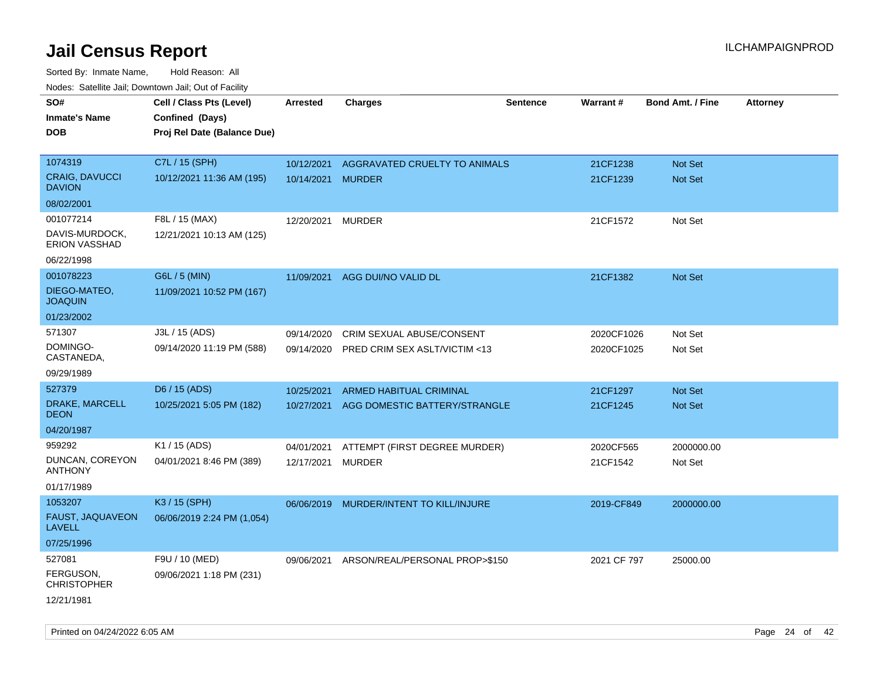# Jail Census Report

Sorted By: Inmate Name, Hold Reason: All

Nodes: Satellite Jail; Downtown Jail; Out of Facility

| SO# / Inmate's Name / DOB | Cell / Class Pts (Level) / Confined (Days) / Proj Rel Date (Balance Due) | Arrested | Charges | Sentence | Warrant # | Bond Amt. / Fine | Attorney |
|---|---|---|---|---|---|---|---|
| 1074319<br>CRAIG, DAVUCCI DAVION<br>08/02/2001 | C7L / 15 (SPH)<br>10/12/2021 11:36 AM (195) | 10/12/2021<br>10/14/2021 | AGGRAVATED CRUELTY TO ANIMALS<br>MURDER | | 21CF1238<br>21CF1239 | Not Set<br>Not Set | |
| 001077214<br>DAVIS-MURDOCK, ERION VASSHAD<br>06/22/1998 | F8L / 15 (MAX)<br>12/21/2021 10:13 AM (125) | 12/20/2021 | MURDER | | 21CF1572 | Not Set | |
| 001078223<br>DIEGO-MATEO, JOAQUIN<br>01/23/2002 | G6L / 5 (MIN)<br>11/09/2021 10:52 PM (167) | 11/09/2021 | AGG DUI/NO VALID DL | | 21CF1382 | Not Set | |
| 571307<br>DOMINGO-CASTANEDA,<br>09/29/1989 | J3L / 15 (ADS)<br>09/14/2020 11:19 PM (588) | 09/14/2020<br>09/14/2020 | CRIM SEXUAL ABUSE/CONSENT<br>PRED CRIM SEX ASLT/VICTIM <13 | | 2020CF1026<br>2020CF1025 | Not Set<br>Not Set | |
| 527379<br>DRAKE, MARCELL DEON<br>04/20/1987 | D6 / 15 (ADS)<br>10/25/2021 5:05 PM (182) | 10/25/2021<br>10/27/2021 | ARMED HABITUAL CRIMINAL<br>AGG DOMESTIC BATTERY/STRANGLE | | 21CF1297<br>21CF1245 | Not Set<br>Not Set | |
| 959292<br>DUNCAN, COREYON ANTHONY<br>01/17/1989 | K1 / 15 (ADS)<br>04/01/2021 8:46 PM (389) | 04/01/2021<br>12/17/2021 | ATTEMPT (FIRST DEGREE MURDER)<br>MURDER | | 2020CF565<br>21CF1542 | 2000000.00<br>Not Set | |
| 1053207<br>FAUST, JAQUAVEON LAVELL<br>07/25/1996 | K3 / 15 (SPH)<br>06/06/2019 2:24 PM (1,054) | 06/06/2019 | MURDER/INTENT TO KILL/INJURE | | 2019-CF849 | 2000000.00 | |
| 527081<br>FERGUSON, CHRISTOPHER<br>12/21/1981 | F9U / 10 (MED)<br>09/06/2021 1:18 PM (231) | 09/06/2021 | ARSON/REAL/PERSONAL PROP>$150 | | 2021 CF 797 | 25000.00 | |

Printed on 04/24/2022 6:05 AM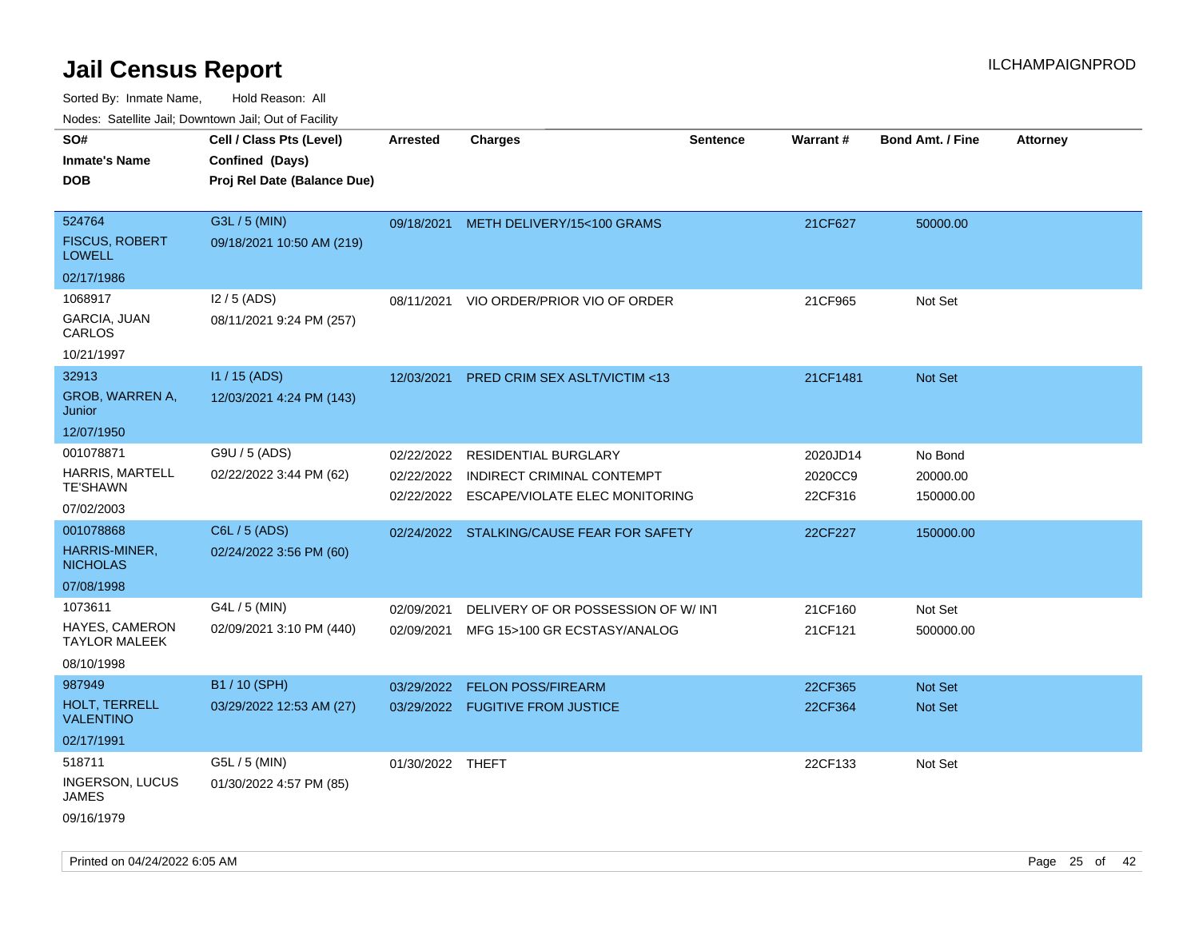# Jail Census Report

ILCHAMPAIGNPROD

Sorted By: Inmate Name, Hold Reason: All

Nodes: Satellite Jail; Downtown Jail; Out of Facility

| SO#<br>Inmate's Name<br>DOB | Cell / Class Pts (Level)<br>Confined (Days)<br>Proj Rel Date (Balance Due) | Arrested | Charges | Sentence | Warrant # | Bond Amt. / Fine | Attorney |
|---|---|---|---|---|---|---|---|
| 524764<br>FISCUS, ROBERT LOWELL<br>02/17/1986 | G3L / 5 (MIN)<br>09/18/2021 10:50 AM (219) | 09/18/2021 | METH DELIVERY/15<100 GRAMS | | 21CF627 | 50000.00 | |
| 1068917<br>GARCIA, JUAN CARLOS<br>10/21/1997 | I2 / 5 (ADS)<br>08/11/2021 9:24 PM (257) | 08/11/2021 | VIO ORDER/PRIOR VIO OF ORDER | | 21CF965 | Not Set | |
| 32913<br>GROB, WARREN A, Junior<br>12/07/1950 | I1 / 15 (ADS)<br>12/03/2021 4:24 PM (143) | 12/03/2021 | PRED CRIM SEX ASLT/VICTIM <13 | | 21CF1481 | Not Set | |
| 001078871<br>HARRIS, MARTELL TE'SHAWN<br>07/02/2003 | G9U / 5 (ADS)<br>02/22/2022 3:44 PM (62) | 02/22/2022<br>02/22/2022<br>02/22/2022 | RESIDENTIAL BURGLARY<br>INDIRECT CRIMINAL CONTEMPT<br>ESCAPE/VIOLATE ELEC MONITORING | | 2020JD14<br>2020CC9<br>22CF316 | No Bond<br>20000.00<br>150000.00 | |
| 001078868<br>HARRIS-MINER, NICHOLAS<br>07/08/1998 | C6L / 5 (ADS)<br>02/24/2022 3:56 PM (60) | 02/24/2022 | STALKING/CAUSE FEAR FOR SAFETY | | 22CF227 | 150000.00 | |
| 1073611<br>HAYES, CAMERON TAYLOR MALEEK<br>08/10/1998 | G4L / 5 (MIN)<br>02/09/2021 3:10 PM (440) | 02/09/2021<br>02/09/2021 | DELIVERY OF OR POSSESSION OF W/ INT<br>MFG 15>100 GR ECSTASY/ANALOG | | 21CF160<br>21CF121 | Not Set<br>500000.00 | |
| 987949<br>HOLT, TERRELL VALENTINO<br>02/17/1991 | B1 / 10 (SPH)<br>03/29/2022 12:53 AM (27) | 03/29/2022<br>03/29/2022 | FELON POSS/FIREARM<br>FUGITIVE FROM JUSTICE | | 22CF365<br>22CF364 | Not Set<br>Not Set | |
| 518711<br>INGERSON, LUCUS JAMES<br>09/16/1979 | G5L / 5 (MIN)<br>01/30/2022 4:57 PM (85) | 01/30/2022 | THEFT | | 22CF133 | Not Set | |

Printed on 04/24/2022 6:05 AM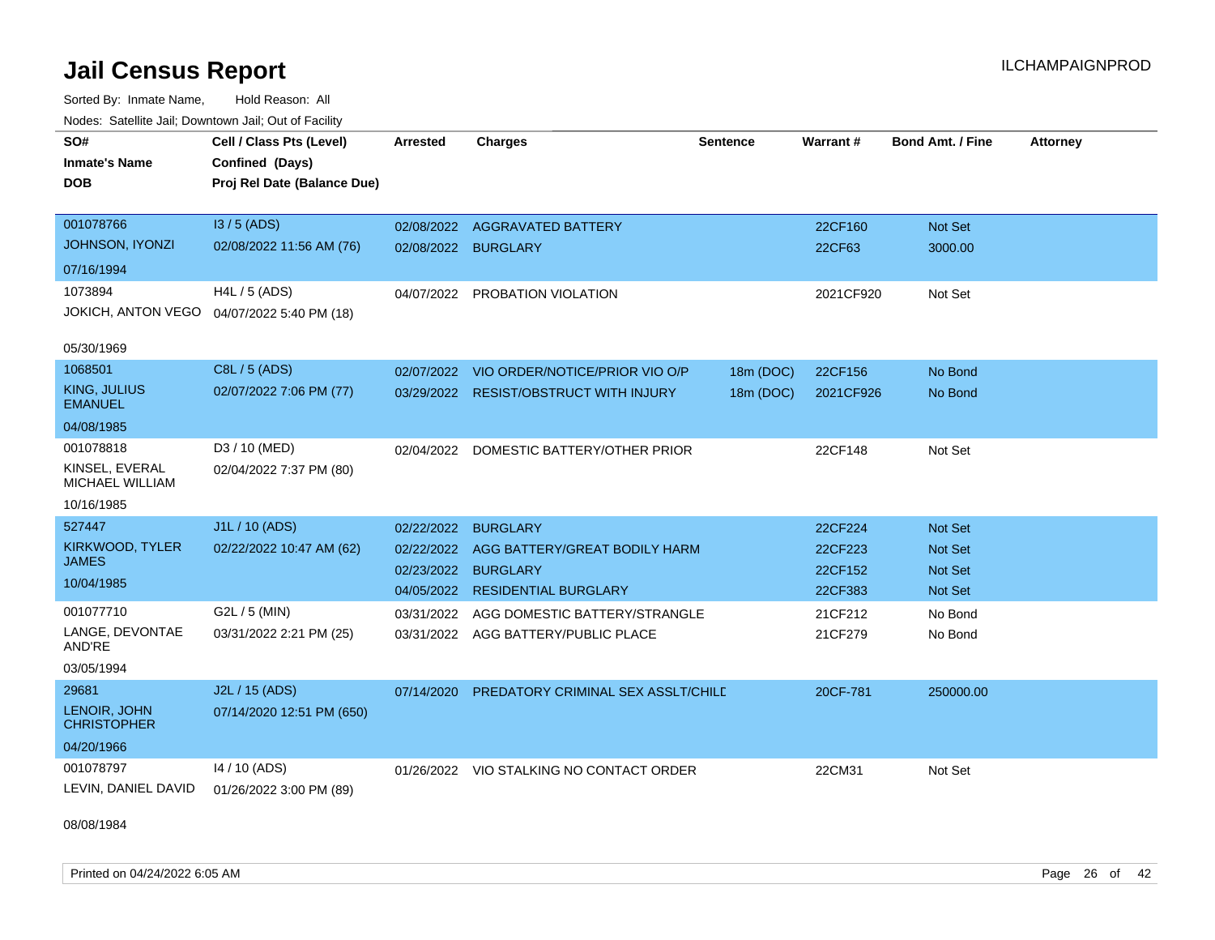# Jail Census Report

Sorted By: Inmate Name, Hold Reason: All

Nodes: Satellite Jail; Downtown Jail; Out of Facility

| SO# / Inmate's Name / DOB | Cell / Class Pts (Level) / Confined (Days) / Proj Rel Date (Balance Due) | Arrested | Charges | Sentence | Warrant # | Bond Amt. / Fine | Attorney |
|---|---|---|---|---|---|---|---|
| 001078766 JOHNSON, IYONZI 07/16/1994 | I3 / 5 (ADS) 02/08/2022 11:56 AM (76) | 02/08/2022 | AGGRAVATED BATTERY | | 22CF160 | Not Set | |
| | | 02/08/2022 | BURGLARY | | 22CF63 | 3000.00 | |
| 1073894 JOKICH, ANTON VEGO 05/30/1969 | H4L / 5 (ADS) 04/07/2022 5:40 PM (18) | 04/07/2022 | PROBATION VIOLATION | | 2021CF920 | Not Set | |
| 1068501 KING, JULIUS EMANUEL 04/08/1985 | C8L / 5 (ADS) 02/07/2022 7:06 PM (77) | 02/07/2022 | VIO ORDER/NOTICE/PRIOR VIO O/P | 18m (DOC) | 22CF156 | No Bond | |
| | | 03/29/2022 | RESIST/OBSTRUCT WITH INJURY | 18m (DOC) | 2021CF926 | No Bond | |
| 001078818 KINSEL, EVERAL MICHAEL WILLIAM 10/16/1985 | D3 / 10 (MED) 02/04/2022 7:37 PM (80) | 02/04/2022 | DOMESTIC BATTERY/OTHER PRIOR | | 22CF148 | Not Set | |
| 527447 KIRKWOOD, TYLER JAMES 10/04/1985 | J1L / 10 (ADS) 02/22/2022 10:47 AM (62) | 02/22/2022 | BURGLARY | | 22CF224 | Not Set | |
| | | 02/22/2022 | AGG BATTERY/GREAT BODILY HARM | | 22CF223 | Not Set | |
| | | 02/23/2022 | BURGLARY | | 22CF152 | Not Set | |
| | | 04/05/2022 | RESIDENTIAL BURGLARY | | 22CF383 | Not Set | |
| 001077710 LANGE, DEVONTAE AND'RE 03/05/1994 | G2L / 5 (MIN) 03/31/2022 2:21 PM (25) | 03/31/2022 | AGG DOMESTIC BATTERY/STRANGLE | | 21CF212 | No Bond | |
| | | 03/31/2022 | AGG BATTERY/PUBLIC PLACE | | 21CF279 | No Bond | |
| 29681 LENOIR, JOHN CHRISTOPHER 04/20/1966 | J2L / 15 (ADS) 07/14/2020 12:51 PM (650) | 07/14/2020 | PREDATORY CRIMINAL SEX ASSLT/CHILD | | 20CF-781 | 250000.00 | |
| 001078797 LEVIN, DANIEL DAVID 08/08/1984 | I4 / 10 (ADS) 01/26/2022 3:00 PM (89) | 01/26/2022 | VIO STALKING NO CONTACT ORDER | | 22CM31 | Not Set | |

Printed on 04/24/2022 6:05 AM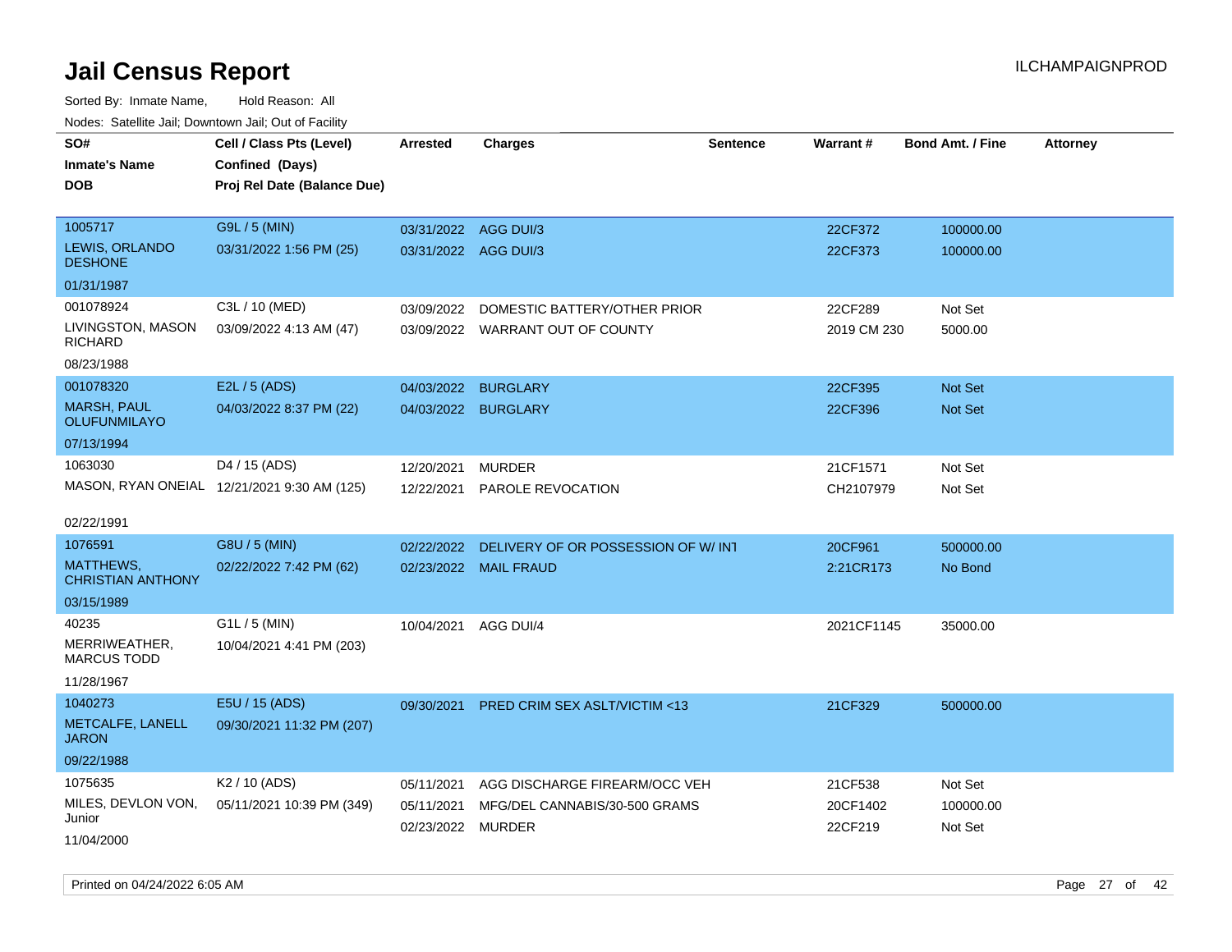# Jail Census Report

ILCHAMPAIGNPROD

Sorted By: Inmate Name, Hold Reason: All

Nodes: Satellite Jail; Downtown Jail; Out of Facility

| SO# / Inmate's Name / DOB | Cell / Class Pts (Level) / Confined (Days) / Proj Rel Date (Balance Due) | Arrested | Charges | Sentence | Warrant # | Bond Amt. / Fine | Attorney |
|---|---|---|---|---|---|---|---|
| 1005717 LEWIS, ORLANDO DESHONE 01/31/1987 | G9L / 5 (MIN) 03/31/2022 1:56 PM (25) | 03/31/2022 | AGG DUI/3 | | 22CF372 | 100000.00 | |
| | | 03/31/2022 | AGG DUI/3 | | 22CF373 | 100000.00 | |
| 001078924 LIVINGSTON, MASON RICHARD 08/23/1988 | C3L / 10 (MED) 03/09/2022 4:13 AM (47) | 03/09/2022 | DOMESTIC BATTERY/OTHER PRIOR | | 22CF289 | Not Set | |
| | | 03/09/2022 | WARRANT OUT OF COUNTY | | 2019 CM 230 | 5000.00 | |
| 001078320 MARSH, PAUL OLUFUNMILAYO 07/13/1994 | E2L / 5 (ADS) 04/03/2022 8:37 PM (22) | 04/03/2022 | BURGLARY | | 22CF395 | Not Set | |
| | | 04/03/2022 | BURGLARY | | 22CF396 | Not Set | |
| 1063030 MASON, RYAN ONEIAL 02/22/1991 | D4 / 15 (ADS) 12/21/2021 9:30 AM (125) | 12/20/2021 | MURDER | | 21CF1571 | Not Set | |
| | | 12/22/2021 | PAROLE REVOCATION | | CH2107979 | Not Set | |
| 1076591 MATTHEWS, CHRISTIAN ANTHONY 03/15/1989 | G8U / 5 (MIN) 02/22/2022 7:42 PM (62) | 02/22/2022 | DELIVERY OF OR POSSESSION OF W/ INT | | 20CF961 | 500000.00 | |
| | | 02/23/2022 | MAIL FRAUD | | 2:21CR173 | No Bond | |
| 40235 MERRIWEATHER, MARCUS TODD 11/28/1967 | G1L / 5 (MIN) 10/04/2021 4:41 PM (203) | 10/04/2021 | AGG DUI/4 | | 2021CF1145 | 35000.00 | |
| 1040273 METCALFE, LANELL JARON 09/22/1988 | E5U / 15 (ADS) 09/30/2021 11:32 PM (207) | 09/30/2021 | PRED CRIM SEX ASLT/VICTIM <13 | | 21CF329 | 500000.00 | |
| 1075635 MILES, DEVLON VON, Junior 11/04/2000 | K2 / 10 (ADS) 05/11/2021 10:39 PM (349) | 05/11/2021 | AGG DISCHARGE FIREARM/OCC VEH | | 21CF538 | Not Set | |
| | | 05/11/2021 | MFG/DEL CANNABIS/30-500 GRAMS | | 20CF1402 | 100000.00 | |
| | | 02/23/2022 | MURDER | | 22CF219 | Not Set | |

Printed on 04/24/2022 6:05 AM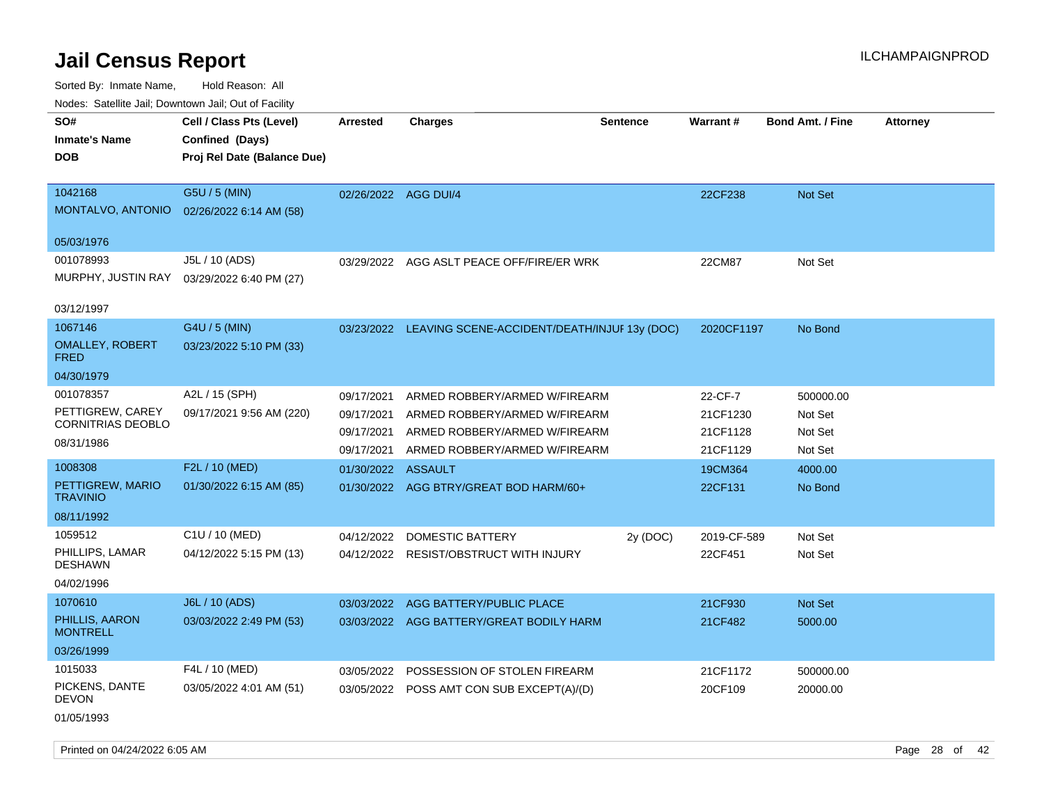# Jail Census Report

ILCHAMPAIGNPROD

Sorted By: Inmate Name, Hold Reason: All

Nodes: Satellite Jail; Downtown Jail; Out of Facility

| SO# / Inmate's Name / DOB | Cell / Class Pts (Level) / Confined (Days) / Proj Rel Date (Balance Due) | Arrested | Charges | Sentence | Warrant # | Bond Amt. / Fine | Attorney |
|---|---|---|---|---|---|---|---|
| 1042168 MONTALVO, ANTONIO 05/03/1976 | G5U / 5 (MIN) 02/26/2022 6:14 AM (58) | 02/26/2022 | AGG DUI/4 | | 22CF238 | Not Set | |
| 001078993 MURPHY, JUSTIN RAY 03/12/1997 | J5L / 10 (ADS) 03/29/2022 6:40 PM (27) | 03/29/2022 | AGG ASLT PEACE OFF/FIRE/ER WRK | | 22CM87 | Not Set | |
| 1067146 OMALLEY, ROBERT FRED 04/30/1979 | G4U / 5 (MIN) 03/23/2022 5:10 PM (33) | 03/23/2022 | LEAVING SCENE-ACCIDENT/DEATH/INJUI | 13y (DOC) | 2020CF1197 | No Bond | |
| 001078357 PETTIGREW, CAREY CORNITRIAS DEOBLO 08/31/1986 | A2L / 15 (SPH) 09/17/2021 9:56 AM (220) | 09/17/2021 | ARMED ROBBERY/ARMED W/FIREARM | | 22-CF-7 | 500000.00 | |
| | | 09/17/2021 | ARMED ROBBERY/ARMED W/FIREARM | | 21CF1230 | Not Set | |
| | | 09/17/2021 | ARMED ROBBERY/ARMED W/FIREARM | | 21CF1128 | Not Set | |
| | | 09/17/2021 | ARMED ROBBERY/ARMED W/FIREARM | | 21CF1129 | Not Set | |
| 1008308 PETTIGREW, MARIO TRAVINIO 08/11/1992 | F2L / 10 (MED) 01/30/2022 6:15 AM (85) | 01/30/2022 | ASSAULT | | 19CM364 | 4000.00 | |
| | | 01/30/2022 | AGG BTRY/GREAT BOD HARM/60+ | | 22CF131 | No Bond | |
| 1059512 PHILLIPS, LAMAR DESHAWN 04/02/1996 | C1U / 10 (MED) 04/12/2022 5:15 PM (13) | 04/12/2022 | DOMESTIC BATTERY | 2y (DOC) | 2019-CF-589 | Not Set | |
| | | 04/12/2022 | RESIST/OBSTRUCT WITH INJURY | | 22CF451 | Not Set | |
| 1070610 PHILLIS, AARON MONTRELL 03/26/1999 | J6L / 10 (ADS) 03/03/2022 2:49 PM (53) | 03/03/2022 | AGG BATTERY/PUBLIC PLACE | | 21CF930 | Not Set | |
| | | 03/03/2022 | AGG BATTERY/GREAT BODILY HARM | | 21CF482 | 5000.00 | |
| 1015033 PICKENS, DANTE DEVON 01/05/1993 | F4L / 10 (MED) 03/05/2022 4:01 AM (51) | 03/05/2022 | POSSESSION OF STOLEN FIREARM | | 21CF1172 | 500000.00 | |
| | | 03/05/2022 | POSS AMT CON SUB EXCEPT(A)/(D) | | 20CF109 | 20000.00 | |

Printed on 04/24/2022 6:05 AM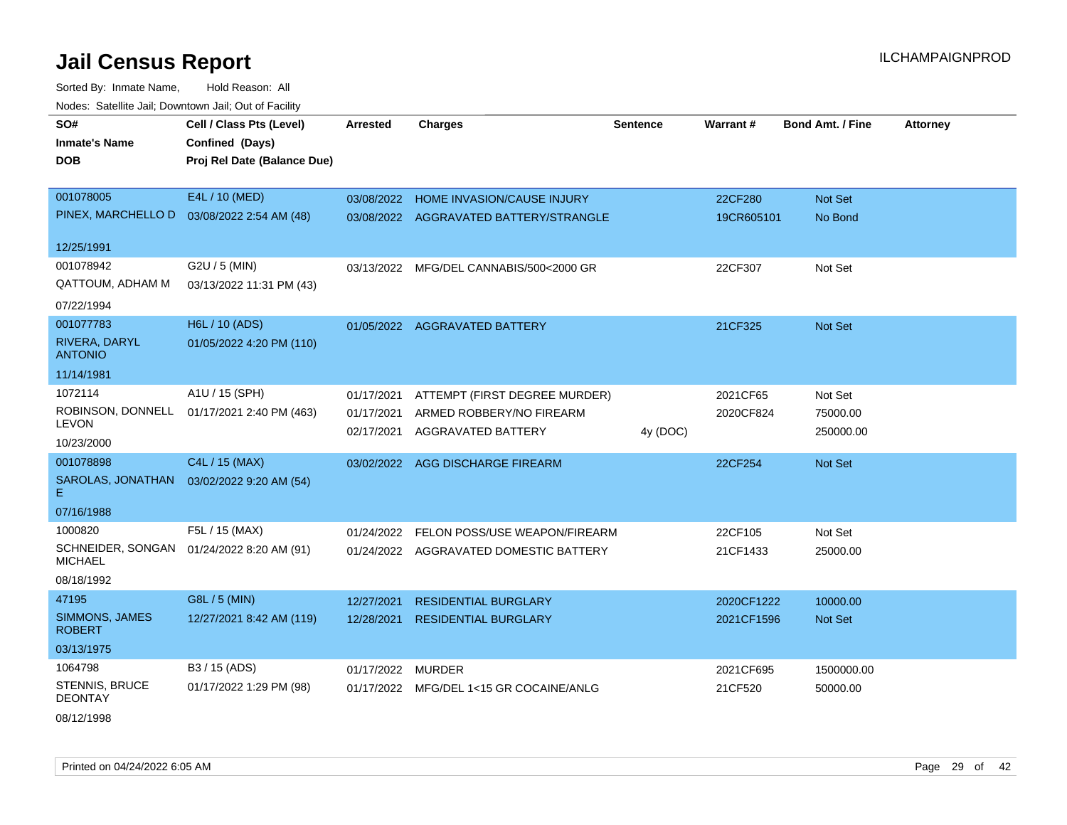# Jail Census Report

ILCHAMPAIGNPROD

Sorted By: Inmate Name, Hold Reason: All

Nodes: Satellite Jail; Downtown Jail; Out of Facility

| SO# / Inmate's Name / DOB | Cell / Class Pts (Level) / Confined (Days) / Proj Rel Date (Balance Due) | Arrested | Charges | Sentence | Warrant # | Bond Amt. / Fine | Attorney |
|---|---|---|---|---|---|---|---|
| 001078005<br>PINEX, MARCHELLO D<br>12/25/1991 | E4L / 10 (MED)<br>03/08/2022 2:54 AM (48) | 03/08/2022<br>03/08/2022 | HOME INVASION/CAUSE INJURY<br>AGGRAVATED BATTERY/STRANGLE | | 22CF280<br>19CR605101 | Not Set<br>No Bond | |
| 001078942<br>QATTOUM, ADHAM M<br>07/22/1994 | G2U / 5 (MIN)<br>03/13/2022 11:31 PM (43) | 03/13/2022 | MFG/DEL CANNABIS/500<2000 GR | | 22CF307 | Not Set | |
| 001077783<br>RIVERA, DARYL ANTONIO<br>11/14/1981 | H6L / 10 (ADS)<br>01/05/2022 4:20 PM (110) | 01/05/2022 | AGGRAVATED BATTERY | | 21CF325 | Not Set | |
| 1072114<br>ROBINSON, DONNELL LEVON<br>10/23/2000 | A1U / 15 (SPH)<br>01/17/2021 2:40 PM (463) | 01/17/2021<br>01/17/2021<br>02/17/2021 | ATTEMPT (FIRST DEGREE MURDER)<br>ARMED ROBBERY/NO FIREARM<br>AGGRAVATED BATTERY | <br><br>4y (DOC) | 2021CF65<br>2020CF824 | Not Set<br>75000.00<br>250000.00 | |
| 001078898<br>SAROLAS, JONATHAN E<br>07/16/1988 | C4L / 15 (MAX)<br>03/02/2022 9:20 AM (54) | 03/02/2022 | AGG DISCHARGE FIREARM | | 22CF254 | Not Set | |
| 1000820<br>SCHNEIDER, SONGAN MICHAEL<br>08/18/1992 | F5L / 15 (MAX)<br>01/24/2022 8:20 AM (91) | 01/24/2022<br>01/24/2022 | FELON POSS/USE WEAPON/FIREARM<br>AGGRAVATED DOMESTIC BATTERY | | 22CF105<br>21CF1433 | Not Set<br>25000.00 | |
| 47195<br>SIMMONS, JAMES ROBERT<br>03/13/1975 | G8L / 5 (MIN)<br>12/27/2021 8:42 AM (119) | 12/27/2021<br>12/28/2021 | RESIDENTIAL BURGLARY<br>RESIDENTIAL BURGLARY | | 2020CF1222<br>2021CF1596 | 10000.00<br>Not Set | |
| 1064798<br>STENNIS, BRUCE DEONTAY<br>08/12/1998 | B3 / 15 (ADS)<br>01/17/2022 1:29 PM (98) | 01/17/2022<br>01/17/2022 | MURDER<br>MFG/DEL 1<15 GR COCAINE/ANLG | | 2021CF695<br>21CF520 | 1500000.00<br>50000.00 | |

Printed on 04/24/2022 6:05 AM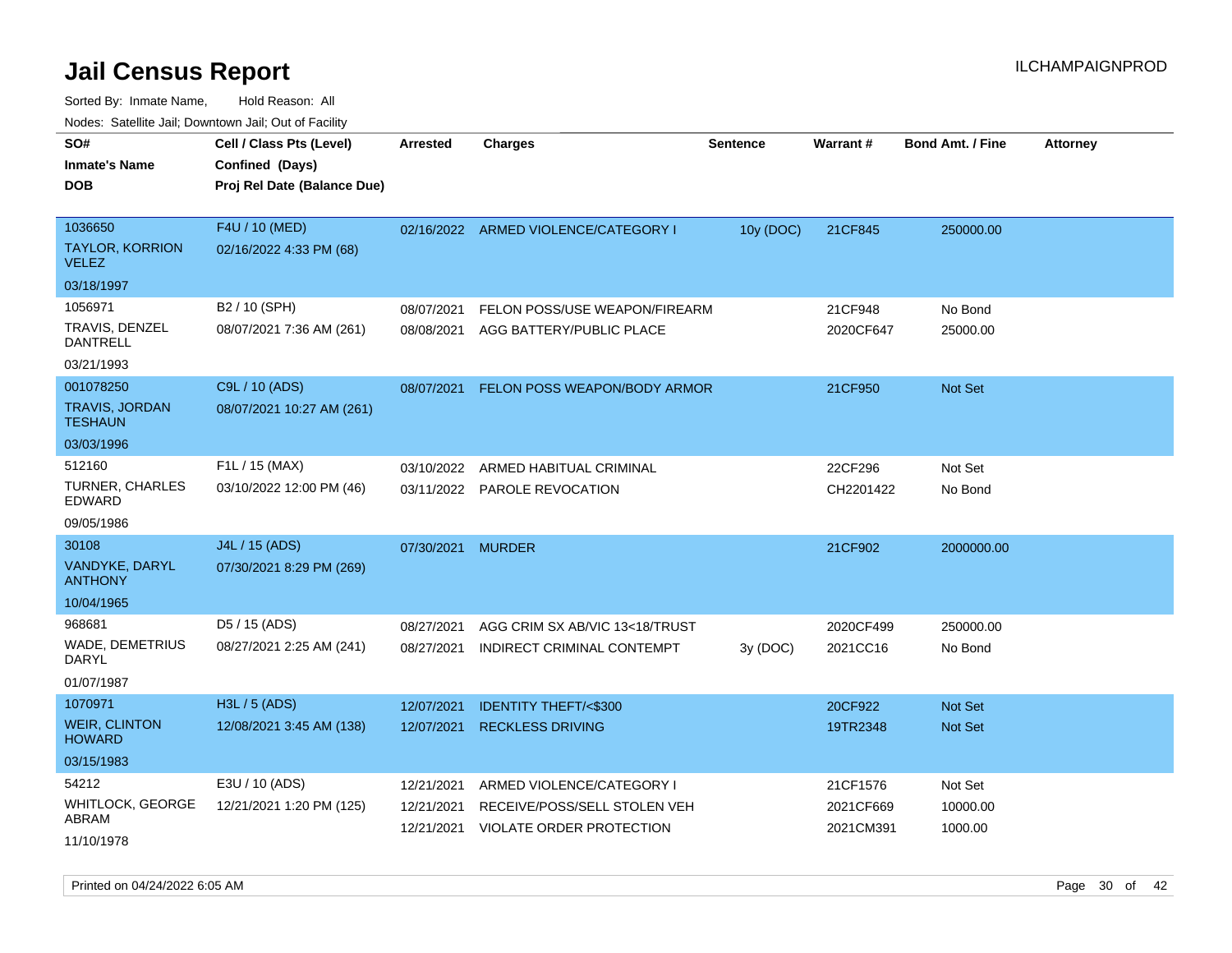# Jail Census Report

ILCHAMPAIGNPROD

Sorted By: Inmate Name, Hold Reason: All

Nodes: Satellite Jail; Downtown Jail; Out of Facility

| SO# / Inmate's Name / DOB | Cell / Class Pts (Level) / Confined (Days) / Proj Rel Date (Balance Due) | Arrested | Charges | Sentence | Warrant # | Bond Amt. / Fine | Attorney |
|---|---|---|---|---|---|---|---|
| 1036650<br>TAYLOR, KORRION VELEZ<br>03/18/1997 | F4U / 10 (MED)<br>02/16/2022 4:33 PM (68) | 02/16/2022 | ARMED VIOLENCE/CATEGORY I | 10y (DOC) | 21CF845 | 250000.00 | |
| 1056971<br>TRAVIS, DENZEL DANTRELL<br>03/21/1993 | B2 / 10 (SPH)<br>08/07/2021 7:36 AM (261) | 08/07/2021<br>08/08/2021 | FELON POSS/USE WEAPON/FIREARM<br>AGG BATTERY/PUBLIC PLACE | | 21CF948<br>2020CF647 | No Bond<br>25000.00 | |
| 001078250<br>TRAVIS, JORDAN TESHAUN<br>03/03/1996 | C9L / 10 (ADS)<br>08/07/2021 10:27 AM (261) | 08/07/2021 | FELON POSS WEAPON/BODY ARMOR | | 21CF950 | Not Set | |
| 512160<br>TURNER, CHARLES EDWARD<br>09/05/1986 | F1L / 15 (MAX)<br>03/10/2022 12:00 PM (46) | 03/10/2022<br>03/11/2022 | ARMED HABITUAL CRIMINAL<br>PAROLE REVOCATION | | 22CF296<br>CH2201422 | Not Set<br>No Bond | |
| 30108<br>VANDYKE, DARYL ANTHONY<br>10/04/1965 | J4L / 15 (ADS)<br>07/30/2021 8:29 PM (269) | 07/30/2021 | MURDER | | 21CF902 | 2000000.00 | |
| 968681<br>WADE, DEMETRIUS DARYL<br>01/07/1987 | D5 / 15 (ADS)<br>08/27/2021 2:25 AM (241) | 08/27/2021<br>08/27/2021 | AGG CRIM SX AB/VIC 13<18/TRUST<br>INDIRECT CRIMINAL CONTEMPT | <br>3y (DOC) | 2020CF499<br>2021CC16 | 250000.00<br>No Bond | |
| 1070971<br>WEIR, CLINTON HOWARD<br>03/15/1983 | H3L / 5 (ADS)<br>12/08/2021 3:45 AM (138) | 12/07/2021<br>12/07/2021 | IDENTITY THEFT/<$300<br>RECKLESS DRIVING | | 20CF922<br>19TR2348 | Not Set<br>Not Set | |
| 54212<br>WHITLOCK, GEORGE ABRAM<br>11/10/1978 | E3U / 10 (ADS)<br>12/21/2021 1:20 PM (125) | 12/21/2021<br>12/21/2021<br>12/21/2021 | ARMED VIOLENCE/CATEGORY I<br>RECEIVE/POSS/SELL STOLEN VEH<br>VIOLATE ORDER PROTECTION | | 21CF1576<br>2021CF669<br>2021CM391 | Not Set<br>10000.00<br>1000.00 | |

Printed on 04/24/2022 6:05 AM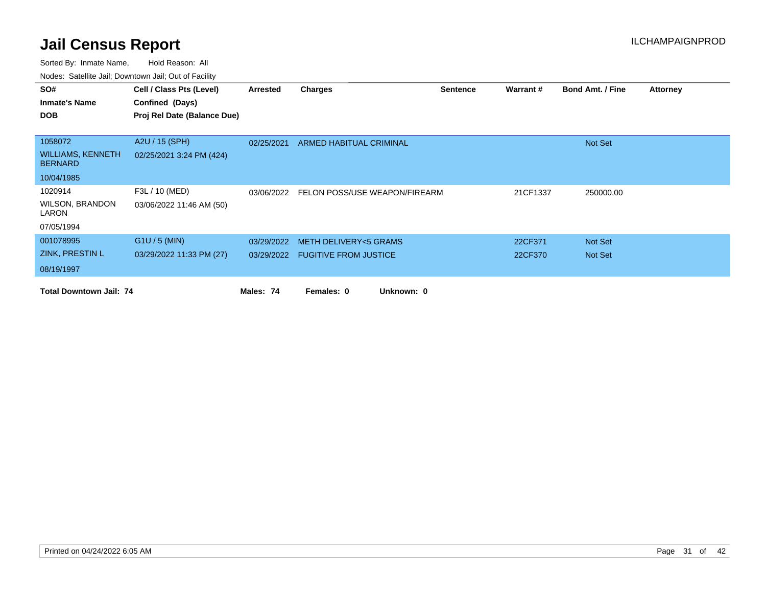# Jail Census Report

ILCHAMPAIGNPROD

Sorted By: Inmate Name, Hold Reason: All

Nodes: Satellite Jail; Downtown Jail; Out of Facility

| SO# / Inmate's Name / DOB | Cell / Class Pts (Level) / Confined (Days) / Proj Rel Date (Balance Due) | Arrested | Charges | Sentence | Warrant # | Bond Amt. / Fine | Attorney |
|---|---|---|---|---|---|---|---|
| 1058072<br>WILLIAMS, KENNETH BERNARD<br>10/04/1985 | A2U / 15 (SPH)<br>02/25/2021 3:24 PM (424) | 02/25/2021 | ARMED HABITUAL CRIMINAL | | | Not Set | |
| 1020914<br>WILSON, BRANDON LARON<br>07/05/1994 | F3L / 10 (MED)<br>03/06/2022 11:46 AM (50) | 03/06/2022 | FELON POSS/USE WEAPON/FIREARM | | 21CF1337 | 250000.00 | |
| 001078995<br>ZINK, PRESTIN L<br>08/19/1997 | G1U / 5 (MIN)<br>03/29/2022 11:33 PM (27) | 03/29/2022 | METH DELIVERY<5 GRAMS | | 22CF371 | Not Set | |
| | | 03/29/2022 | FUGITIVE FROM JUSTICE | | 22CF370 | Not Set | |

**Total Downtown Jail: 74** **Males: 74** **Females: 0** **Unknown: 0**

Printed on 04/24/2022 6:05 AM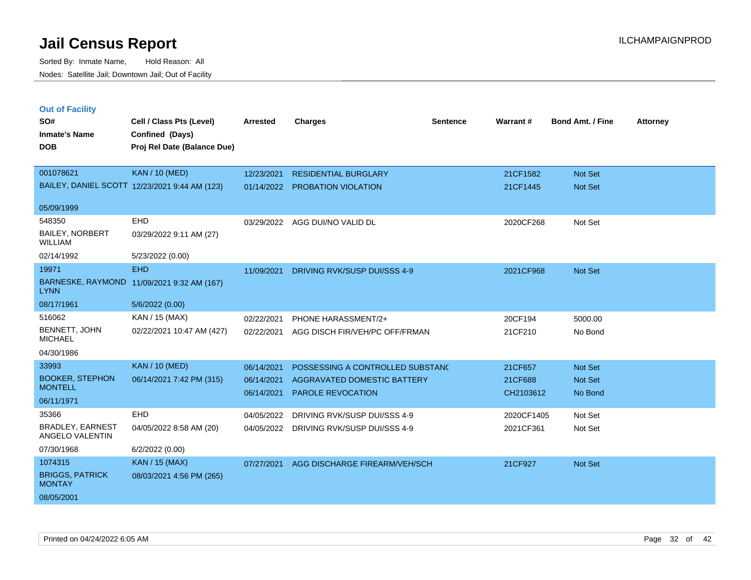# Jail Census Report

Sorted By: Inmate Name, Hold Reason: All

Nodes: Satellite Jail; Downtown Jail; Out of Facility

ILCHAMPAIGNPROD

## Out of Facility

| SO# / Inmate's Name / DOB | Cell / Class Pts (Level) / Confined (Days) / Proj Rel Date (Balance Due) | Arrested | Charges | Sentence | Warrant # | Bond Amt. / Fine | Attorney |
|---|---|---|---|---|---|---|---|
| 001078621 BAILEY, DANIEL SCOTT 05/09/1999 | KAN / 10 (MED) 12/23/2021 9:44 AM (123) | 12/23/2021 | RESIDENTIAL BURGLARY | | 21CF1582 | Not Set | |
| | | 01/14/2022 | PROBATION VIOLATION | | 21CF1445 | Not Set | |
| 548350 BAILEY, NORBERT WILLIAM 02/14/1992 | EHD 03/29/2022 9:11 AM (27) 5/23/2022 (0.00) | 03/29/2022 | AGG DUI/NO VALID DL | | 2020CF268 | Not Set | |
| 19971 BARNESKE, RAYMOND LYNN 08/17/1961 | EHD 11/09/2021 9:32 AM (167) 5/6/2022 (0.00) | 11/09/2021 | DRIVING RVK/SUSP DUI/SSS 4-9 | | 2021CF968 | Not Set | |
| 516062 BENNETT, JOHN MICHAEL 04/30/1986 | KAN / 15 (MAX) 02/22/2021 10:47 AM (427) | 02/22/2021 | PHONE HARASSMENT/2+ | | 20CF194 | 5000.00 | |
| | | 02/22/2021 | AGG DISCH FIR/VEH/PC OFF/FRMAN | | 21CF210 | No Bond | |
| 33993 BOOKER, STEPHON MONTELL 06/11/1971 | KAN / 10 (MED) 06/14/2021 7:42 PM (315) | 06/14/2021 | POSSESSING A CONTROLLED SUBSTANC | | 21CF657 | Not Set | |
| | | 06/14/2021 | AGGRAVATED DOMESTIC BATTERY | | 21CF688 | Not Set | |
| | | 06/14/2021 | PAROLE REVOCATION | | CH2103612 | No Bond | |
| 35366 BRADLEY, EARNEST ANGELO VALENTIN 07/30/1968 | EHD 04/05/2022 8:58 AM (20) 6/2/2022 (0.00) | 04/05/2022 | DRIVING RVK/SUSP DUI/SSS 4-9 | | 2020CF1405 | Not Set | |
| | | 04/05/2022 | DRIVING RVK/SUSP DUI/SSS 4-9 | | 2021CF361 | Not Set | |
| 1074315 BRIGGS, PATRICK MONTAY 08/05/2001 | KAN / 15 (MAX) 08/03/2021 4:56 PM (265) | 07/27/2021 | AGG DISCHARGE FIREARM/VEH/SCH | | 21CF927 | Not Set | |

Printed on 04/24/2022 6:05 AM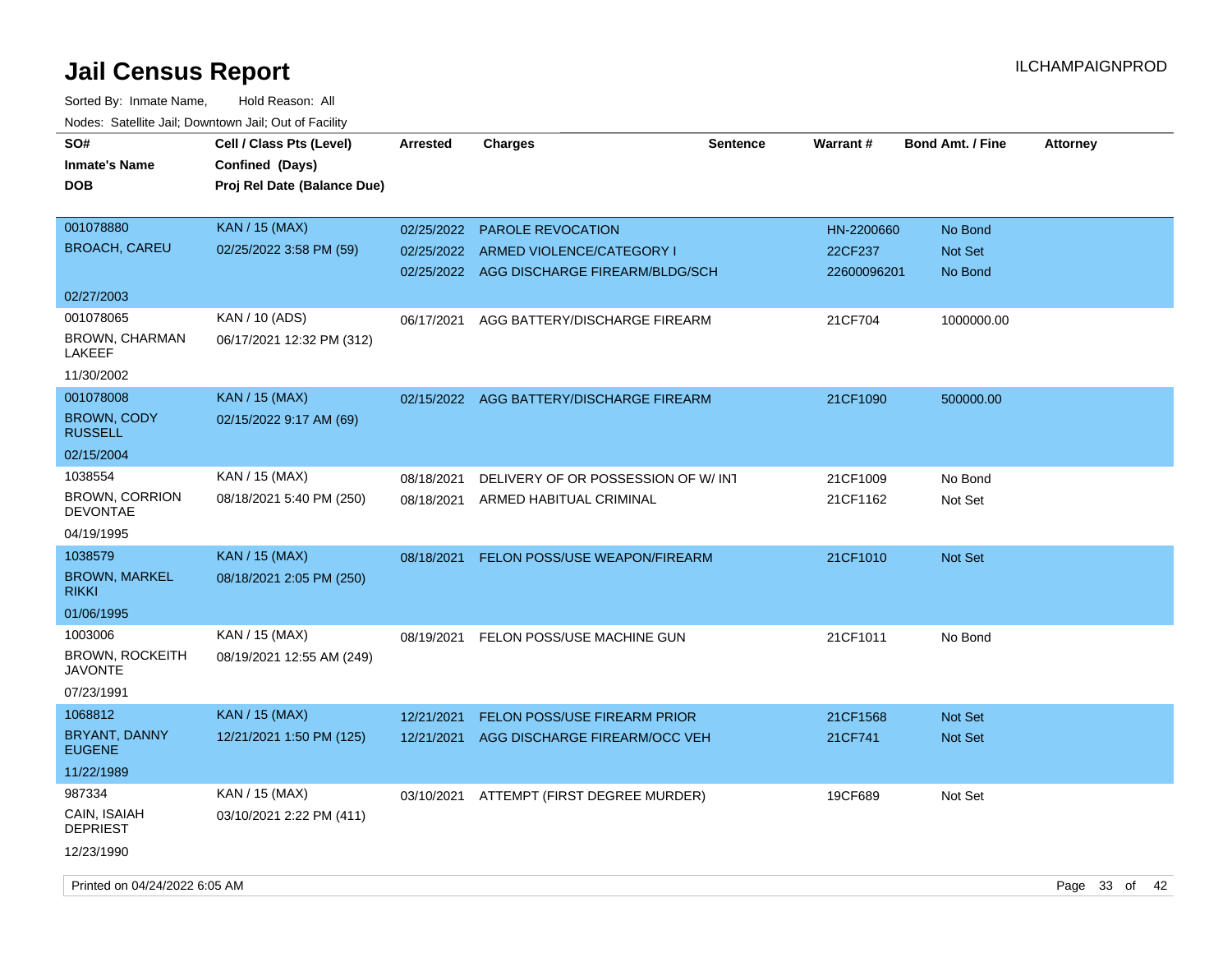# Jail Census Report

Sorted By: Inmate Name, Hold Reason: All

Nodes: Satellite Jail; Downtown Jail; Out of Facility

| SO# / Inmate's Name / DOB | Cell / Class Pts (Level) / Confined (Days) / Proj Rel Date (Balance Due) | Arrested | Charges | Sentence | Warrant # | Bond Amt. / Fine | Attorney |
|---|---|---|---|---|---|---|---|
| 001078880 BROACH, CAREU 02/27/2003 | KAN / 15 (MAX) 02/25/2022 3:58 PM (59) | 02/25/2022 | PAROLE REVOCATION | | HN-2200660 | No Bond | |
| | | 02/25/2022 | ARMED VIOLENCE/CATEGORY I | | 22CF237 | Not Set | |
| | | 02/25/2022 | AGG DISCHARGE FIREARM/BLDG/SCH | | 22600096201 | No Bond | |
| 001078065 BROWN, CHARMAN LAKEEF 11/30/2002 | KAN / 10 (ADS) 06/17/2021 12:32 PM (312) | 06/17/2021 | AGG BATTERY/DISCHARGE FIREARM | | 21CF704 | 1000000.00 | |
| 001078008 BROWN, CODY RUSSELL 02/15/2004 | KAN / 15 (MAX) 02/15/2022 9:17 AM (69) | 02/15/2022 | AGG BATTERY/DISCHARGE FIREARM | | 21CF1090 | 500000.00 | |
| 1038554 BROWN, CORRION DEVONTAE 04/19/1995 | KAN / 15 (MAX) 08/18/2021 5:40 PM (250) | 08/18/2021 | DELIVERY OF OR POSSESSION OF W/ INT | | 21CF1009 | No Bond | |
| | | 08/18/2021 | ARMED HABITUAL CRIMINAL | | 21CF1162 | Not Set | |
| 1038579 BROWN, MARKEL RIKKI 01/06/1995 | KAN / 15 (MAX) 08/18/2021 2:05 PM (250) | 08/18/2021 | FELON POSS/USE WEAPON/FIREARM | | 21CF1010 | Not Set | |
| 1003006 BROWN, ROCKEITH JAVONTE 07/23/1991 | KAN / 15 (MAX) 08/19/2021 12:55 AM (249) | 08/19/2021 | FELON POSS/USE MACHINE GUN | | 21CF1011 | No Bond | |
| 1068812 BRYANT, DANNY EUGENE 11/22/1989 | KAN / 15 (MAX) 12/21/2021 1:50 PM (125) | 12/21/2021 | FELON POSS/USE FIREARM PRIOR | | 21CF1568 | Not Set | |
| | | 12/21/2021 | AGG DISCHARGE FIREARM/OCC VEH | | 21CF741 | Not Set | |
| 987334 CAIN, ISAIAH DEPRIEST 12/23/1990 | KAN / 15 (MAX) 03/10/2021 2:22 PM (411) | 03/10/2021 | ATTEMPT (FIRST DEGREE MURDER) | | 19CF689 | Not Set | |

Printed on 04/24/2022 6:05 AM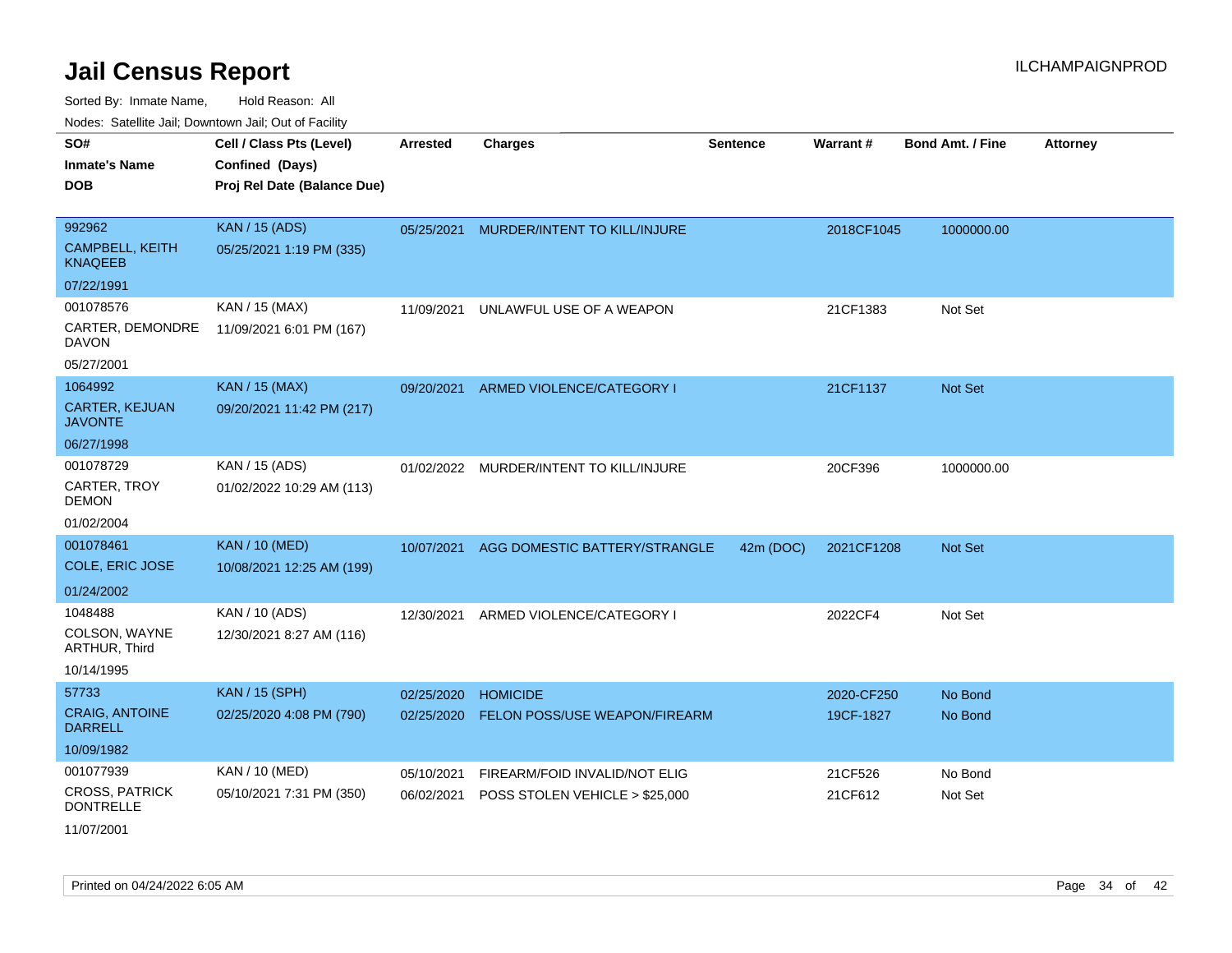# Jail Census Report

Sorted By: Inmate Name, Hold Reason: All

Nodes: Satellite Jail; Downtown Jail; Out of Facility

| SO# / Inmate's Name / DOB | Cell / Class Pts (Level) / Confined (Days) / Proj Rel Date (Balance Due) | Arrested | Charges | Sentence | Warrant # | Bond Amt. / Fine | Attorney |
|---|---|---|---|---|---|---|---|
| 992962<br>CAMPBELL, KEITH KNAQEEB<br>07/22/1991 | KAN / 15 (ADS)<br>05/25/2021 1:19 PM (335) | 05/25/2021 | MURDER/INTENT TO KILL/INJURE | | 2018CF1045 | 1000000.00 | |
| 001078576<br>CARTER, DEMONDRE DAVON<br>05/27/2001 | KAN / 15 (MAX)<br>11/09/2021 6:01 PM (167) | 11/09/2021 | UNLAWFUL USE OF A WEAPON | | 21CF1383 | Not Set | |
| 1064992<br>CARTER, KEJUAN JAVONTE<br>06/27/1998 | KAN / 15 (MAX)<br>09/20/2021 11:42 PM (217) | 09/20/2021 | ARMED VIOLENCE/CATEGORY I | | 21CF1137 | Not Set | |
| 001078729<br>CARTER, TROY DEMON<br>01/02/2004 | KAN / 15 (ADS)<br>01/02/2022 10:29 AM (113) | 01/02/2022 | MURDER/INTENT TO KILL/INJURE | | 20CF396 | 1000000.00 | |
| 001078461<br>COLE, ERIC JOSE<br>01/24/2002 | KAN / 10 (MED)<br>10/08/2021 12:25 AM (199) | 10/07/2021 | AGG DOMESTIC BATTERY/STRANGLE | 42m (DOC) | 2021CF1208 | Not Set | |
| 1048488<br>COLSON, WAYNE ARTHUR, Third<br>10/14/1995 | KAN / 10 (ADS)<br>12/30/2021 8:27 AM (116) | 12/30/2021 | ARMED VIOLENCE/CATEGORY I | | 2022CF4 | Not Set | |
| 57733<br>CRAIG, ANTOINE DARRELL<br>10/09/1982 | KAN / 15 (SPH)<br>02/25/2020 4:08 PM (790) | 02/25/2020<br>02/25/2020 | HOMICIDE<br>FELON POSS/USE WEAPON/FIREARM | | 2020-CF250<br>19CF-1827 | No Bond<br>No Bond | |
| 001077939<br>CROSS, PATRICK DONTRELLE<br>11/07/2001 | KAN / 10 (MED)<br>05/10/2021 7:31 PM (350) | 05/10/2021<br>06/02/2021 | FIREARM/FOID INVALID/NOT ELIG<br>POSS STOLEN VEHICLE > $25,000 | | 21CF526<br>21CF612 | No Bond<br>Not Set | |

Printed on 04/24/2022 6:05 AM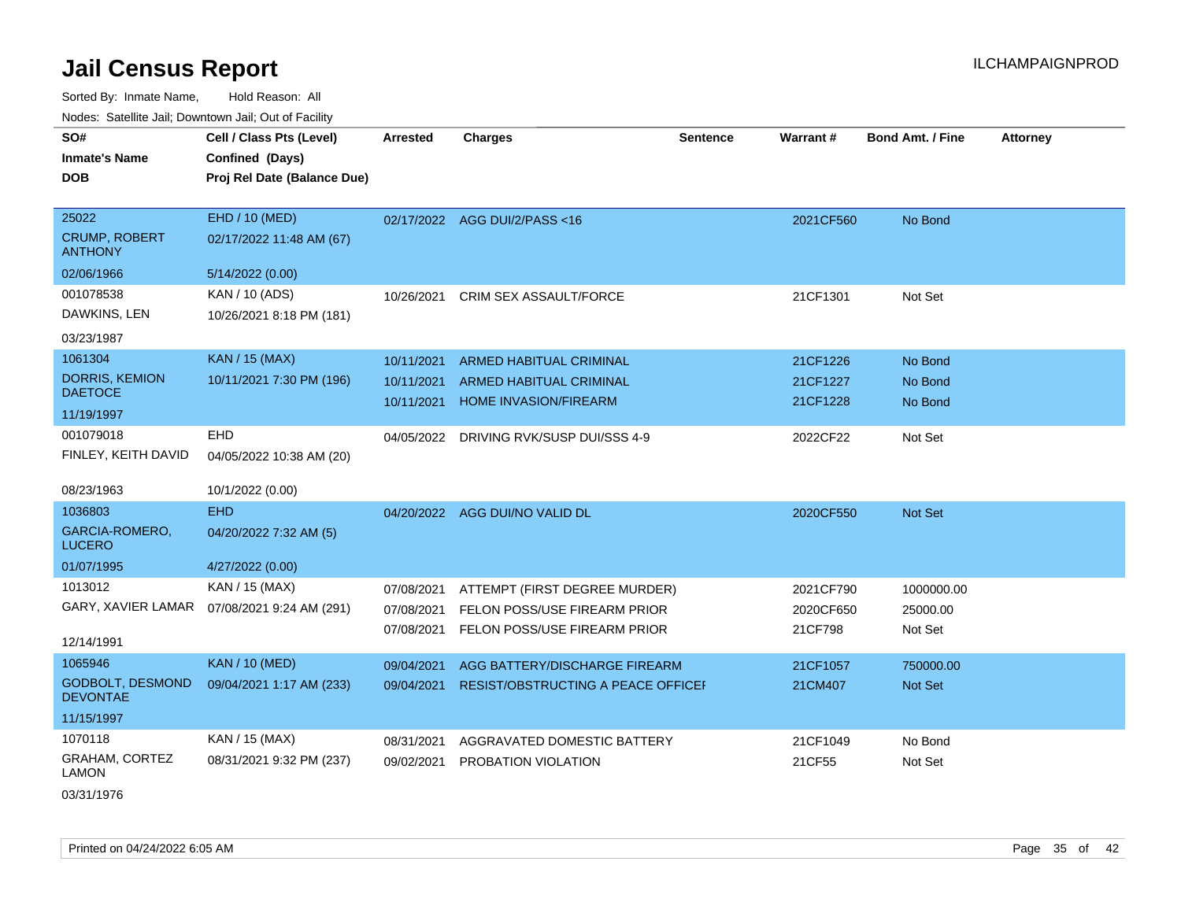# Jail Census Report

ILCHAMPAIGNPROD

Sorted By: Inmate Name, Hold Reason: All

Nodes: Satellite Jail; Downtown Jail; Out of Facility

| SO# / Inmate's Name / DOB | Cell / Class Pts (Level) / Confined (Days) / Proj Rel Date (Balance Due) | Arrested | Charges | Sentence | Warrant # | Bond Amt. / Fine | Attorney |
|---|---|---|---|---|---|---|---|
| 25022<br>CRUMP, ROBERT ANTHONY<br>02/06/1966 | EHD / 10 (MED)<br>02/17/2022 11:48 AM (67)<br>5/14/2022 (0.00) | 02/17/2022 | AGG DUI/2/PASS <16 | | 2021CF560 | No Bond | |
| 001078538<br>DAWKINS, LEN<br>03/23/1987 | KAN / 10 (ADS)<br>10/26/2021 8:18 PM (181) | 10/26/2021 | CRIM SEX ASSAULT/FORCE | | 21CF1301 | Not Set | |
| 1061304<br>DORRIS, KEMION DAETOCE<br>11/19/1997 | KAN / 15 (MAX)<br>10/11/2021 7:30 PM (196) | 10/11/2021 | ARMED HABITUAL CRIMINAL | | 21CF1226 | No Bond | |
| | | 10/11/2021 | ARMED HABITUAL CRIMINAL | | 21CF1227 | No Bond | |
| | | 10/11/2021 | HOME INVASION/FIREARM | | 21CF1228 | No Bond | |
| 001079018<br>FINLEY, KEITH DAVID<br>08/23/1963 | EHD<br>04/05/2022 10:38 AM (20)<br>10/1/2022 (0.00) | 04/05/2022 | DRIVING RVK/SUSP DUI/SSS 4-9 | | 2022CF22 | Not Set | |
| 1036803<br>GARCIA-ROMERO, LUCERO<br>01/07/1995 | EHD<br>04/20/2022 7:32 AM (5)<br>4/27/2022 (0.00) | 04/20/2022 | AGG DUI/NO VALID DL | | 2020CF550 | Not Set | |
| 1013012<br>GARY, XAVIER LAMAR<br>12/14/1991 | KAN / 15 (MAX)<br>07/08/2021 9:24 AM (291) | 07/08/2021 | ATTEMPT (FIRST DEGREE MURDER) | | 2021CF790 | 1000000.00 | |
| | | 07/08/2021 | FELON POSS/USE FIREARM PRIOR | | 2020CF650 | 25000.00 | |
| | | 07/08/2021 | FELON POSS/USE FIREARM PRIOR | | 21CF798 | Not Set | |
| 1065946<br>GODBOLT, DESMOND DEVONTAE<br>11/15/1997 | KAN / 10 (MED)<br>09/04/2021 1:17 AM (233) | 09/04/2021 | AGG BATTERY/DISCHARGE FIREARM | | 21CF1057 | 750000.00 | |
| | | 09/04/2021 | RESIST/OBSTRUCTING A PEACE OFFICEI | | 21CM407 | Not Set | |
| 1070118<br>GRAHAM, CORTEZ LAMON<br>03/31/1976 | KAN / 15 (MAX)<br>08/31/2021 9:32 PM (237) | 08/31/2021 | AGGRAVATED DOMESTIC BATTERY | | 21CF1049 | No Bond | |
| | | 09/02/2021 | PROBATION VIOLATION | | 21CF55 | Not Set | |

Printed on 04/24/2022 6:05 AM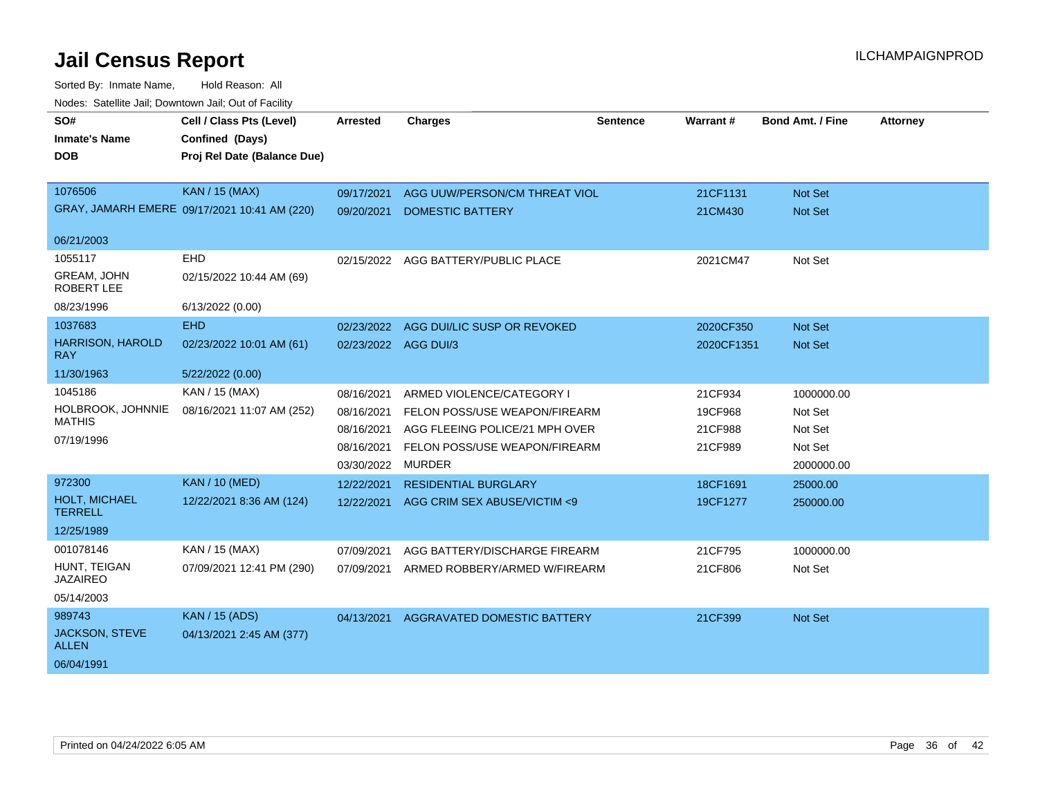# Jail Census Report

ILCHAMPAIGNPROD

Sorted By: Inmate Name, Hold Reason: All

Nodes: Satellite Jail; Downtown Jail; Out of Facility

| SO# / Inmate's Name / DOB | Cell / Class Pts (Level) / Confined (Days) / Proj Rel Date (Balance Due) | Arrested | Charges | Sentence | Warrant # | Bond Amt. / Fine | Attorney |
|---|---|---|---|---|---|---|---|
| 1076506 | KAN / 15 (MAX) | 09/17/2021 | AGG UUW/PERSON/CM THREAT VIOL | | 21CF1131 | Not Set | |
| GRAY, JAMARH EMERE | 09/17/2021 10:41 AM (220) | 09/20/2021 | DOMESTIC BATTERY | | 21CM430 | Not Set | |
| 06/21/2003 | | | | | | | |
| 1055117 | EHD | 02/15/2022 | AGG BATTERY/PUBLIC PLACE | | 2021CM47 | Not Set | |
| GREAM, JOHN ROBERT LEE | 02/15/2022 10:44 AM (69) | | | | | | |
| 08/23/1996 | 6/13/2022 (0.00) | | | | | | |
| 1037683 | EHD | 02/23/2022 | AGG DUI/LIC SUSP OR REVOKED | | 2020CF350 | Not Set | |
| HARRISON, HAROLD RAY | 02/23/2022 10:01 AM (61) | 02/23/2022 | AGG DUI/3 | | 2020CF1351 | Not Set | |
| 11/30/1963 | 5/22/2022 (0.00) | | | | | | |
| 1045186 | KAN / 15 (MAX) | 08/16/2021 | ARMED VIOLENCE/CATEGORY I | | 21CF934 | 1000000.00 | |
| HOLBROOK, JOHNNIE MATHIS | 08/16/2021 11:07 AM (252) | 08/16/2021 | FELON POSS/USE WEAPON/FIREARM | | 19CF968 | Not Set | |
| 07/19/1996 | | 08/16/2021 | AGG FLEEING POLICE/21 MPH OVER | | 21CF988 | Not Set | |
| | | 08/16/2021 | FELON POSS/USE WEAPON/FIREARM | | 21CF989 | Not Set | |
| | | 03/30/2022 | MURDER | | | 2000000.00 | |
| 972300 | KAN / 10 (MED) | 12/22/2021 | RESIDENTIAL BURGLARY | | 18CF1691 | 25000.00 | |
| HOLT, MICHAEL TERRELL | 12/22/2021 8:36 AM (124) | 12/22/2021 | AGG CRIM SEX ABUSE/VICTIM <9 | | 19CF1277 | 250000.00 | |
| 12/25/1989 | | | | | | | |
| 001078146 | KAN / 15 (MAX) | 07/09/2021 | AGG BATTERY/DISCHARGE FIREARM | | 21CF795 | 1000000.00 | |
| HUNT, TEIGAN JAZAIREO | 07/09/2021 12:41 PM (290) | 07/09/2021 | ARMED ROBBERY/ARMED W/FIREARM | | 21CF806 | Not Set | |
| 05/14/2003 | | | | | | | |
| 989743 | KAN / 15 (ADS) | 04/13/2021 | AGGRAVATED DOMESTIC BATTERY | | 21CF399 | Not Set | |
| JACKSON, STEVE ALLEN | 04/13/2021 2:45 AM (377) | | | | | | |
| 06/04/1991 | | | | | | | |

Printed on 04/24/2022 6:05 AM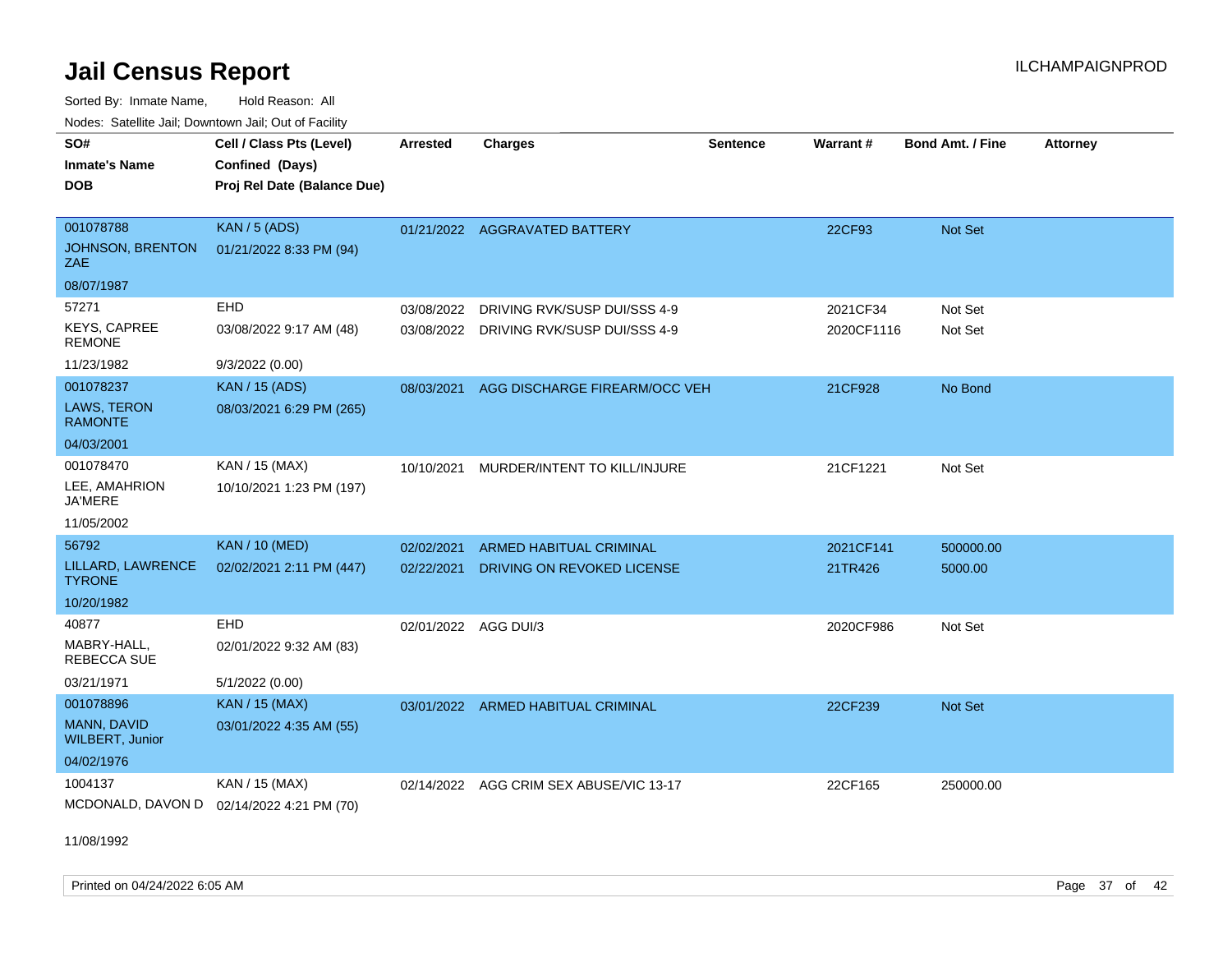# Jail Census Report

Sorted By: Inmate Name, Hold Reason: All

Nodes: Satellite Jail; Downtown Jail; Out of Facility

| SO# / Inmate's Name / DOB | Cell / Class Pts (Level) / Confined (Days) / Proj Rel Date (Balance Due) | Arrested | Charges | Sentence | Warrant # | Bond Amt. / Fine | Attorney |
|---|---|---|---|---|---|---|---|
| 001078788<br>JOHNSON, BRENTON ZAE<br>08/07/1987 | KAN / 5 (ADS)<br>01/21/2022 8:33 PM (94) | 01/21/2022 | AGGRAVATED BATTERY | | 22CF93 | Not Set | |
| 57271<br>KEYS, CAPREE REMONE<br>11/23/1982 | EHD<br>03/08/2022 9:17 AM (48)<br>9/3/2022 (0.00) | 03/08/2022<br>03/08/2022 | DRIVING RVK/SUSP DUI/SSS 4-9<br>DRIVING RVK/SUSP DUI/SSS 4-9 | | 2021CF34<br>2020CF1116 | Not Set<br>Not Set | |
| 001078237<br>LAWS, TERON RAMONTE<br>04/03/2001 | KAN / 15 (ADS)<br>08/03/2021 6:29 PM (265) | 08/03/2021 | AGG DISCHARGE FIREARM/OCC VEH | | 21CF928 | No Bond | |
| 001078470<br>LEE, AMAHRION JA'MERE<br>11/05/2002 | KAN / 15 (MAX)<br>10/10/2021 1:23 PM (197) | 10/10/2021 | MURDER/INTENT TO KILL/INJURE | | 21CF1221 | Not Set | |
| 56792<br>LILLARD, LAWRENCE TYRONE<br>10/20/1982 | KAN / 10 (MED)<br>02/02/2021 2:11 PM (447) | 02/02/2021<br>02/22/2021 | ARMED HABITUAL CRIMINAL<br>DRIVING ON REVOKED LICENSE | | 2021CF141<br>21TR426 | 500000.00<br>5000.00 | |
| 40877<br>MABRY-HALL, REBECCA SUE<br>03/21/1971 | EHD<br>02/01/2022 9:32 AM (83)<br>5/1/2022 (0.00) | 02/01/2022 | AGG DUI/3 | | 2020CF986 | Not Set | |
| 001078896<br>MANN, DAVID WILBERT, Junior<br>04/02/1976 | KAN / 15 (MAX)<br>03/01/2022 4:35 AM (55) | 03/01/2022 | ARMED HABITUAL CRIMINAL | | 22CF239 | Not Set | |
| 1004137<br>MCDONALD, DAVON D<br>11/08/1992 | KAN / 15 (MAX)<br>02/14/2022 4:21 PM (70) | 02/14/2022 | AGG CRIM SEX ABUSE/VIC 13-17 | | 22CF165 | 250000.00 | |

Printed on 04/24/2022 6:05 AM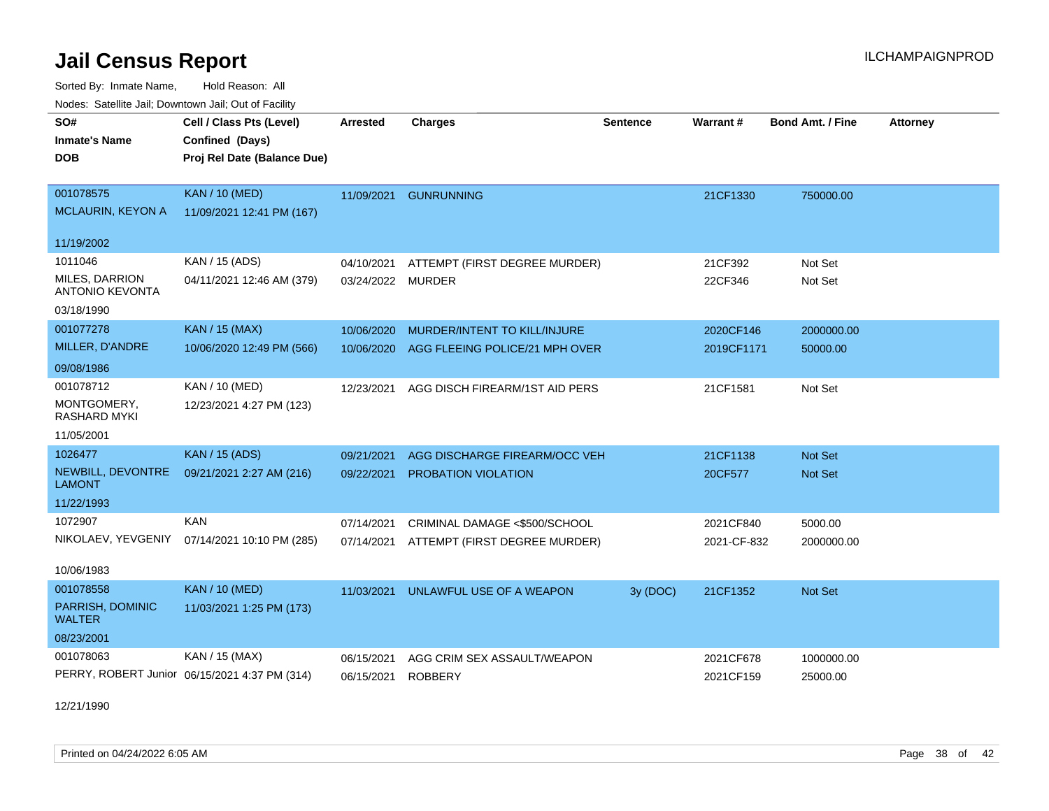# Jail Census Report

ILCHAMPAIGNPROD

Sorted By: Inmate Name, Hold Reason: All

Nodes: Satellite Jail; Downtown Jail; Out of Facility

| SO# / Inmate's Name / DOB | Cell / Class Pts (Level) / Confined (Days) / Proj Rel Date (Balance Due) | Arrested | Charges | Sentence | Warrant # | Bond Amt. / Fine | Attorney |
|---|---|---|---|---|---|---|---|
| 001078575<br>MCLAURIN, KEYON A<br>11/19/2002 | KAN / 10 (MED)<br>11/09/2021 12:41 PM (167) | 11/09/2021 | GUNRUNNING | | 21CF1330 | 750000.00 | |
| 1011046<br>MILES, DARRION ANTONIO KEVONTA<br>03/18/1990 | KAN / 15 (ADS)<br>04/11/2021 12:46 AM (379) | 04/10/2021<br>03/24/2022 | ATTEMPT (FIRST DEGREE MURDER)<br>MURDER | | 21CF392<br>22CF346 | Not Set<br>Not Set | |
| 001077278<br>MILLER, D'ANDRE<br>09/08/1986 | KAN / 15 (MAX)<br>10/06/2020 12:49 PM (566) | 10/06/2020<br>10/06/2020 | MURDER/INTENT TO KILL/INJURE<br>AGG FLEEING POLICE/21 MPH OVER | | 2020CF146<br>2019CF1171 | 2000000.00<br>50000.00 | |
| 001078712<br>MONTGOMERY, RASHARD MYKI<br>11/05/2001 | KAN / 10 (MED)<br>12/23/2021 4:27 PM (123) | 12/23/2021 | AGG DISCH FIREARM/1ST AID PERS | | 21CF1581 | Not Set | |
| 1026477<br>NEWBILL, DEVONTRE LAMONT<br>11/22/1993 | KAN / 15 (ADS)<br>09/21/2021 2:27 AM (216) | 09/21/2021<br>09/22/2021 | AGG DISCHARGE FIREARM/OCC VEH<br>PROBATION VIOLATION | | 21CF1138<br>20CF577 | Not Set<br>Not Set | |
| 1072907<br>NIKOLAEV, YEVGENIY<br>10/06/1983 | KAN<br>07/14/2021 10:10 PM (285) | 07/14/2021<br>07/14/2021 | CRIMINAL DAMAGE <$500/SCHOOL<br>ATTEMPT (FIRST DEGREE MURDER) | | 2021CF840<br>2021-CF-832 | 5000.00<br>2000000.00 | |
| 001078558<br>PARRISH, DOMINIC WALTER<br>08/23/2001 | KAN / 10 (MED)<br>11/03/2021 1:25 PM (173) | 11/03/2021 | UNLAWFUL USE OF A WEAPON | 3y (DOC) | 21CF1352 | Not Set | |
| 001078063<br>PERRY, ROBERT Junior<br>12/21/1990 | KAN / 15 (MAX)<br>06/15/2021 4:37 PM (314) | 06/15/2021<br>06/15/2021 | AGG CRIM SEX ASSAULT/WEAPON<br>ROBBERY | | 2021CF678<br>2021CF159 | 1000000.00<br>25000.00 | |

Printed on 04/24/2022 6:05 AM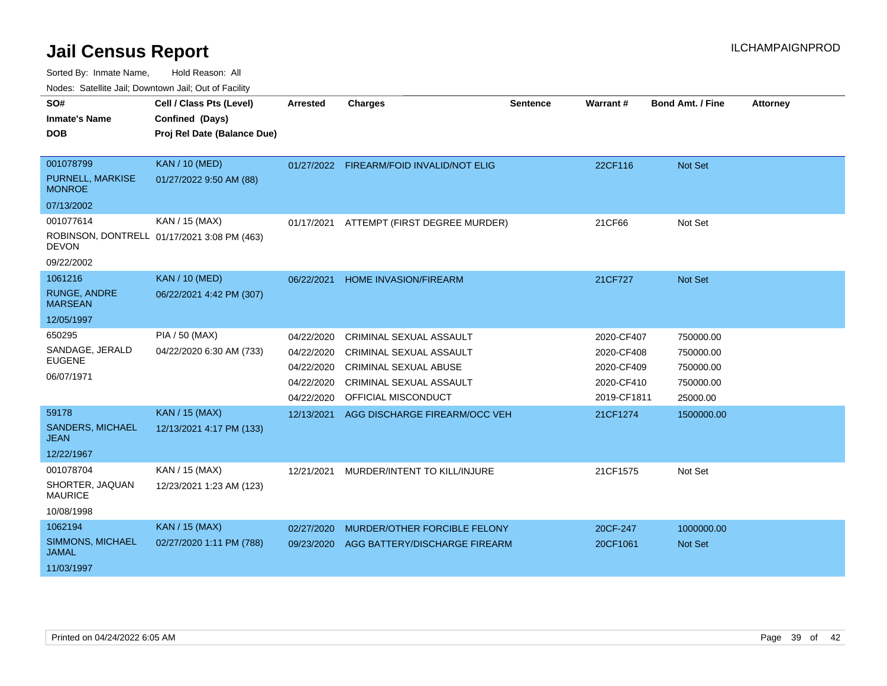# Jail Census Report

ILCHAMPAIGNPROD

Sorted By: Inmate Name, Hold Reason: All

Nodes: Satellite Jail; Downtown Jail; Out of Facility

| SO# / Inmate's Name / DOB | Cell / Class Pts (Level) / Confined (Days) / Proj Rel Date (Balance Due) | Arrested | Charges | Sentence | Warrant # | Bond Amt. / Fine | Attorney |
|---|---|---|---|---|---|---|---|
| 001078799<br>PURNELL, MARKISE MONROE<br>07/13/2002 | KAN / 10 (MED)<br>01/27/2022 9:50 AM (88) | 01/27/2022 | FIREARM/FOID INVALID/NOT ELIG | | 22CF116 | Not Set | |
| 001077614<br>ROBINSON, DONTRELL DEVON<br>09/22/2002 | KAN / 15 (MAX)<br>01/17/2021 3:08 PM (463) | 01/17/2021 | ATTEMPT (FIRST DEGREE MURDER) | | 21CF66 | Not Set | |
| 1061216<br>RUNGE, ANDRE MARSEAN<br>12/05/1997 | KAN / 10 (MED)<br>06/22/2021 4:42 PM (307) | 06/22/2021 | HOME INVASION/FIREARM | | 21CF727 | Not Set | |
| 650295<br>SANDAGE, JERALD EUGENE<br>06/07/1971 | PIA / 50 (MAX)<br>04/22/2020 6:30 AM (733) | 04/22/2020 | CRIMINAL SEXUAL ASSAULT | | 2020-CF407 | 750000.00 | |
| | | 04/22/2020 | CRIMINAL SEXUAL ASSAULT | | 2020-CF408 | 750000.00 | |
| | | 04/22/2020 | CRIMINAL SEXUAL ABUSE | | 2020-CF409 | 750000.00 | |
| | | 04/22/2020 | CRIMINAL SEXUAL ASSAULT | | 2020-CF410 | 750000.00 | |
| | | 04/22/2020 | OFFICIAL MISCONDUCT | | 2019-CF1811 | 25000.00 | |
| 59178<br>SANDERS, MICHAEL JEAN<br>12/22/1967 | KAN / 15 (MAX)<br>12/13/2021 4:17 PM (133) | 12/13/2021 | AGG DISCHARGE FIREARM/OCC VEH | | 21CF1274 | 1500000.00 | |
| 001078704<br>SHORTER, JAQUAN MAURICE<br>10/08/1998 | KAN / 15 (MAX)<br>12/23/2021 1:23 AM (123) | 12/21/2021 | MURDER/INTENT TO KILL/INJURE | | 21CF1575 | Not Set | |
| 1062194<br>SIMMONS, MICHAEL JAMAL<br>11/03/1997 | KAN / 15 (MAX)<br>02/27/2020 1:11 PM (788) | 02/27/2020 | MURDER/OTHER FORCIBLE FELONY | | 20CF-247 | 1000000.00 | |
| | | 09/23/2020 | AGG BATTERY/DISCHARGE FIREARM | | 20CF1061 | Not Set | |

Printed on 04/24/2022 6:05 AM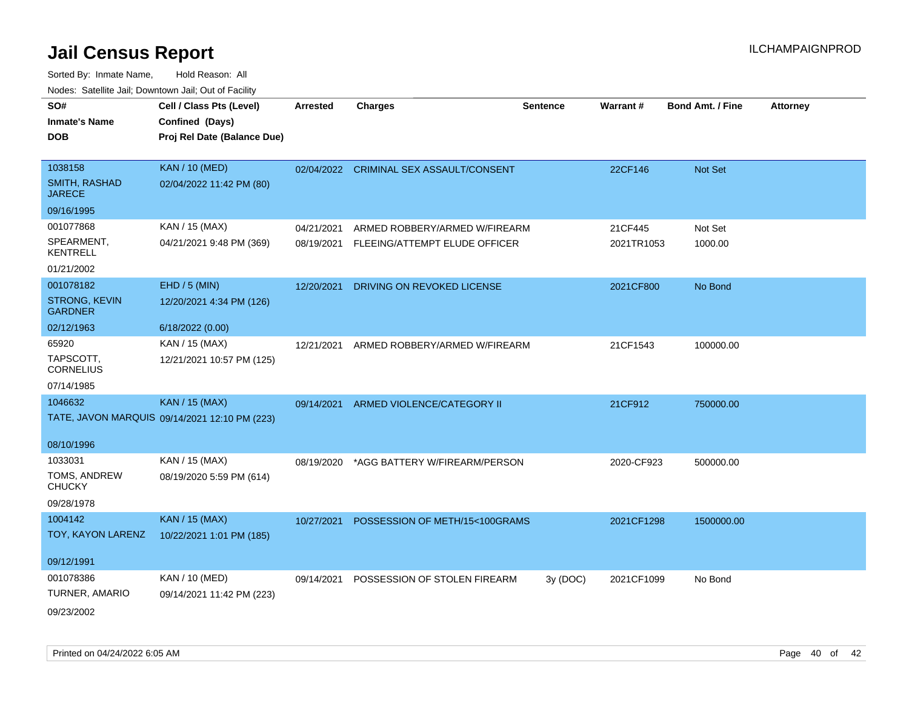# Jail Census Report

Sorted By: Inmate Name, Hold Reason: All

Nodes: Satellite Jail; Downtown Jail; Out of Facility

| SO# / Inmate's Name / DOB | Cell / Class Pts (Level) / Confined (Days) / Proj Rel Date (Balance Due) | Arrested | Charges | Sentence | Warrant # | Bond Amt. / Fine | Attorney |
|---|---|---|---|---|---|---|---|
| 1038158<br>SMITH, RASHAD JARECE<br>09/16/1995 | KAN / 10 (MED)<br>02/04/2022 11:42 PM (80) | 02/04/2022 | CRIMINAL SEX ASSAULT/CONSENT | | 22CF146 | Not Set | |
| 001077868<br>SPEARMENT, KENTRELL<br>01/21/2002 | KAN / 15 (MAX)<br>04/21/2021 9:48 PM (369) | 04/21/2021 | ARMED ROBBERY/ARMED W/FIREARM | | 21CF445 | Not Set | |
| | | 08/19/2021 | FLEEING/ATTEMPT ELUDE OFFICER | | 2021TR1053 | 1000.00 | |
| 001078182<br>STRONG, KEVIN GARDNER<br>02/12/1963 | EHD / 5 (MIN)<br>12/20/2021 4:34 PM (126)<br>6/18/2022 (0.00) | 12/20/2021 | DRIVING ON REVOKED LICENSE | | 2021CF800 | No Bond | |
| 65920<br>TAPSCOTT, CORNELIUS<br>07/14/1985 | KAN / 15 (MAX)<br>12/21/2021 10:57 PM (125) | 12/21/2021 | ARMED ROBBERY/ARMED W/FIREARM | | 21CF1543 | 100000.00 | |
| 1046632<br>TATE, JAVON MARQUIS<br>08/10/1996 | KAN / 15 (MAX)<br>09/14/2021 12:10 PM (223) | 09/14/2021 | ARMED VIOLENCE/CATEGORY II | | 21CF912 | 750000.00 | |
| 1033031<br>TOMS, ANDREW CHUCKY<br>09/28/1978 | KAN / 15 (MAX)<br>08/19/2020 5:59 PM (614) | 08/19/2020 | *AGG BATTERY W/FIREARM/PERSON | | 2020-CF923 | 500000.00 | |
| 1004142<br>TOY, KAYON LARENZ<br>09/12/1991 | KAN / 15 (MAX)<br>10/22/2021 1:01 PM (185) | 10/27/2021 | POSSESSION OF METH/15<100GRAMS | | 2021CF1298 | 1500000.00 | |
| 001078386<br>TURNER, AMARIO<br>09/23/2002 | KAN / 10 (MED)<br>09/14/2021 11:42 PM (223) | 09/14/2021 | POSSESSION OF STOLEN FIREARM | 3y (DOC) | 2021CF1099 | No Bond | |

Printed on 04/24/2022 6:05 AM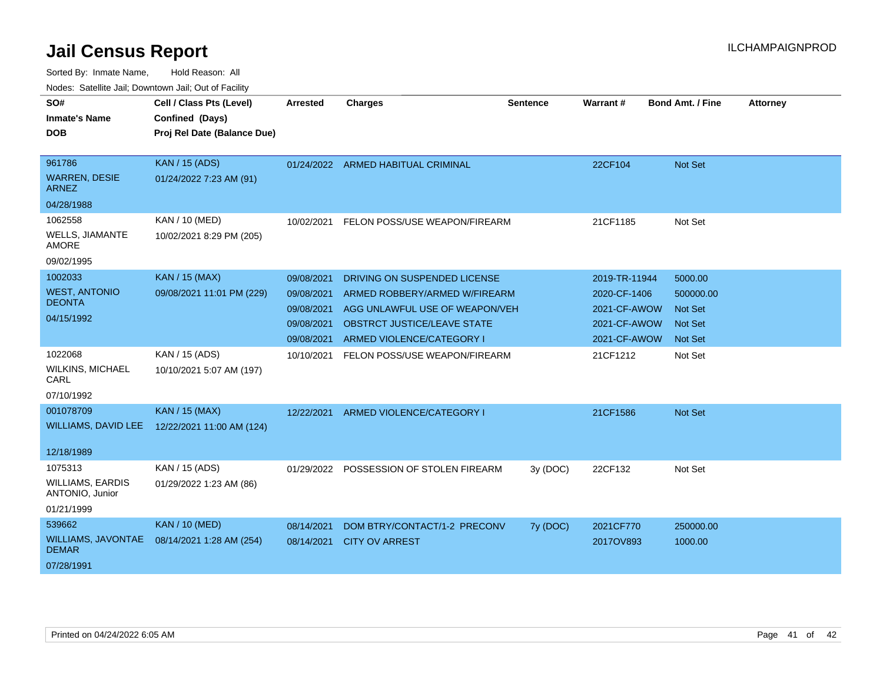# Jail Census Report

ILCHAMPAIGNPROD

Sorted By: Inmate Name, Hold Reason: All

Nodes: Satellite Jail; Downtown Jail; Out of Facility

| SO# / Inmate's Name / DOB | Cell / Class Pts (Level) / Confined (Days) / Proj Rel Date (Balance Due) | Arrested | Charges | Sentence | Warrant # | Bond Amt. / Fine | Attorney |
|---|---|---|---|---|---|---|---|
| 961786<br>WARREN, DESIE ARNEZ<br>04/28/1988 | KAN / 15 (ADS)<br>01/24/2022 7:23 AM (91) | 01/24/2022 | ARMED HABITUAL CRIMINAL | | 22CF104 | Not Set | |
| 1062558<br>WELLS, JIAMANTE AMORE<br>09/02/1995 | KAN / 10 (MED)<br>10/02/2021 8:29 PM (205) | 10/02/2021 | FELON POSS/USE WEAPON/FIREARM | | 21CF1185 | Not Set | |
| 1002033<br>WEST, ANTONIO DEONTA<br>04/15/1992 | KAN / 15 (MAX)<br>09/08/2021 11:01 PM (229) | 09/08/2021 | DRIVING ON SUSPENDED LICENSE | | 2019-TR-11944 | 5000.00 | |
| | | 09/08/2021 | ARMED ROBBERY/ARMED W/FIREARM | | 2020-CF-1406 | 500000.00 | |
| | | 09/08/2021 | AGG UNLAWFUL USE OF WEAPON/VEH | | 2021-CF-AWOW | Not Set | |
| | | 09/08/2021 | OBSTRCT JUSTICE/LEAVE STATE | | 2021-CF-AWOW | Not Set | |
| | | 09/08/2021 | ARMED VIOLENCE/CATEGORY I | | 2021-CF-AWOW | Not Set | |
| 1022068<br>WILKINS, MICHAEL CARL<br>07/10/1992 | KAN / 15 (ADS)<br>10/10/2021 5:07 AM (197) | 10/10/2021 | FELON POSS/USE WEAPON/FIREARM | | 21CF1212 | Not Set | |
| 001078709<br>WILLIAMS, DAVID LEE<br>12/18/1989 | KAN / 15 (MAX)<br>12/22/2021 11:00 AM (124) | 12/22/2021 | ARMED VIOLENCE/CATEGORY I | | 21CF1586 | Not Set | |
| 1075313<br>WILLIAMS, EARDIS ANTONIO, Junior<br>01/21/1999 | KAN / 15 (ADS)<br>01/29/2022 1:23 AM (86) | 01/29/2022 | POSSESSION OF STOLEN FIREARM | 3y (DOC) | 22CF132 | Not Set | |
| 539662<br>WILLIAMS, JAVONTAE DEMAR<br>07/28/1991 | KAN / 10 (MED)<br>08/14/2021 1:28 AM (254) | 08/14/2021 | DOM BTRY/CONTACT/1-2 PRECONV | 7y (DOC) | 2021CF770 | 250000.00 | |
| | | 08/14/2021 | CITY OV ARREST | | 2017OV893 | 1000.00 | |

Printed on 04/24/2022 6:05 AM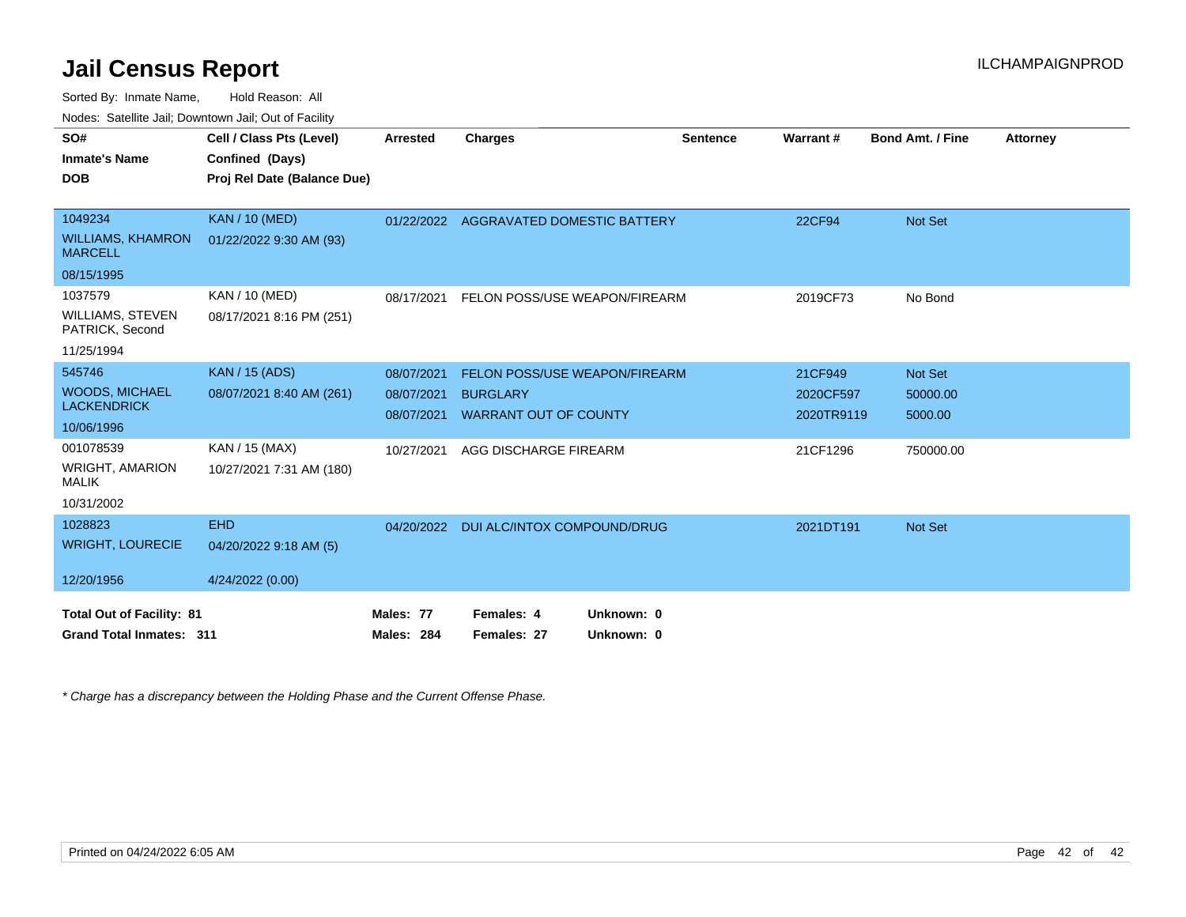# Jail Census Report

ILCHAMPAIGNPROD

Sorted By: Inmate Name, Hold Reason: All

Nodes: Satellite Jail; Downtown Jail; Out of Facility

| SO# / Inmate's Name / DOB | Cell / Class Pts (Level) / Confined (Days) / Proj Rel Date (Balance Due) | Arrested | Charges | Sentence | Warrant # | Bond Amt. / Fine | Attorney |
|---|---|---|---|---|---|---|---|
| 1049234<br>WILLIAMS, KHAMRON MARCELL<br>08/15/1995 | KAN / 10 (MED)<br>01/22/2022 9:30 AM (93) | 01/22/2022 | AGGRAVATED DOMESTIC BATTERY | | 22CF94 | Not Set | |
| 1037579<br>WILLIAMS, STEVEN PATRICK, Second<br>11/25/1994 | KAN / 10 (MED)<br>08/17/2021 8:16 PM (251) | 08/17/2021 | FELON POSS/USE WEAPON/FIREARM | | 2019CF73 | No Bond | |
| 545746<br>WOODS, MICHAEL LACKENDRICK<br>10/06/1996 | KAN / 15 (ADS)<br>08/07/2021 8:40 AM (261) | 08/07/2021<br>08/07/2021<br>08/07/2021 | FELON POSS/USE WEAPON/FIREARM<br>BURGLARY<br>WARRANT OUT OF COUNTY | | 21CF949<br>2020CF597<br>2020TR9119 | Not Set<br>50000.00<br>5000.00 | |
| 001078539<br>WRIGHT, AMARION MALIK<br>10/31/2002 | KAN / 15 (MAX)<br>10/27/2021 7:31 AM (180) | 10/27/2021 | AGG DISCHARGE FIREARM | | 21CF1296 | 750000.00 | |
| 1028823<br>WRIGHT, LOURECIE<br>12/20/1956 | EHD<br>04/20/2022 9:18 AM (5)<br>4/24/2022 (0.00) | 04/20/2022 | DUI ALC/INTOX COMPOUND/DRUG | | 2021DT191 | Not Set | |

**Total Out of Facility: 81** **Males: 77** **Females: 4** **Unknown: 0**

**Grand Total Inmates: 311** **Males: 284** **Females: 27** **Unknown: 0**

*\* Charge has a discrepancy between the Holding Phase and the Current Offense Phase.*

Printed on 04/24/2022 6:05 AM